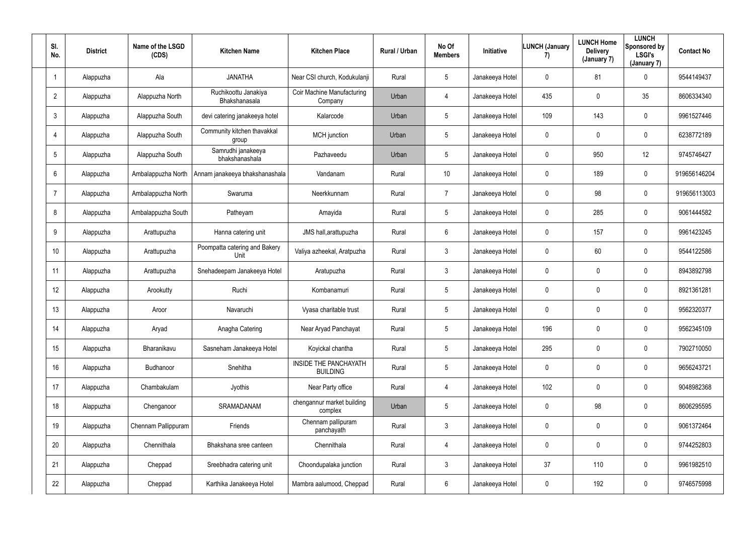| Sl. No. | District | Name of the LSGD (CDS) | Kitchen Name | Kitchen Place | Rural / Urban | No Of Members | Initiative | LUNCH (January 7) | LUNCH Home Delivery (January 7) | LUNCH Sponsored by LSGI's (January 7) | Contact No |
|---|---|---|---|---|---|---|---|---|---|---|---|
| 1 | Alappuzha | Ala | JANATHA | Near CSI church, Kodukulanji | Rural | 5 | Janakeeya Hotel | 0 | 81 | 0 | 9544149437 |
| 2 | Alappuzha | Alappuzha North | Ruchikoottu Janakiya Bhakshanasala | Coir Machine Manufacturing Company | Urban | 4 | Janakeeya Hotel | 435 | 0 | 35 | 8606334340 |
| 3 | Alappuzha | Alappuzha South | devi catering janakeeya hotel | Kalarcode | Urban | 5 | Janakeeya Hotel | 109 | 143 | 0 | 9961527446 |
| 4 | Alappuzha | Alappuzha South | Community kitchen thavakkal group | MCH junction | Urban | 5 | Janakeeya Hotel | 0 | 0 | 0 | 6238772189 |
| 5 | Alappuzha | Alappuzha South | Samrudhi janakeeya bhakshanashala | Pazhaveedu | Urban | 5 | Janakeeya Hotel | 0 | 950 | 12 | 9745746427 |
| 6 | Alappuzha | Ambalappuzha North | Annam janakeeya bhakshanashala | Vandanam | Rural | 10 | Janakeeya Hotel | 0 | 189 | 0 | 919656146204 |
| 7 | Alappuzha | Ambalappuzha North | Swaruma | Neerkkunnam | Rural | 7 | Janakeeya Hotel | 0 | 98 | 0 | 919656113003 |
| 8 | Alappuzha | Ambalappuzha South | Patheyam | Amayida | Rural | 5 | Janakeeya Hotel | 0 | 285 | 0 | 9061444582 |
| 9 | Alappuzha | Arattupuzha | Hanna catering unit | JMS hall,arattupuzha | Rural | 6 | Janakeeya Hotel | 0 | 157 | 0 | 9961423245 |
| 10 | Alappuzha | Arattupuzha | Poompatta catering and Bakery Unit | Valiya azheekal, Aratpuzha | Rural | 3 | Janakeeya Hotel | 0 | 60 | 0 | 9544122586 |
| 11 | Alappuzha | Arattupuzha | Snehadeepam Janakeeya Hotel | Aratupuzha | Rural | 3 | Janakeeya Hotel | 0 | 0 | 0 | 8943892798 |
| 12 | Alappuzha | Arookutty | Ruchi | Kombanamuri | Rural | 5 | Janakeeya Hotel | 0 | 0 | 0 | 8921361281 |
| 13 | Alappuzha | Aroor | Navaruchi | Vyasa charitable trust | Rural | 5 | Janakeeya Hotel | 0 | 0 | 0 | 9562320377 |
| 14 | Alappuzha | Aryad | Anagha Catering | Near Aryad Panchayat | Rural | 5 | Janakeeya Hotel | 196 | 0 | 0 | 9562345109 |
| 15 | Alappuzha | Bharanikavu | Sasneham Janakeeya Hotel | Koyickal chantha | Rural | 5 | Janakeeya Hotel | 295 | 0 | 0 | 7902710050 |
| 16 | Alappuzha | Budhanoor | Snehitha | INSIDE THE PANCHAYATH BUILDING | Rural | 5 | Janakeeya Hotel | 0 | 0 | 0 | 9656243721 |
| 17 | Alappuzha | Chambakulam | Jyothis | Near Party office | Rural | 4 | Janakeeya Hotel | 102 | 0 | 0 | 9048982368 |
| 18 | Alappuzha | Chenganoor | SRAMADANAM | chengannur market building complex | Urban | 5 | Janakeeya Hotel | 0 | 98 | 0 | 8606295595 |
| 19 | Alappuzha | Chennam Pallippuram | Friends | Chennam pallipuram panchayath | Rural | 3 | Janakeeya Hotel | 0 | 0 | 0 | 9061372464 |
| 20 | Alappuzha | Chennithala | Bhakshana sree canteen | Chennithala | Rural | 4 | Janakeeya Hotel | 0 | 0 | 0 | 9744252803 |
| 21 | Alappuzha | Cheppad | Sreebhadra catering unit | Choondupalaka junction | Rural | 3 | Janakeeya Hotel | 37 | 110 | 0 | 9961982510 |
| 22 | Alappuzha | Cheppad | Karthika Janakeeya Hotel | Mambra aalumood, Cheppad | Rural | 6 | Janakeeya Hotel | 0 | 192 | 0 | 9746575998 |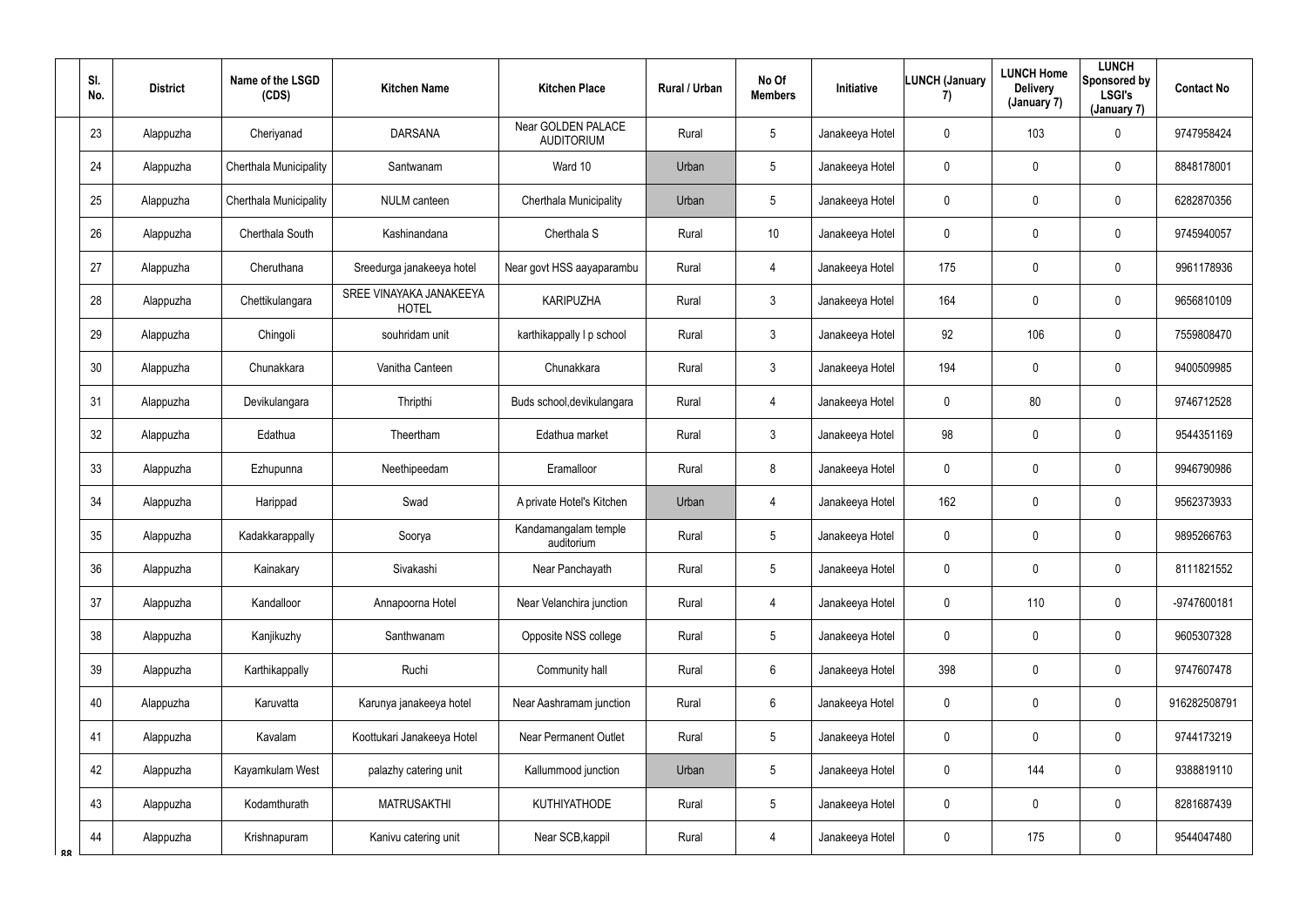| Sl. No. | District | Name of the LSGD (CDS) | Kitchen Name | Kitchen Place | Rural / Urban | No Of Members | Initiative | LUNCH (January 7) | LUNCH Home Delivery (January 7) | LUNCH Sponsored by LSGI's (January 7) | Contact No |
|---|---|---|---|---|---|---|---|---|---|---|---|
| 23 | Alappuzha | Cheriyanad | DARSANA | Near GOLDEN PALACE AUDITORIUM | Rural | 5 | Janakeeya Hotel | 0 | 103 | 0 | 9747958424 |
| 24 | Alappuzha | Cherthala Municipality | Santwanam | Ward 10 | Urban | 5 | Janakeeya Hotel | 0 | 0 | 0 | 8848178001 |
| 25 | Alappuzha | Cherthala Municipality | NULM canteen | Cherthala Municipality | Urban | 5 | Janakeeya Hotel | 0 | 0 | 0 | 6282870356 |
| 26 | Alappuzha | Cherthala South | Kashinandana | Cherthala S | Rural | 10 | Janakeeya Hotel | 0 | 0 | 0 | 9745940057 |
| 27 | Alappuzha | Cheruthana | Sreedurga janakeeya hotel | Near govt HSS aayaparambu | Rural | 4 | Janakeeya Hotel | 175 | 0 | 0 | 9961178936 |
| 28 | Alappuzha | Chettikulangara | SREE VINAYAKA JANAKEEYA HOTEL | KARIPUZHA | Rural | 3 | Janakeeya Hotel | 164 | 0 | 0 | 9656810109 |
| 29 | Alappuzha | Chingoli | souhridam unit | karthikappally l p school | Rural | 3 | Janakeeya Hotel | 92 | 106 | 0 | 7559808470 |
| 30 | Alappuzha | Chunakkara | Vanitha Canteen | Chunakkara | Rural | 3 | Janakeeya Hotel | 194 | 0 | 0 | 9400509985 |
| 31 | Alappuzha | Devikulangara | Thripthi | Buds school,devikulangara | Rural | 4 | Janakeeya Hotel | 0 | 80 | 0 | 9746712528 |
| 32 | Alappuzha | Edathua | Theertham | Edathua market | Rural | 3 | Janakeeya Hotel | 98 | 0 | 0 | 9544351169 |
| 33 | Alappuzha | Ezhupunna | Neethipeedam | Eramalloor | Rural | 8 | Janakeeya Hotel | 0 | 0 | 0 | 9946790986 |
| 34 | Alappuzha | Harippad | Swad | A private Hotel's Kitchen | Urban | 4 | Janakeeya Hotel | 162 | 0 | 0 | 9562373933 |
| 35 | Alappuzha | Kadakkarappally | Soorya | Kandamangalam temple auditorium | Rural | 5 | Janakeeya Hotel | 0 | 0 | 0 | 9895266763 |
| 36 | Alappuzha | Kainakary | Sivakashi | Near Panchayath | Rural | 5 | Janakeeya Hotel | 0 | 0 | 0 | 8111821552 |
| 37 | Alappuzha | Kandalloor | Annapoorna Hotel | Near Velanchira junction | Rural | 4 | Janakeeya Hotel | 0 | 110 | 0 | -9747600181 |
| 38 | Alappuzha | Kanjikuzhy | Santhwanam | Opposite NSS college | Rural | 5 | Janakeeya Hotel | 0 | 0 | 0 | 9605307328 |
| 39 | Alappuzha | Karthikappally | Ruchi | Community hall | Rural | 6 | Janakeeya Hotel | 398 | 0 | 0 | 9747607478 |
| 40 | Alappuzha | Karuvatta | Karunya janakeeya hotel | Near Aashramam junction | Rural | 6 | Janakeeya Hotel | 0 | 0 | 0 | 916282508791 |
| 41 | Alappuzha | Kavalam | Koottukari Janakeeya Hotel | Near Permanent Outlet | Rural | 5 | Janakeeya Hotel | 0 | 0 | 0 | 9744173219 |
| 42 | Alappuzha | Kayamkulam West | palazhy catering unit | Kallummood junction | Urban | 5 | Janakeeya Hotel | 0 | 144 | 0 | 9388819110 |
| 43 | Alappuzha | Kodamthurath | MATRUSAKTHI | KUTHIYATHODE | Rural | 5 | Janakeeya Hotel | 0 | 0 | 0 | 8281687439 |
| 44 | Alappuzha | Krishnapuram | Kanivu catering unit | Near SCB,kappil | Rural | 4 | Janakeeya Hotel | 0 | 175 | 0 | 9544047480 |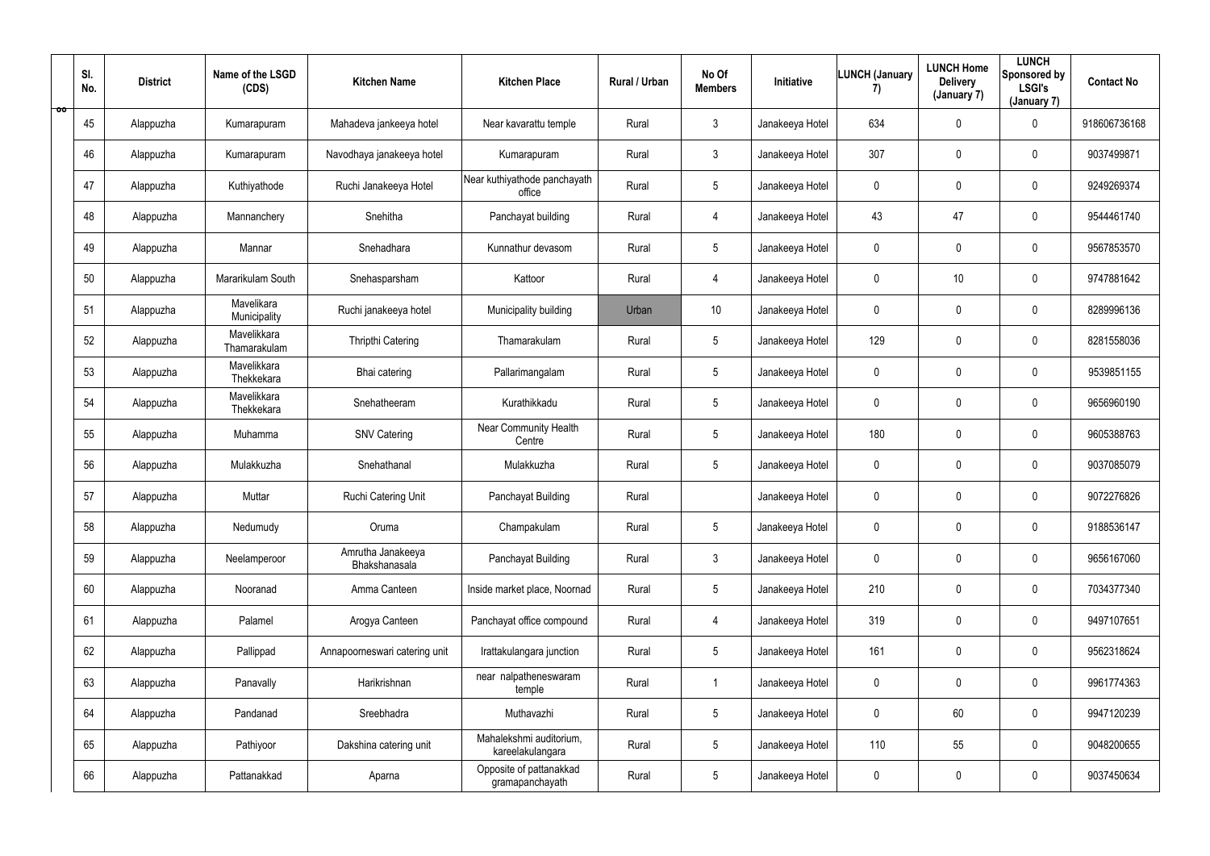| Sl. No. | District | Name of the LSGD (CDS) | Kitchen Name | Kitchen Place | Rural / Urban | No Of Members | Initiative | LUNCH (January 7) | LUNCH Home Delivery (January 7) | LUNCH Sponsored by LSGI's (January 7) | Contact No |
|---|---|---|---|---|---|---|---|---|---|---|---|
| 45 | Alappuzha | Kumarapuram | Mahadeva jankeeya hotel | Near kavarattu temple | Rural | 3 | Janakeeya Hotel | 634 | 0 | 0 | 918606736168 |
| 46 | Alappuzha | Kumarapuram | Navodhaya janakeeya hotel | Kumarapuram | Rural | 3 | Janakeeya Hotel | 307 | 0 | 0 | 9037499871 |
| 47 | Alappuzha | Kuthiyathode | Ruchi Janakeeya Hotel | Near kuthiyathode panchayath office | Rural | 5 | Janakeeya Hotel | 0 | 0 | 0 | 9249269374 |
| 48 | Alappuzha | Mannanchery | Snehitha | Panchayat building | Rural | 4 | Janakeeya Hotel | 43 | 47 | 0 | 9544461740 |
| 49 | Alappuzha | Mannar | Snehadhara | Kunnathur devasom | Rural | 5 | Janakeeya Hotel | 0 | 0 | 0 | 9567853570 |
| 50 | Alappuzha | Mararikulam South | Snehasparsham | Kattoor | Rural | 4 | Janakeeya Hotel | 0 | 10 | 0 | 9747881642 |
| 51 | Alappuzha | Mavelikara Municipality | Ruchi janakeeya hotel | Municipality building | Urban | 10 | Janakeeya Hotel | 0 | 0 | 0 | 8289996136 |
| 52 | Alappuzha | Mavelikkara Thamarakulam | Thripthi Catering | Thamarakulam | Rural | 5 | Janakeeya Hotel | 129 | 0 | 0 | 8281558036 |
| 53 | Alappuzha | Mavelikkara Thekkekara | Bhai catering | Pallarimangalam | Rural | 5 | Janakeeya Hotel | 0 | 0 | 0 | 9539851155 |
| 54 | Alappuzha | Mavelikkara Thekkekara | Snehatheeram | Kurathikkadu | Rural | 5 | Janakeeya Hotel | 0 | 0 | 0 | 9656960190 |
| 55 | Alappuzha | Muhamma | SNV Catering | Near Community Health Centre | Rural | 5 | Janakeeya Hotel | 180 | 0 | 0 | 9605388763 |
| 56 | Alappuzha | Mulakkuzha | Snehathanal | Mulakkuzha | Rural | 5 | Janakeeya Hotel | 0 | 0 | 0 | 9037085079 |
| 57 | Alappuzha | Muttar | Ruchi Catering Unit | Panchayat Building | Rural | | Janakeeya Hotel | 0 | 0 | 0 | 9072276826 |
| 58 | Alappuzha | Nedumudy | Oruma | Champakulam | Rural | 5 | Janakeeya Hotel | 0 | 0 | 0 | 9188536147 |
| 59 | Alappuzha | Neelamperoor | Amrutha Janakeeya Bhakshanasala | Panchayat Building | Rural | 3 | Janakeeya Hotel | 0 | 0 | 0 | 9656167060 |
| 60 | Alappuzha | Nooranad | Amma Canteen | Inside market place, Noornad | Rural | 5 | Janakeeya Hotel | 210 | 0 | 0 | 7034377340 |
| 61 | Alappuzha | Palamel | Arogya Canteen | Panchayat office compound | Rural | 4 | Janakeeya Hotel | 319 | 0 | 0 | 9497107651 |
| 62 | Alappuzha | Pallippad | Annapoorneswari catering unit | Irattakulangara junction | Rural | 5 | Janakeeya Hotel | 161 | 0 | 0 | 9562318624 |
| 63 | Alappuzha | Panavally | Harikrishnan | near nalpatheneswaram temple | Rural | 1 | Janakeeya Hotel | 0 | 0 | 0 | 9961774363 |
| 64 | Alappuzha | Pandanad | Sreebhadra | Muthavazhi | Rural | 5 | Janakeeya Hotel | 0 | 60 | 0 | 9947120239 |
| 65 | Alappuzha | Pathiyoor | Dakshina catering unit | Mahalekshmi auditorium, kareelakulangara | Rural | 5 | Janakeeya Hotel | 110 | 55 | 0 | 9048200655 |
| 66 | Alappuzha | Pattanakkad | Aparna | Opposite of pattanakkad gramapanchayath | Rural | 5 | Janakeeya Hotel | 0 | 0 | 0 | 9037450634 |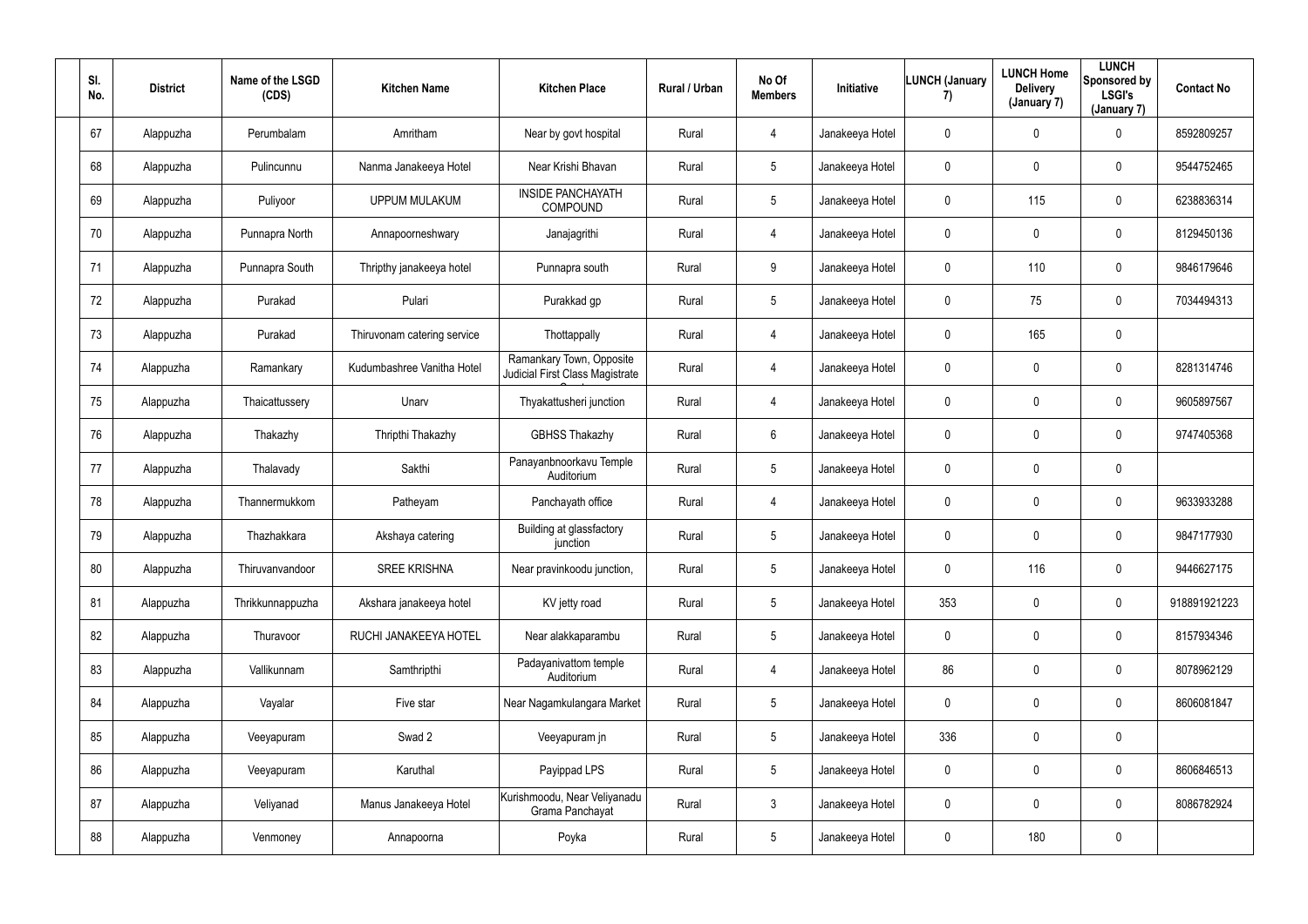| Sl. No. | District | Name of the LSGD (CDS) | Kitchen Name | Kitchen Place | Rural / Urban | No Of Members | Initiative | LUNCH (January 7) | LUNCH Home Delivery (January 7) | LUNCH Sponsored by LSGI's (January 7) | Contact No |
|---|---|---|---|---|---|---|---|---|---|---|---|
| 67 | Alappuzha | Perumbalam | Amritham | Near by govt hospital | Rural | 4 | Janakeeya Hotel | 0 | 0 | 0 | 8592809257 |
| 68 | Alappuzha | Pulincunnu | Nanma Janakeeya Hotel | Near Krishi Bhavan | Rural | 5 | Janakeeya Hotel | 0 | 0 | 0 | 9544752465 |
| 69 | Alappuzha | Puliyoor | UPPUM MULAKUM | INSIDE PANCHAYATH COMPOUND | Rural | 5 | Janakeeya Hotel | 0 | 115 | 0 | 6238836314 |
| 70 | Alappuzha | Punnapra North | Annapoorneshwary | Janajagrithi | Rural | 4 | Janakeeya Hotel | 0 | 0 | 0 | 8129450136 |
| 71 | Alappuzha | Punnapra South | Thripthy janakeeya hotel | Punnapra south | Rural | 9 | Janakeeya Hotel | 0 | 110 | 0 | 9846179646 |
| 72 | Alappuzha | Purakad | Pulari | Purakkad gp | Rural | 5 | Janakeeya Hotel | 0 | 75 | 0 | 7034494313 |
| 73 | Alappuzha | Purakad | Thiruvonam catering service | Thottappally | Rural | 4 | Janakeeya Hotel | 0 | 165 | 0 | |
| 74 | Alappuzha | Ramankary | Kudumbashree Vanitha Hotel | Ramankary Town, Opposite Judicial First Class Magistrate Court | Rural | 4 | Janakeeya Hotel | 0 | 0 | 0 | 8281314746 |
| 75 | Alappuzha | Thaicattussery | Unarv | Thyakattusheri junction | Rural | 4 | Janakeeya Hotel | 0 | 0 | 0 | 9605897567 |
| 76 | Alappuzha | Thakazhy | Thripthi Thakazhy | GBHSS Thakazhy | Rural | 6 | Janakeeya Hotel | 0 | 0 | 0 | 9747405368 |
| 77 | Alappuzha | Thalavady | Sakthi | Panayanbnoorkavu Temple Auditorium | Rural | 5 | Janakeeya Hotel | 0 | 0 | 0 | |
| 78 | Alappuzha | Thannermukkom | Patheyam | Panchayath office | Rural | 4 | Janakeeya Hotel | 0 | 0 | 0 | 9633933288 |
| 79 | Alappuzha | Thazhakkara | Akshaya catering | Building at glassfactory junction | Rural | 5 | Janakeeya Hotel | 0 | 0 | 0 | 9847177930 |
| 80 | Alappuzha | Thiruvanvandoor | SREE KRISHNA | Near pravinkoodu junction, | Rural | 5 | Janakeeya Hotel | 0 | 116 | 0 | 9446627175 |
| 81 | Alappuzha | Thrikkunnappuzha | Akshara janakeeya hotel | KV jetty road | Rural | 5 | Janakeeya Hotel | 353 | 0 | 0 | 918891921223 |
| 82 | Alappuzha | Thuravoor | RUCHI JANAKEEYA HOTEL | Near alakkaparambu | Rural | 5 | Janakeeya Hotel | 0 | 0 | 0 | 8157934346 |
| 83 | Alappuzha | Vallikunnam | Samthripthi | Padayanivattom temple Auditorium | Rural | 4 | Janakeeya Hotel | 86 | 0 | 0 | 8078962129 |
| 84 | Alappuzha | Vayalar | Five star | Near Nagamkulangara Market | Rural | 5 | Janakeeya Hotel | 0 | 0 | 0 | 8606081847 |
| 85 | Alappuzha | Veeyapuram | Swad 2 | Veeyapuram jn | Rural | 5 | Janakeeya Hotel | 336 | 0 | 0 | |
| 86 | Alappuzha | Veeyapuram | Karuthal | Payippad LPS | Rural | 5 | Janakeeya Hotel | 0 | 0 | 0 | 8606846513 |
| 87 | Alappuzha | Veliyanad | Manus Janakeeya Hotel | Kurishmoodu, Near Veliyanadu Grama Panchayat | Rural | 3 | Janakeeya Hotel | 0 | 0 | 0 | 8086782924 |
| 88 | Alappuzha | Venmoney | Annapoorna | Poyka | Rural | 5 | Janakeeya Hotel | 0 | 180 | 0 | |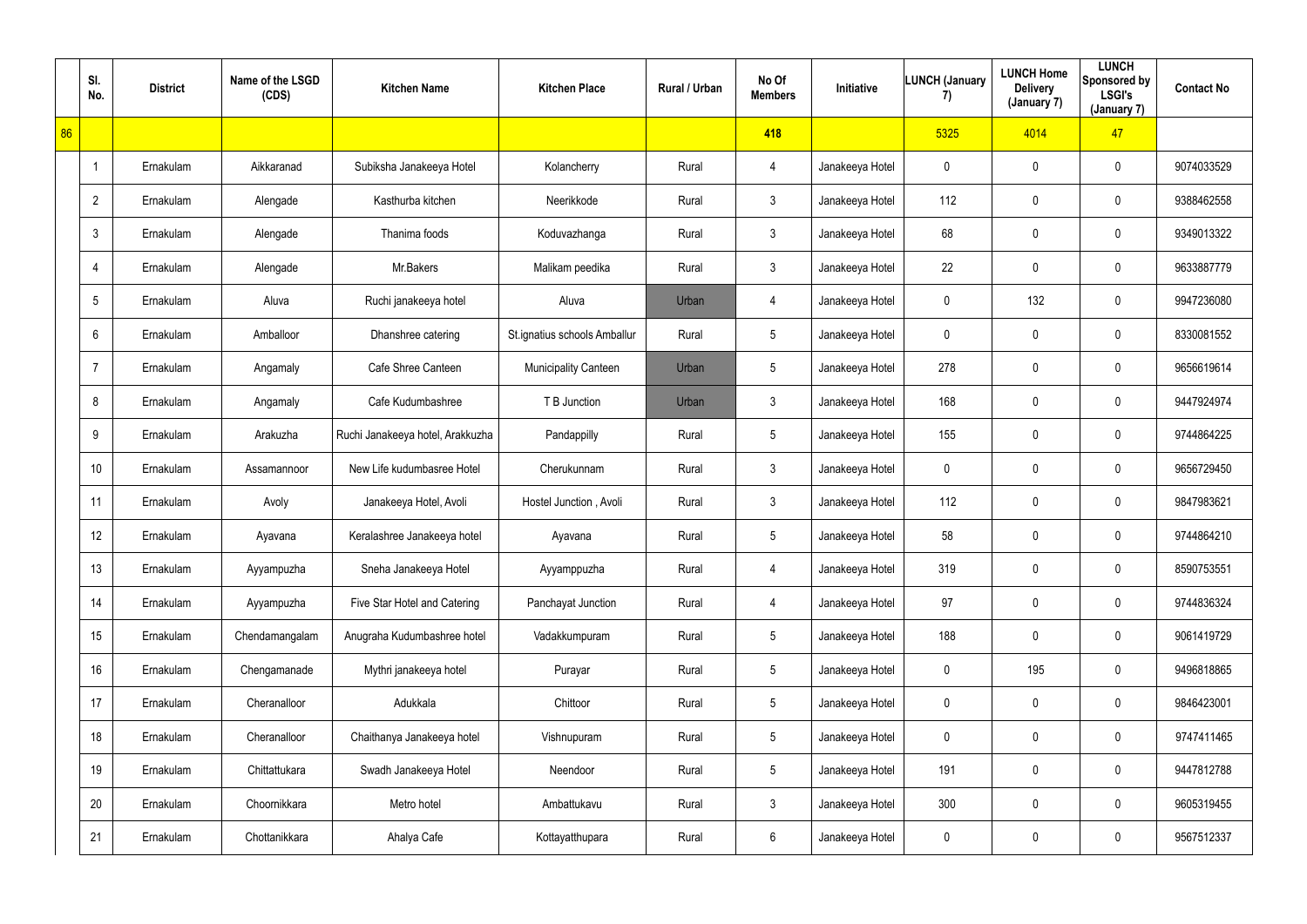|  | Sl. No. | District | Name of the LSGD (CDS) | Kitchen Name | Kitchen Place | Rural / Urban | No Of Members | Initiative | LUNCH (January 7) | LUNCH Home Delivery (January 7) | LUNCH Sponsored by LSGI's (January 7) | Contact No |
|---|---|---|---|---|---|---|---|---|---|---|---|---|
| 86 |  |  |  |  |  |  | 418 |  | 5325 | 4014 | 47 |  |
|  | 1 | Ernakulam | Aikkaranad | Subiksha Janakeeya Hotel | Kolancherry | Rural | 4 | Janakeeya Hotel | 0 | 0 | 0 | 9074033529 |
|  | 2 | Ernakulam | Alengade | Kasthurba kitchen | Neerikkode | Rural | 3 | Janakeeya Hotel | 112 | 0 | 0 | 9388462558 |
|  | 3 | Ernakulam | Alengade | Thanima foods | Koduvazhanga | Rural | 3 | Janakeeya Hotel | 68 | 0 | 0 | 9349013322 |
|  | 4 | Ernakulam | Alengade | Mr.Bakers | Malikam peedika | Rural | 3 | Janakeeya Hotel | 22 | 0 | 0 | 9633887779 |
|  | 5 | Ernakulam | Aluva | Ruchi janakeeya hotel | Aluva | Urban | 4 | Janakeeya Hotel | 0 | 132 | 0 | 9947236080 |
|  | 6 | Ernakulam | Amballoor | Dhanshree catering | St.ignatius schools Amballur | Rural | 5 | Janakeeya Hotel | 0 | 0 | 0 | 8330081552 |
|  | 7 | Ernakulam | Angamaly | Cafe Shree Canteen | Municipality Canteen | Urban | 5 | Janakeeya Hotel | 278 | 0 | 0 | 9656619614 |
|  | 8 | Ernakulam | Angamaly | Cafe Kudumbashree | T B Junction | Urban | 3 | Janakeeya Hotel | 168 | 0 | 0 | 9447924974 |
|  | 9 | Ernakulam | Arakuzha | Ruchi Janakeeya hotel, Arakkuzha | Pandappilly | Rural | 5 | Janakeeya Hotel | 155 | 0 | 0 | 9744864225 |
|  | 10 | Ernakulam | Assamannoor | New Life kudumbasree Hotel | Cherukunnam | Rural | 3 | Janakeeya Hotel | 0 | 0 | 0 | 9656729450 |
|  | 11 | Ernakulam | Avoly | Janakeeya Hotel, Avoli | Hostel Junction , Avoli | Rural | 3 | Janakeeya Hotel | 112 | 0 | 0 | 9847983621 |
|  | 12 | Ernakulam | Ayavana | Keralashree Janakeeya hotel | Ayavana | Rural | 5 | Janakeeya Hotel | 58 | 0 | 0 | 9744864210 |
|  | 13 | Ernakulam | Ayyampuzha | Sneha Janakeeya Hotel | Ayyamppuzha | Rural | 4 | Janakeeya Hotel | 319 | 0 | 0 | 8590753551 |
|  | 14 | Ernakulam | Ayyampuzha | Five Star Hotel and Catering | Panchayat Junction | Rural | 4 | Janakeeya Hotel | 97 | 0 | 0 | 9744836324 |
|  | 15 | Ernakulam | Chendamangalam | Anugraha Kudumbashree hotel | Vadakkumpuram | Rural | 5 | Janakeeya Hotel | 188 | 0 | 0 | 9061419729 |
|  | 16 | Ernakulam | Chengamanade | Mythri janakeeya hotel | Purayar | Rural | 5 | Janakeeya Hotel | 0 | 195 | 0 | 9496818865 |
|  | 17 | Ernakulam | Cheranalloor | Adukkala | Chittoor | Rural | 5 | Janakeeya Hotel | 0 | 0 | 0 | 9846423001 |
|  | 18 | Ernakulam | Cheranalloor | Chaithanya Janakeeya hotel | Vishnupuram | Rural | 5 | Janakeeya Hotel | 0 | 0 | 0 | 9747411465 |
|  | 19 | Ernakulam | Chittattukara | Swadh Janakeeya Hotel | Neendoor | Rural | 5 | Janakeeya Hotel | 191 | 0 | 0 | 9447812788 |
|  | 20 | Ernakulam | Choornikkara | Metro hotel | Ambattukavu | Rural | 3 | Janakeeya Hotel | 300 | 0 | 0 | 9605319455 |
|  | 21 | Ernakulam | Chottanikkara | Ahalya Cafe | Kottayatthupara | Rural | 6 | Janakeeya Hotel | 0 | 0 | 0 | 9567512337 |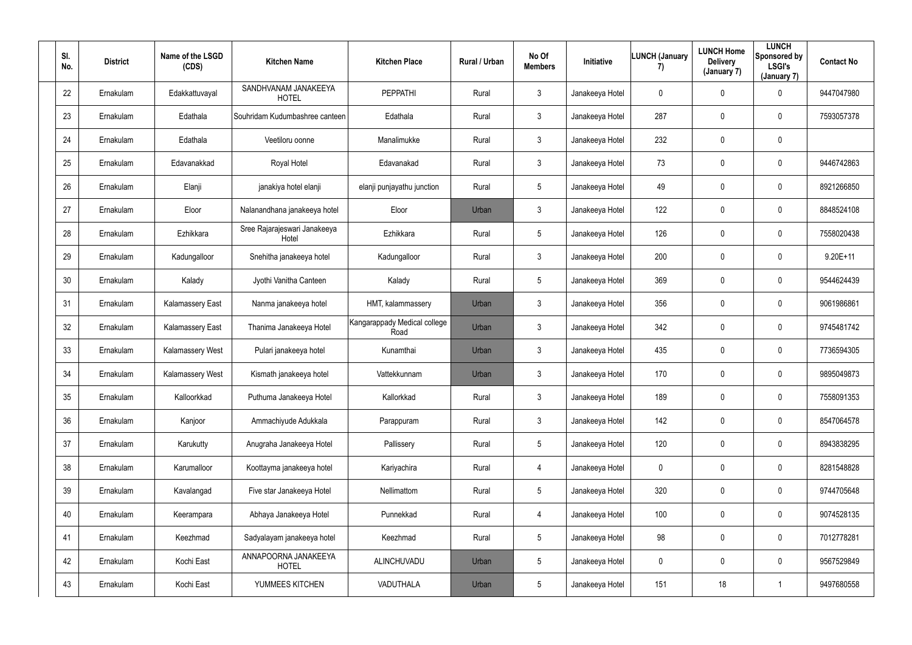| Sl. No. | District | Name of the LSGD (CDS) | Kitchen Name | Kitchen Place | Rural / Urban | No Of Members | Initiative | LUNCH (January 7) | LUNCH Home Delivery (January 7) | LUNCH Sponsored by LSGI's (January 7) | Contact No |
|---|---|---|---|---|---|---|---|---|---|---|---|
| 22 | Ernakulam | Edakkattuvayal | SANDHVANAM JANAKEEYA HOTEL | PEPPATHI | Rural | 3 | Janakeeya Hotel | 0 | 0 | 0 | 9447047980 |
| 23 | Ernakulam | Edathala | Souhridam Kudumbashree canteen | Edathala | Rural | 3 | Janakeeya Hotel | 287 | 0 | 0 | 7593057378 |
| 24 | Ernakulam | Edathala | Veetiloru oonne | Manalimukke | Rural | 3 | Janakeeya Hotel | 232 | 0 | 0 | |
| 25 | Ernakulam | Edavanakkad | Royal Hotel | Edavanakad | Rural | 3 | Janakeeya Hotel | 73 | 0 | 0 | 9446742863 |
| 26 | Ernakulam | Elanji | janakiya hotel elanji | elanji punjayathu junction | Rural | 5 | Janakeeya Hotel | 49 | 0 | 0 | 8921266850 |
| 27 | Ernakulam | Eloor | Nalanandhana janakeeya hotel | Eloor | Urban | 3 | Janakeeya Hotel | 122 | 0 | 0 | 8848524108 |
| 28 | Ernakulam | Ezhikkara | Sree Rajarajeswari Janakeeya Hotel | Ezhikkara | Rural | 5 | Janakeeya Hotel | 126 | 0 | 0 | 7558020438 |
| 29 | Ernakulam | Kadungalloor | Snehitha janakeeya hotel | Kadungalloor | Rural | 3 | Janakeeya Hotel | 200 | 0 | 0 | 9.20E+11 |
| 30 | Ernakulam | Kalady | Jyothi Vanitha Canteen | Kalady | Rural | 5 | Janakeeya Hotel | 369 | 0 | 0 | 9544624439 |
| 31 | Ernakulam | Kalamassery East | Nanma janakeeya hotel | HMT, kalammassery | Urban | 3 | Janakeeya Hotel | 356 | 0 | 0 | 9061986861 |
| 32 | Ernakulam | Kalamassery East | Thanima Janakeeya Hotel | Kangarappady Medical college Road | Urban | 3 | Janakeeya Hotel | 342 | 0 | 0 | 9745481742 |
| 33 | Ernakulam | Kalamassery West | Pulari janakeeya hotel | Kunamthai | Urban | 3 | Janakeeya Hotel | 435 | 0 | 0 | 7736594305 |
| 34 | Ernakulam | Kalamassery West | Kismath janakeeya hotel | Vattekkunnam | Urban | 3 | Janakeeya Hotel | 170 | 0 | 0 | 9895049873 |
| 35 | Ernakulam | Kalloorkkad | Puthuma Janakeeya Hotel | Kallorkkad | Rural | 3 | Janakeeya Hotel | 189 | 0 | 0 | 7558091353 |
| 36 | Ernakulam | Kanjoor | Ammachiyude Adukkala | Parappuram | Rural | 3 | Janakeeya Hotel | 142 | 0 | 0 | 8547064578 |
| 37 | Ernakulam | Karukutty | Anugraha Janakeeya Hotel | Pallissery | Rural | 5 | Janakeeya Hotel | 120 | 0 | 0 | 8943838295 |
| 38 | Ernakulam | Karumalloor | Koottayma janakeeya hotel | Kariyachira | Rural | 4 | Janakeeya Hotel | 0 | 0 | 0 | 8281548828 |
| 39 | Ernakulam | Kavalangad | Five star Janakeeya Hotel | Nellimattom | Rural | 5 | Janakeeya Hotel | 320 | 0 | 0 | 9744705648 |
| 40 | Ernakulam | Keerampara | Abhaya Janakeeya Hotel | Punnekkad | Rural | 4 | Janakeeya Hotel | 100 | 0 | 0 | 9074528135 |
| 41 | Ernakulam | Keezhmad | Sadyalayam janakeeya hotel | Keezhmad | Rural | 5 | Janakeeya Hotel | 98 | 0 | 0 | 7012778281 |
| 42 | Ernakulam | Kochi East | ANNAPOORNA JANAKEEYA HOTEL | ALINCHUVADU | Urban | 5 | Janakeeya Hotel | 0 | 0 | 0 | 9567529849 |
| 43 | Ernakulam | Kochi East | YUMMEES KITCHEN | VADUTHALA | Urban | 5 | Janakeeya Hotel | 151 | 18 | 1 | 9497680558 |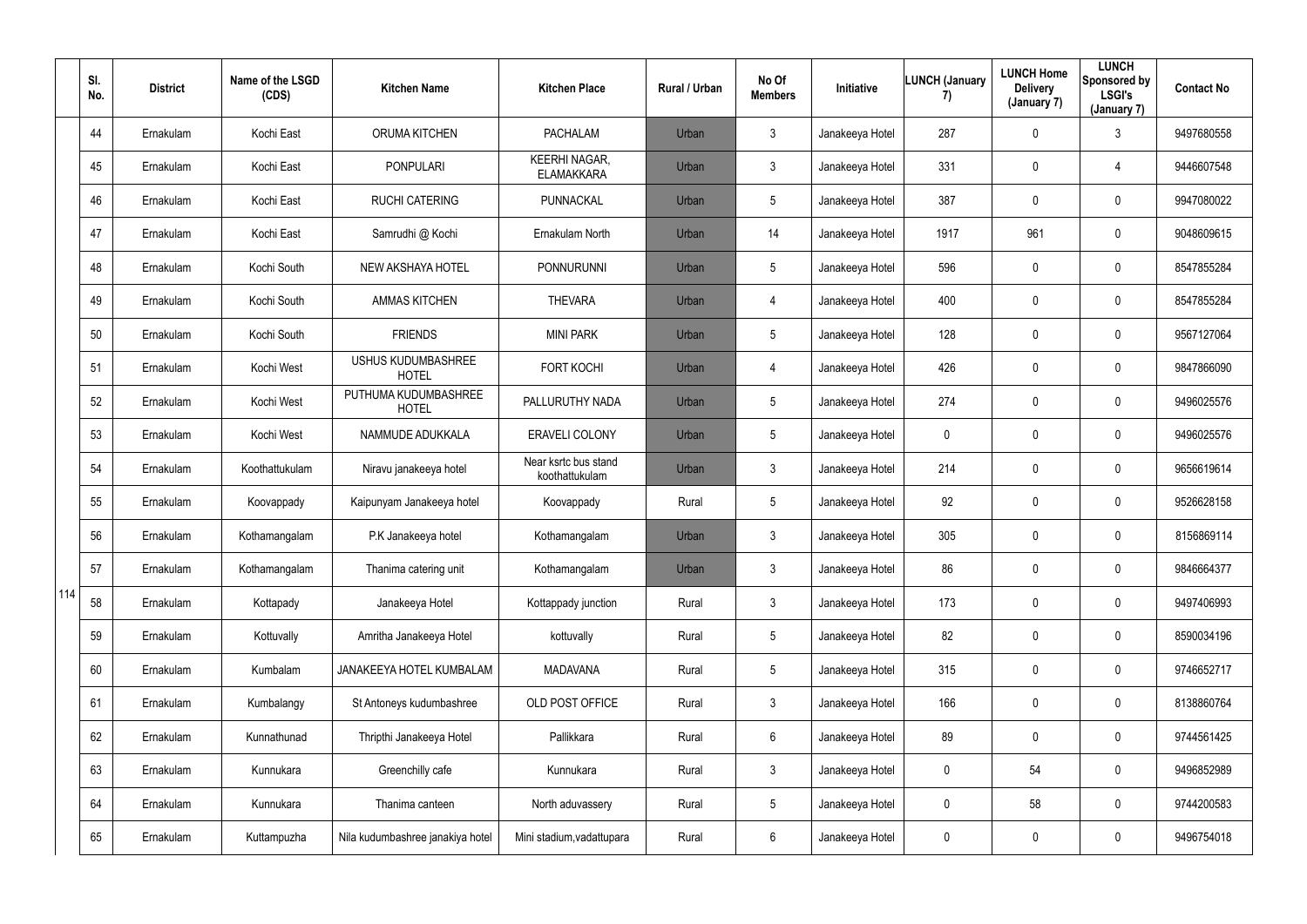|  | Sl. No. | District | Name of the LSGD (CDS) | Kitchen Name | Kitchen Place | Rural / Urban | No Of Members | Initiative | LUNCH (January 7) | LUNCH Home Delivery (January 7) | LUNCH Sponsored by LSGI's (January 7) | Contact No |
|---|---|---|---|---|---|---|---|---|---|---|---|---|
| 114 | 44 | Ernakulam | Kochi East | ORUMA KITCHEN | PACHALAM | Urban | 3 | Janakeeya Hotel | 287 | 0 | 3 | 9497680558 |
|  | 45 | Ernakulam | Kochi East | PONPULARI | KEERHI NAGAR, ELAMAKKARA | Urban | 3 | Janakeeya Hotel | 331 | 0 | 4 | 9446607548 |
|  | 46 | Ernakulam | Kochi East | RUCHI CATERING | PUNNACKAL | Urban | 5 | Janakeeya Hotel | 387 | 0 | 0 | 9947080022 |
|  | 47 | Ernakulam | Kochi East | Samrudhi @ Kochi | Ernakulam North | Urban | 14 | Janakeeya Hotel | 1917 | 961 | 0 | 9048609615 |
|  | 48 | Ernakulam | Kochi South | NEW AKSHAYA HOTEL | PONNURUNNI | Urban | 5 | Janakeeya Hotel | 596 | 0 | 0 | 8547855284 |
|  | 49 | Ernakulam | Kochi South | AMMAS KITCHEN | THEVARA | Urban | 4 | Janakeeya Hotel | 400 | 0 | 0 | 8547855284 |
|  | 50 | Ernakulam | Kochi South | FRIENDS | MINI PARK | Urban | 5 | Janakeeya Hotel | 128 | 0 | 0 | 9567127064 |
|  | 51 | Ernakulam | Kochi West | USHUS KUDUMBASHREE HOTEL | FORT KOCHI | Urban | 4 | Janakeeya Hotel | 426 | 0 | 0 | 9847866090 |
|  | 52 | Ernakulam | Kochi West | PUTHUMA KUDUMBASHREE HOTEL | PALLURUTHY NADA | Urban | 5 | Janakeeya Hotel | 274 | 0 | 0 | 9496025576 |
|  | 53 | Ernakulam | Kochi West | NAMMUDE ADUKKALA | ERAVELI COLONY | Urban | 5 | Janakeeya Hotel | 0 | 0 | 0 | 9496025576 |
|  | 54 | Ernakulam | Koothattukulam | Niravu janakeeya hotel | Near ksrtc bus stand koothattukulam | Urban | 3 | Janakeeya Hotel | 214 | 0 | 0 | 9656619614 |
|  | 55 | Ernakulam | Koovappady | Kaipunyam Janakeeya hotel | Koovappady | Rural | 5 | Janakeeya Hotel | 92 | 0 | 0 | 9526628158 |
|  | 56 | Ernakulam | Kothamangalam | P.K Janakeeya hotel | Kothamangalam | Urban | 3 | Janakeeya Hotel | 305 | 0 | 0 | 8156869114 |
|  | 57 | Ernakulam | Kothamangalam | Thanima catering unit | Kothamangalam | Urban | 3 | Janakeeya Hotel | 86 | 0 | 0 | 9846664377 |
|  | 58 | Ernakulam | Kottapady | Janakeeya Hotel | Kottappady junction | Rural | 3 | Janakeeya Hotel | 173 | 0 | 0 | 9497406993 |
|  | 59 | Ernakulam | Kottuvally | Amritha Janakeeya Hotel | kottuvally | Rural | 5 | Janakeeya Hotel | 82 | 0 | 0 | 8590034196 |
|  | 60 | Ernakulam | Kumbalam | JANAKEEYA HOTEL KUMBALAM | MADAVANA | Rural | 5 | Janakeeya Hotel | 315 | 0 | 0 | 9746652717 |
|  | 61 | Ernakulam | Kumbalangy | St Antoneys kudumbashree | OLD POST OFFICE | Rural | 3 | Janakeeya Hotel | 166 | 0 | 0 | 8138860764 |
|  | 62 | Ernakulam | Kunnathunad | Thripthi Janakeeya Hotel | Pallikkara | Rural | 6 | Janakeeya Hotel | 89 | 0 | 0 | 9744561425 |
|  | 63 | Ernakulam | Kunnukara | Greenchilly cafe | Kunnukara | Rural | 3 | Janakeeya Hotel | 0 | 54 | 0 | 9496852989 |
|  | 64 | Ernakulam | Kunnukara | Thanima canteen | North aduvassery | Rural | 5 | Janakeeya Hotel | 0 | 58 | 0 | 9744200583 |
|  | 65 | Ernakulam | Kuttampuzha | Nila kudumbashree janakiya hotel | Mini stadium,vadattupara | Rural | 6 | Janakeeya Hotel | 0 | 0 | 0 | 9496754018 |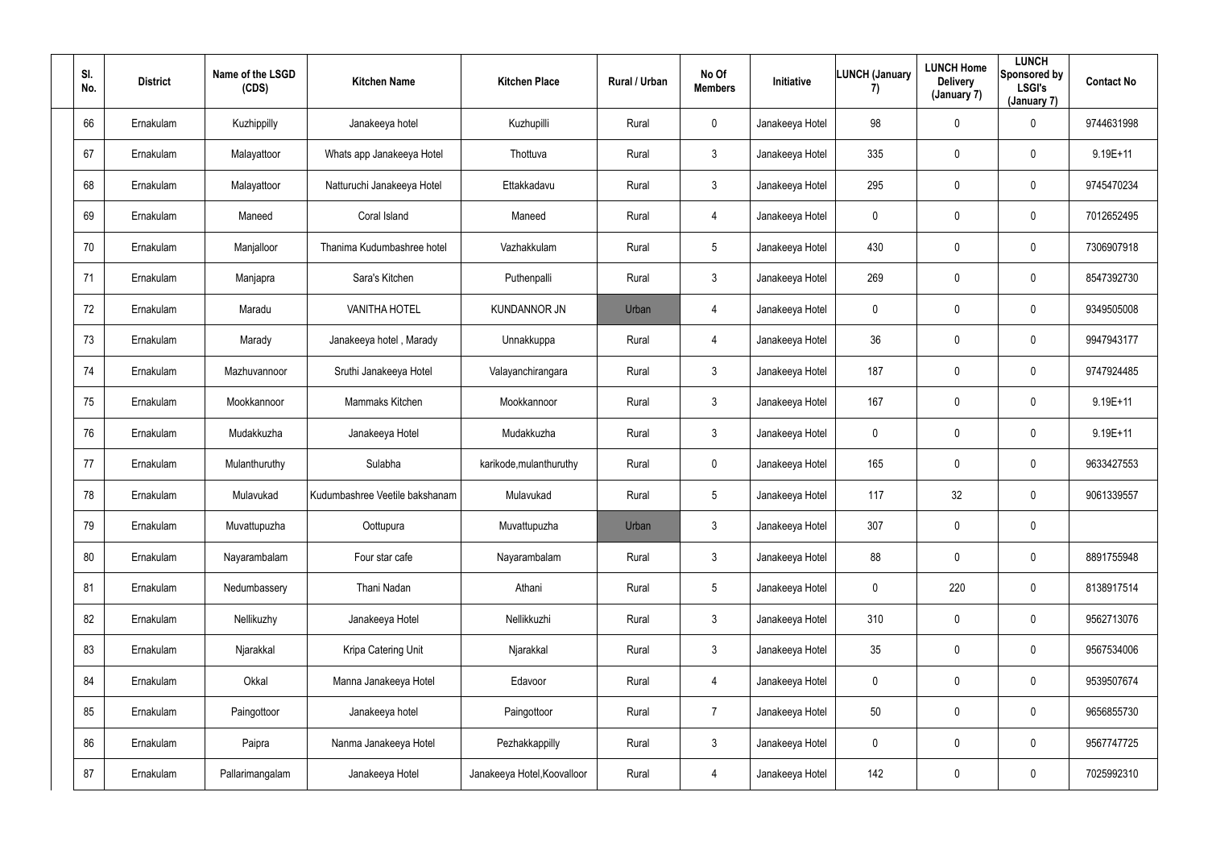| Sl. No. | District | Name of the LSGD (CDS) | Kitchen Name | Kitchen Place | Rural / Urban | No Of Members | Initiative | LUNCH (January 7) | LUNCH Home Delivery (January 7) | LUNCH Sponsored by LSGI's (January 7) | Contact No |
|---|---|---|---|---|---|---|---|---|---|---|---|
| 66 | Ernakulam | Kuzhippilly | Janakeeya hotel | Kuzhupilli | Rural | 0 | Janakeeya Hotel | 98 | 0 | 0 | 9744631998 |
| 67 | Ernakulam | Malayattoor | Whats app Janakeeya Hotel | Thottuva | Rural | 3 | Janakeeya Hotel | 335 | 0 | 0 | 9.19E+11 |
| 68 | Ernakulam | Malayattoor | Natturuchi Janakeeya Hotel | Ettakkadavu | Rural | 3 | Janakeeya Hotel | 295 | 0 | 0 | 9745470234 |
| 69 | Ernakulam | Maneed | Coral Island | Maneed | Rural | 4 | Janakeeya Hotel | 0 | 0 | 0 | 7012652495 |
| 70 | Ernakulam | Manjalloor | Thanima Kudumbashree hotel | Vazhakkulam | Rural | 5 | Janakeeya Hotel | 430 | 0 | 0 | 7306907918 |
| 71 | Ernakulam | Manjapra | Sara's Kitchen | Puthenpalli | Rural | 3 | Janakeeya Hotel | 269 | 0 | 0 | 8547392730 |
| 72 | Ernakulam | Maradu | VANITHA HOTEL | KUNDANNOR JN | Urban | 4 | Janakeeya Hotel | 0 | 0 | 0 | 9349505008 |
| 73 | Ernakulam | Marady | Janakeeya hotel , Marady | Unnakkuppa | Rural | 4 | Janakeeya Hotel | 36 | 0 | 0 | 9947943177 |
| 74 | Ernakulam | Mazhuvannoor | Sruthi Janakeeya Hotel | Valayanchirangara | Rural | 3 | Janakeeya Hotel | 187 | 0 | 0 | 9747924485 |
| 75 | Ernakulam | Mookkannoor | Mammaks Kitchen | Mookkannoor | Rural | 3 | Janakeeya Hotel | 167 | 0 | 0 | 9.19E+11 |
| 76 | Ernakulam | Mudakkuzha | Janakeeya Hotel | Mudakkuzha | Rural | 3 | Janakeeya Hotel | 0 | 0 | 0 | 9.19E+11 |
| 77 | Ernakulam | Mulanthuruthy | Sulabha | karikode,mulanthuruthy | Rural | 0 | Janakeeya Hotel | 165 | 0 | 0 | 9633427553 |
| 78 | Ernakulam | Mulavukad | Kudumbashree Veetile bakshanam | Mulavukad | Rural | 5 | Janakeeya Hotel | 117 | 32 | 0 | 9061339557 |
| 79 | Ernakulam | Muvattupuzha | Oottupura | Muvattupuzha | Urban | 3 | Janakeeya Hotel | 307 | 0 | 0 | |
| 80 | Ernakulam | Nayarambalam | Four star cafe | Nayarambalam | Rural | 3 | Janakeeya Hotel | 88 | 0 | 0 | 8891755948 |
| 81 | Ernakulam | Nedumbassery | Thani Nadan | Athani | Rural | 5 | Janakeeya Hotel | 0 | 220 | 0 | 8138917514 |
| 82 | Ernakulam | Nellikuzhy | Janakeeya Hotel | Nellikkuzhi | Rural | 3 | Janakeeya Hotel | 310 | 0 | 0 | 9562713076 |
| 83 | Ernakulam | Njarakkal | Kripa Catering Unit | Njarakkal | Rural | 3 | Janakeeya Hotel | 35 | 0 | 0 | 9567534006 |
| 84 | Ernakulam | Okkal | Manna Janakeeya Hotel | Edavoor | Rural | 4 | Janakeeya Hotel | 0 | 0 | 0 | 9539507674 |
| 85 | Ernakulam | Paingottoor | Janakeeya hotel | Paingottoor | Rural | 7 | Janakeeya Hotel | 50 | 0 | 0 | 9656855730 |
| 86 | Ernakulam | Paipra | Nanma Janakeeya Hotel | Pezhakkappilly | Rural | 3 | Janakeeya Hotel | 0 | 0 | 0 | 9567747725 |
| 87 | Ernakulam | Pallarimangalam | Janakeeya Hotel | Janakeeya Hotel,Koovalloor | Rural | 4 | Janakeeya Hotel | 142 | 0 | 0 | 7025992310 |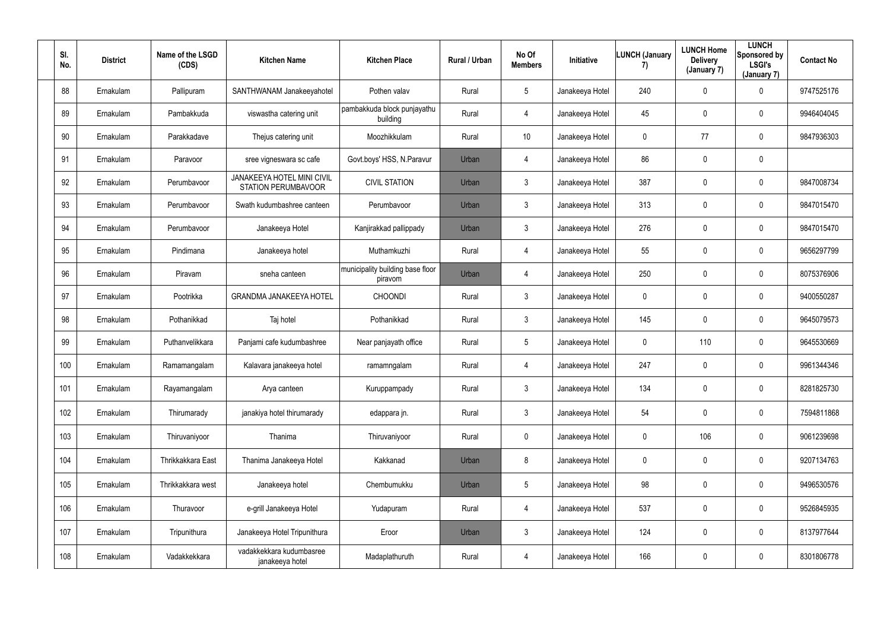| Sl. No. | District | Name of the LSGD (CDS) | Kitchen Name | Kitchen Place | Rural / Urban | No Of Members | Initiative | LUNCH (January 7) | LUNCH Home Delivery (January 7) | LUNCH Sponsored by LSGI's (January 7) | Contact No |
|---|---|---|---|---|---|---|---|---|---|---|---|
| 88 | Ernakulam | Pallipuram | SANTHWANAM Janakeeyahotel | Pothen valav | Rural | 5 | Janakeeya Hotel | 240 | 0 | 0 | 9747525176 |
| 89 | Ernakulam | Pambakkuda | viswastha catering unit | pambakkuda block punjayathu building | Rural | 4 | Janakeeya Hotel | 45 | 0 | 0 | 9946404045 |
| 90 | Ernakulam | Parakkadave | Thejus catering unit | Moozhikkulam | Rural | 10 | Janakeeya Hotel | 0 | 77 | 0 | 9847936303 |
| 91 | Ernakulam | Paravoor | sree vigneswara sc cafe | Govt.boys' HSS, N.Paravur | Urban | 4 | Janakeeya Hotel | 86 | 0 | 0 | |
| 92 | Ernakulam | Perumbavoor | JANAKEEYA HOTEL MINI CIVIL STATION PERUMBAVOOR | CIVIL STATION | Urban | 3 | Janakeeya Hotel | 387 | 0 | 0 | 9847008734 |
| 93 | Ernakulam | Perumbavoor | Swath kudumbashree canteen | Perumbavoor | Urban | 3 | Janakeeya Hotel | 313 | 0 | 0 | 9847015470 |
| 94 | Ernakulam | Perumbavoor | Janakeeya Hotel | Kanjirakkad pallippady | Urban | 3 | Janakeeya Hotel | 276 | 0 | 0 | 9847015470 |
| 95 | Ernakulam | Pindimana | Janakeeya hotel | Muthamkuzhi | Rural | 4 | Janakeeya Hotel | 55 | 0 | 0 | 9656297799 |
| 96 | Ernakulam | Piravam | sneha canteen | municipality building base floor piravom | Urban | 4 | Janakeeya Hotel | 250 | 0 | 0 | 8075376906 |
| 97 | Ernakulam | Pootrikka | GRANDMA JANAKEEYA HOTEL | CHOONDI | Rural | 3 | Janakeeya Hotel | 0 | 0 | 0 | 9400550287 |
| 98 | Ernakulam | Pothanikkad | Taj hotel | Pothanikkad | Rural | 3 | Janakeeya Hotel | 145 | 0 | 0 | 9645079573 |
| 99 | Ernakulam | Puthanvelikkara | Panjami cafe kudumbashree | Near panjayath office | Rural | 5 | Janakeeya Hotel | 0 | 110 | 0 | 9645530669 |
| 100 | Ernakulam | Ramamangalam | Kalavara janakeeya hotel | ramamngalam | Rural | 4 | Janakeeya Hotel | 247 | 0 | 0 | 9961344346 |
| 101 | Ernakulam | Rayamangalam | Arya canteen | Kuruppampady | Rural | 3 | Janakeeya Hotel | 134 | 0 | 0 | 8281825730 |
| 102 | Ernakulam | Thirumarady | janakiya hotel thirumarady | edappara jn. | Rural | 3 | Janakeeya Hotel | 54 | 0 | 0 | 7594811868 |
| 103 | Ernakulam | Thiruvaniyoor | Thanima | Thiruvaniyoor | Rural | 0 | Janakeeya Hotel | 0 | 106 | 0 | 9061239698 |
| 104 | Ernakulam | Thrikkakkara East | Thanima Janakeeya Hotel | Kakkanad | Urban | 8 | Janakeeya Hotel | 0 | 0 | 0 | 9207134763 |
| 105 | Ernakulam | Thrikkakkara west | Janakeeya hotel | Chembumukku | Urban | 5 | Janakeeya Hotel | 98 | 0 | 0 | 9496530576 |
| 106 | Ernakulam | Thuravoor | e-grill Janakeeya Hotel | Yudapuram | Rural | 4 | Janakeeya Hotel | 537 | 0 | 0 | 9526845935 |
| 107 | Ernakulam | Tripunithura | Janakeeya Hotel Tripunithura | Eroor | Urban | 3 | Janakeeya Hotel | 124 | 0 | 0 | 8137977644 |
| 108 | Ernakulam | Vadakkekkara | vadakkekkara kudumbasree janakeeya hotel | Madaplathuruth | Rural | 4 | Janakeeya Hotel | 166 | 0 | 0 | 8301806778 |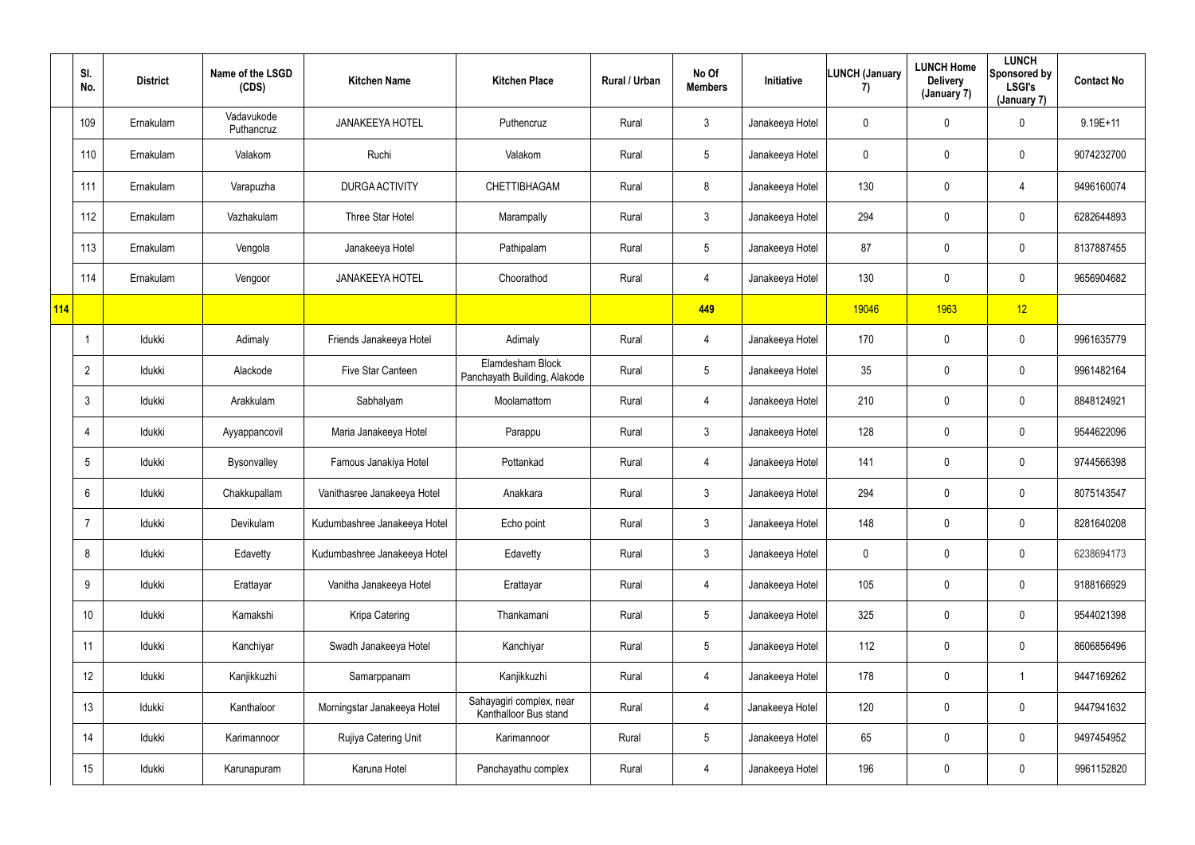|  | Sl. No. | District | Name of the LSGD (CDS) | Kitchen Name | Kitchen Place | Rural / Urban | No Of Members | Initiative | LUNCH (January 7) | LUNCH Home Delivery (January 7) | LUNCH Sponsored by LSGI's (January 7) | Contact No |
|---|---|---|---|---|---|---|---|---|---|---|---|---|
|  | 109 | Ernakulam | Vadavukode Puthancruz | JANAKEEYA HOTEL | Puthencruz | Rural | 3 | Janakeeya Hotel | 0 | 0 | 0 | 9.19E+11 |
|  | 110 | Ernakulam | Valakom | Ruchi | Valakom | Rural | 5 | Janakeeya Hotel | 0 | 0 | 0 | 9074232700 |
|  | 111 | Ernakulam | Varapuzha | DURGA ACTIVITY | CHETTIBHAGAM | Rural | 8 | Janakeeya Hotel | 130 | 0 | 4 | 9496160074 |
|  | 112 | Ernakulam | Vazhakulam | Three Star Hotel | Marampally | Rural | 3 | Janakeeya Hotel | 294 | 0 | 0 | 6282644893 |
|  | 113 | Ernakulam | Vengola | Janakeeya Hotel | Pathipalam | Rural | 5 | Janakeeya Hotel | 87 | 0 | 0 | 8137887455 |
|  | 114 | Ernakulam | Vengoor | JANAKEEYA HOTEL | Choorathod | Rural | 4 | Janakeeya Hotel | 130 | 0 | 0 | 9656904682 |
| 114 |  |  |  |  |  |  | 449 |  | 19046 | 1963 | 12 |  |
|  | 1 | Idukki | Adimaly | Friends Janakeeya Hotel | Adimaly | Rural | 4 | Janakeeya Hotel | 170 | 0 | 0 | 9961635779 |
|  | 2 | Idukki | Alackode | Five Star Canteen | Elamdesham Block Panchayath Building, Alakode | Rural | 5 | Janakeeya Hotel | 35 | 0 | 0 | 9961482164 |
|  | 3 | Idukki | Arakkulam | Sabhalyam | Moolamattom | Rural | 4 | Janakeeya Hotel | 210 | 0 | 0 | 8848124921 |
|  | 4 | Idukki | Ayyappancovil | Maria Janakeeya Hotel | Parappu | Rural | 3 | Janakeeya Hotel | 128 | 0 | 0 | 9544622096 |
|  | 5 | Idukki | Bysonvalley | Famous Janakiya Hotel | Pottankad | Rural | 4 | Janakeeya Hotel | 141 | 0 | 0 | 9744566398 |
|  | 6 | Idukki | Chakkupallam | Vanithasree Janakeeya Hotel | Anakkara | Rural | 3 | Janakeeya Hotel | 294 | 0 | 0 | 8075143547 |
|  | 7 | Idukki | Devikulam | Kudumbashree Janakeeya Hotel | Echo point | Rural | 3 | Janakeeya Hotel | 148 | 0 | 0 | 8281640208 |
|  | 8 | Idukki | Edavetty | Kudumbashree Janakeeya Hotel | Edavetty | Rural | 3 | Janakeeya Hotel | 0 | 0 | 0 | 6238694173 |
|  | 9 | Idukki | Erattayar | Vanitha Janakeeya Hotel | Erattayar | Rural | 4 | Janakeeya Hotel | 105 | 0 | 0 | 9188166929 |
|  | 10 | Idukki | Kamakshi | Kripa Catering | Thankamani | Rural | 5 | Janakeeya Hotel | 325 | 0 | 0 | 9544021398 |
|  | 11 | Idukki | Kanchiyar | Swadh Janakeeya Hotel | Kanchiyar | Rural | 5 | Janakeeya Hotel | 112 | 0 | 0 | 8606856496 |
|  | 12 | Idukki | Kanjikkuzhi | Samarppanam | Kanjikkuzhi | Rural | 4 | Janakeeya Hotel | 178 | 0 | 1 | 9447169262 |
|  | 13 | Idukki | Kanthaloor | Morningstar Janakeeya Hotel | Sahayagiri complex, near Kanthalloor Bus stand | Rural | 4 | Janakeeya Hotel | 120 | 0 | 0 | 9447941632 |
|  | 14 | Idukki | Karimannoor | Rujiya Catering Unit | Karimannoor | Rural | 5 | Janakeeya Hotel | 65 | 0 | 0 | 9497454952 |
|  | 15 | Idukki | Karunapuram | Karuna Hotel | Panchayathu complex | Rural | 4 | Janakeeya Hotel | 196 | 0 | 0 | 9961152820 |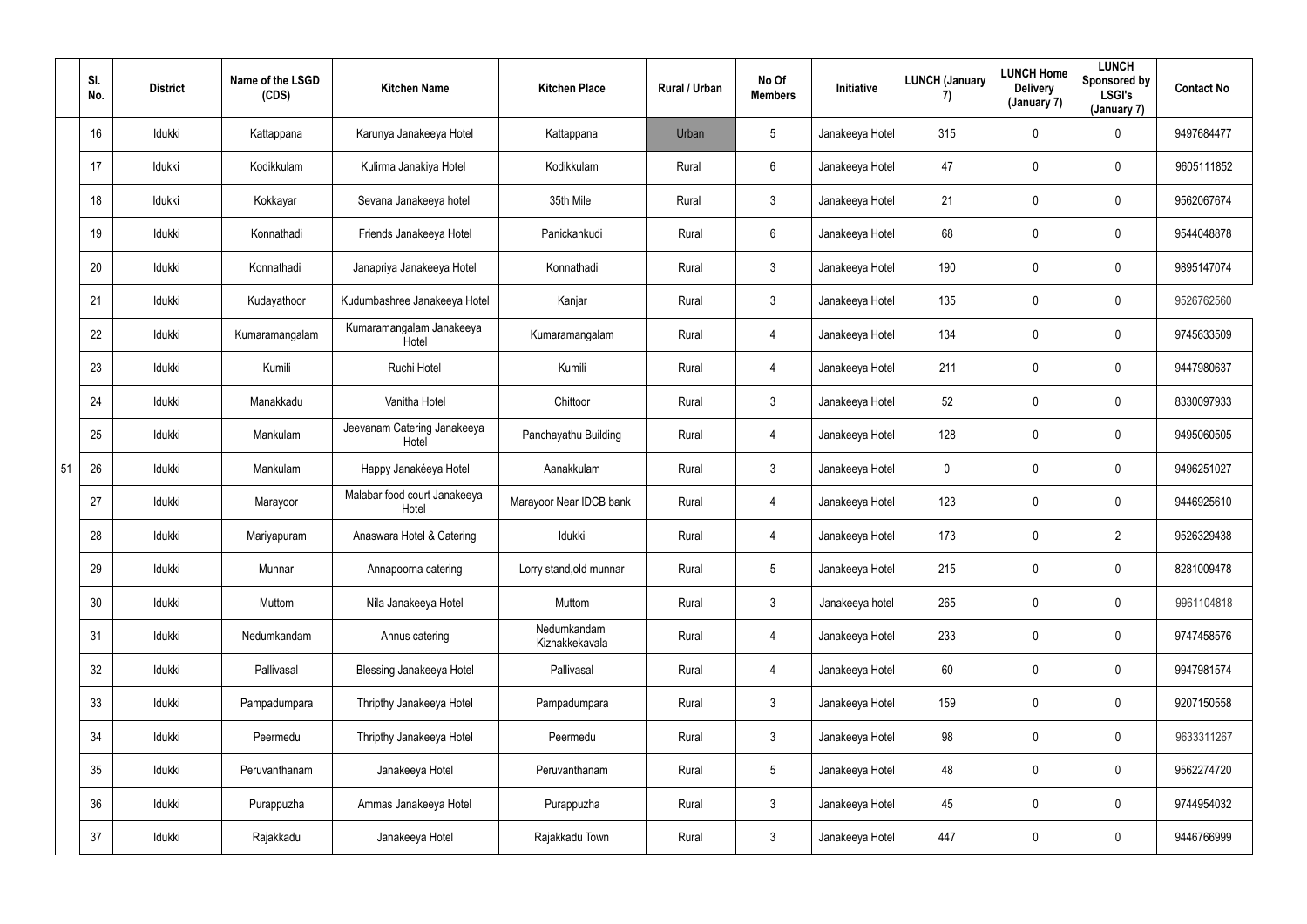|  | Sl. No. | District | Name of the LSGD (CDS) | Kitchen Name | Kitchen Place | Rural / Urban | No Of Members | Initiative | LUNCH (January 7) | LUNCH Home Delivery (January 7) | LUNCH Sponsored by LSGI's (January 7) | Contact No |
|---|---|---|---|---|---|---|---|---|---|---|---|---|
|  | 16 | Idukki | Kattappana | Karunya Janakeeya Hotel | Kattappana | Urban | 5 | Janakeeya Hotel | 315 | 0 | 0 | 9497684477 |
|  | 17 | Idukki | Kodikkulam | Kulirma Janakiya Hotel | Kodikkulam | Rural | 6 | Janakeeya Hotel | 47 | 0 | 0 | 9605111852 |
|  | 18 | Idukki | Kokkayar | Sevana Janakeeya hotel | 35th Mile | Rural | 3 | Janakeeya Hotel | 21 | 0 | 0 | 9562067674 |
|  | 19 | Idukki | Konnathadi | Friends Janakeeya Hotel | Panickankudi | Rural | 6 | Janakeeya Hotel | 68 | 0 | 0 | 9544048878 |
|  | 20 | Idukki | Konnathadi | Janapriya Janakeeya Hotel | Konnathadi | Rural | 3 | Janakeeya Hotel | 190 | 0 | 0 | 9895147074 |
|  | 21 | Idukki | Kudayathoor | Kudumbashree Janakeeya Hotel | Kanjar | Rural | 3 | Janakeeya Hotel | 135 | 0 | 0 | 9526762560 |
|  | 22 | Idukki | Kumaramangalam | Kumaramangalam Janakeeya Hotel | Kumaramangalam | Rural | 4 | Janakeeya Hotel | 134 | 0 | 0 | 9745633509 |
|  | 23 | Idukki | Kumili | Ruchi Hotel | Kumili | Rural | 4 | Janakeeya Hotel | 211 | 0 | 0 | 9447980637 |
|  | 24 | Idukki | Manakkadu | Vanitha Hotel | Chittoor | Rural | 3 | Janakeeya Hotel | 52 | 0 | 0 | 8330097933 |
|  | 25 | Idukki | Mankulam | Jeevanam Catering Janakeeya Hotel | Panchayathu Building | Rural | 4 | Janakeeya Hotel | 128 | 0 | 0 | 9495060505 |
| 51 | 26 | Idukki | Mankulam | Happy Janakéeya Hotel | Aanakkulam | Rural | 3 | Janakeeya Hotel | 0 | 0 | 0 | 9496251027 |
|  | 27 | Idukki | Marayoor | Malabar food court Janakeeya Hotel | Marayoor Near IDCB bank | Rural | 4 | Janakeeya Hotel | 123 | 0 | 0 | 9446925610 |
|  | 28 | Idukki | Mariyapuram | Anaswara Hotel & Catering | Idukki | Rural | 4 | Janakeeya Hotel | 173 | 0 | 2 | 9526329438 |
|  | 29 | Idukki | Munnar | Annapoorna catering | Lorry stand,old munnar | Rural | 5 | Janakeeya Hotel | 215 | 0 | 0 | 8281009478 |
|  | 30 | Idukki | Muttom | Nila Janakeeya Hotel | Muttom | Rural | 3 | Janakeeya hotel | 265 | 0 | 0 | 9961104818 |
|  | 31 | Idukki | Nedumkandam | Annus catering | Nedumkandam Kizhakkekavala | Rural | 4 | Janakeeya Hotel | 233 | 0 | 0 | 9747458576 |
|  | 32 | Idukki | Pallivasal | Blessing Janakeeya Hotel | Pallivasal | Rural | 4 | Janakeeya Hotel | 60 | 0 | 0 | 9947981574 |
|  | 33 | Idukki | Pampadumpara | Thripthy Janakeeya Hotel | Pampadumpara | Rural | 3 | Janakeeya Hotel | 159 | 0 | 0 | 9207150558 |
|  | 34 | Idukki | Peermedu | Thripthy Janakeeya Hotel | Peermedu | Rural | 3 | Janakeeya Hotel | 98 | 0 | 0 | 9633311267 |
|  | 35 | Idukki | Peruvanthanam | Janakeeya Hotel | Peruvanthanam | Rural | 5 | Janakeeya Hotel | 48 | 0 | 0 | 9562274720 |
|  | 36 | Idukki | Purappuzha | Ammas Janakeeya Hotel | Purappuzha | Rural | 3 | Janakeeya Hotel | 45 | 0 | 0 | 9744954032 |
|  | 37 | Idukki | Rajakkadu | Janakeeya Hotel | Rajakkadu Town | Rural | 3 | Janakeeya Hotel | 447 | 0 | 0 | 9446766999 |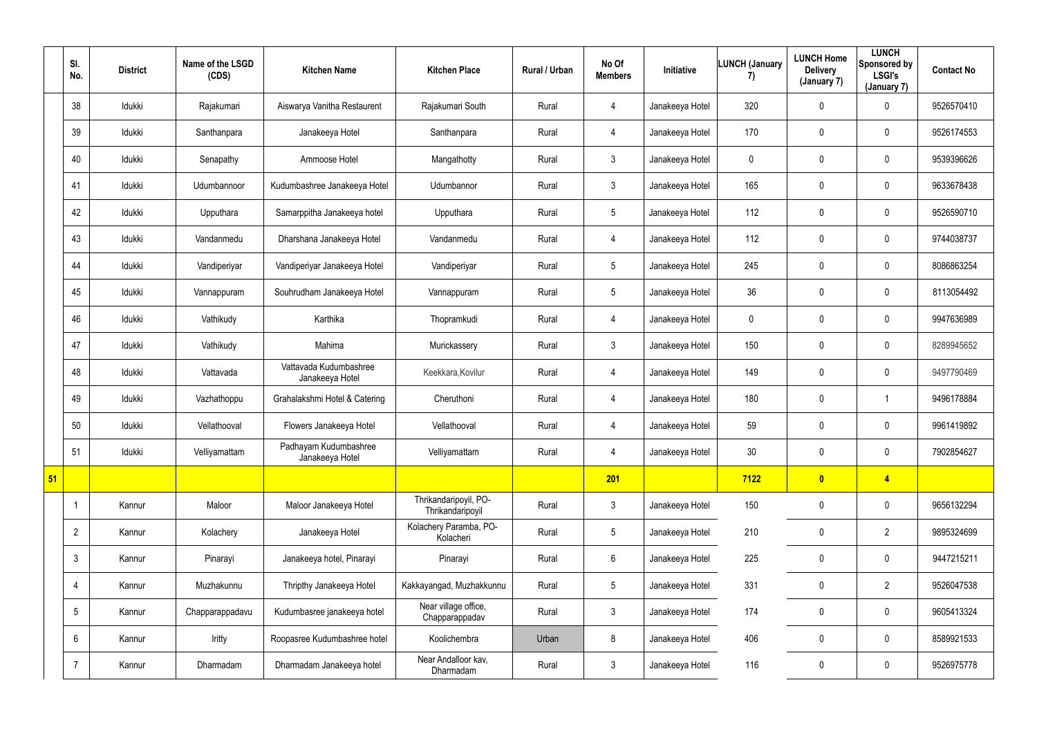| | Sl. No. | District | Name of the LSGD (CDS) | Kitchen Name | Kitchen Place | Rural / Urban | No Of Members | Initiative | LUNCH (January 7) | LUNCH Home Delivery (January 7) | LUNCH Sponsored by LSGI's (January 7) | Contact No |
|---|---|---|---|---|---|---|---|---|---|---|---|---|
| | 38 | Idukki | Rajakumari | Aiswarya Vanitha Restaurent | Rajakumari South | Rural | 4 | Janakeeya Hotel | 320 | 0 | 0 | 9526570410 |
| | 39 | Idukki | Santhanpara | Janakeeya Hotel | Santhanpara | Rural | 4 | Janakeeya Hotel | 170 | 0 | 0 | 9526174553 |
| | 40 | Idukki | Senapathy | Ammoose Hotel | Mangathotty | Rural | 3 | Janakeeya Hotel | 0 | 0 | 0 | 9539396626 |
| | 41 | Idukki | Udumbannoor | Kudumbashree Janakeeya Hotel | Udumbannor | Rural | 3 | Janakeeya Hotel | 165 | 0 | 0 | 9633678438 |
| | 42 | Idukki | Upputhara | Samarppitha Janakeeya hotel | Upputhara | Rural | 5 | Janakeeya Hotel | 112 | 0 | 0 | 9526590710 |
| | 43 | Idukki | Vandanmedu | Dharshana Janakeeya Hotel | Vandanmedu | Rural | 4 | Janakeeya Hotel | 112 | 0 | 0 | 9744038737 |
| | 44 | Idukki | Vandiperiyar | Vandiperiyar Janakeeya Hotel | Vandiperiyar | Rural | 5 | Janakeeya Hotel | 245 | 0 | 0 | 8086863254 |
| | 45 | Idukki | Vannappuram | Souhrudham Janakeeya Hotel | Vannappuram | Rural | 5 | Janakeeya Hotel | 36 | 0 | 0 | 8113054492 |
| | 46 | Idukki | Vathikudy | Karthika | Thopramkudi | Rural | 4 | Janakeeya Hotel | 0 | 0 | 0 | 9947636989 |
| | 47 | Idukki | Vathikudy | Mahima | Murickassery | Rural | 3 | Janakeeya Hotel | 150 | 0 | 0 | 8289945652 |
| | 48 | Idukki | Vattavada | Vattavada Kudumbashree Janakeeya Hotel | Keekkara,Kovilur | Rural | 4 | Janakeeya Hotel | 149 | 0 | 0 | 9497790469 |
| | 49 | Idukki | Vazhathoppu | Grahalakshmi Hotel & Catering | Cheruthoni | Rural | 4 | Janakeeya Hotel | 180 | 0 | 1 | 9496178884 |
| | 50 | Idukki | Vellathooval | Flowers Janakeeya Hotel | Vellathooval | Rural | 4 | Janakeeya Hotel | 59 | 0 | 0 | 9961419892 |
| | 51 | Idukki | Velliyamattam | Padhayam Kudumbashree Janakeeya Hotel | Velliyamattam | Rural | 4 | Janakeeya Hotel | 30 | 0 | 0 | 7902854627 |
| **51** | | | | | | | **201** | | **7122** | **0** | **4** | |
| | 1 | Kannur | Maloor | Maloor Janakeeya Hotel | Thrikandaripoyil, PO-Thrikandaripoyil | Rural | 3 | Janakeeya Hotel | 150 | 0 | 0 | 9656132294 |
| | 2 | Kannur | Kolachery | Janakeeya Hotel | Kolachery Paramba, PO-Kolacheri | Rural | 5 | Janakeeya Hotel | 210 | 0 | 2 | 9895324699 |
| | 3 | Kannur | Pinarayi | Janakeeya hotel, Pinarayi | Pinarayi | Rural | 6 | Janakeeya Hotel | 225 | 0 | 0 | 9447215211 |
| | 4 | Kannur | Muzhakunnu | Thripthy Janakeeya Hotel | Kakkayangad, Muzhakkunnu | Rural | 5 | Janakeeya Hotel | 331 | 0 | 2 | 9526047538 |
| | 5 | Kannur | Chapparappadavu | Kudumbasree janakeeya hotel | Near village office, Chapparappadav | Rural | 3 | Janakeeya Hotel | 174 | 0 | 0 | 9605413324 |
| | 6 | Kannur | Iritty | Roopasree Kudumbashree hotel | Koolichembra | Urban | 8 | Janakeeya Hotel | 406 | 0 | 0 | 8589921533 |
| | 7 | Kannur | Dharmadam | Dharmadam Janakeeya hotel | Near Andalloor kav, Dharmadam | Rural | 3 | Janakeeya Hotel | 116 | 0 | 0 | 9526975778 |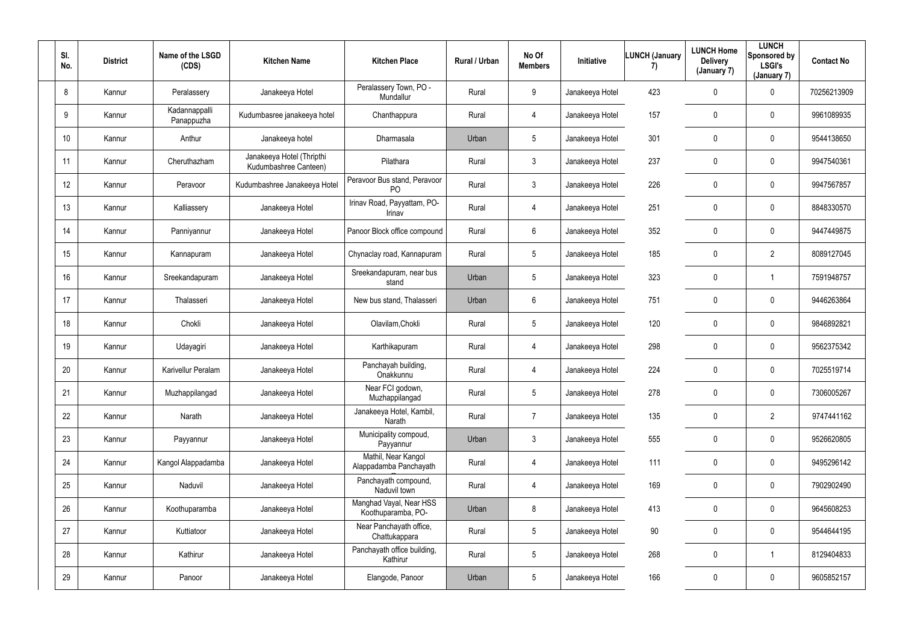| Sl. No. | District | Name of the LSGD (CDS) | Kitchen Name | Kitchen Place | Rural / Urban | No Of Members | Initiative | LUNCH (January 7) | LUNCH Home Delivery (January 7) | LUNCH Sponsored by LSGI's (January 7) | Contact No |
|---|---|---|---|---|---|---|---|---|---|---|---|
| 8 | Kannur | Peralassery | Janakeeya Hotel | Peralassery Town, PO - Mundallur | Rural | 9 | Janakeeya Hotel | 423 | 0 | 0 | 70256213909 |
| 9 | Kannur | Kadannappalli Panappuzha | Kudumbasree janakeeya hotel | Chanthappura | Rural | 4 | Janakeeya Hotel | 157 | 0 | 0 | 9961089935 |
| 10 | Kannur | Anthur | Janakeeya hotel | Dharmasala | Urban | 5 | Janakeeya Hotel | 301 | 0 | 0 | 9544138650 |
| 11 | Kannur | Cheruthazham | Janakeeya Hotel (Thripthi Kudumbashree Canteen) | Pilathara | Rural | 3 | Janakeeya Hotel | 237 | 0 | 0 | 9947540361 |
| 12 | Kannur | Peravoor | Kudumbashree Janakeeya Hotel | Peravoor Bus stand, Peravoor PO | Rural | 3 | Janakeeya Hotel | 226 | 0 | 0 | 9947567857 |
| 13 | Kannur | Kalliassery | Janakeeya Hotel | Irinav Road, Payyattam, PO- Irinav | Rural | 4 | Janakeeya Hotel | 251 | 0 | 0 | 8848330570 |
| 14 | Kannur | Panniyannur | Janakeeya Hotel | Panoor Block office compound | Rural | 6 | Janakeeya Hotel | 352 | 0 | 0 | 9447449875 |
| 15 | Kannur | Kannapuram | Janakeeya Hotel | Chynaclay road, Kannapuram | Rural | 5 | Janakeeya Hotel | 185 | 0 | 2 | 8089127045 |
| 16 | Kannur | Sreekandapuram | Janakeeya Hotel | Sreekandapuram, near bus stand | Urban | 5 | Janakeeya Hotel | 323 | 0 | 1 | 7591948757 |
| 17 | Kannur | Thalasseri | Janakeeya Hotel | New bus stand, Thalasseri | Urban | 6 | Janakeeya Hotel | 751 | 0 | 0 | 9446263864 |
| 18 | Kannur | Chokli | Janakeeya Hotel | Olavilam,Chokli | Rural | 5 | Janakeeya Hotel | 120 | 0 | 0 | 9846892821 |
| 19 | Kannur | Udayagiri | Janakeeya Hotel | Karthikapuram | Rural | 4 | Janakeeya Hotel | 298 | 0 | 0 | 9562375342 |
| 20 | Kannur | Karivellur Peralam | Janakeeya Hotel | Panchayah building, Onakkunnu | Rural | 4 | Janakeeya Hotel | 224 | 0 | 0 | 7025519714 |
| 21 | Kannur | Muzhappilangad | Janakeeya Hotel | Near FCI godown, Muzhappilangad | Rural | 5 | Janakeeya Hotel | 278 | 0 | 0 | 7306005267 |
| 22 | Kannur | Narath | Janakeeya Hotel | Janakeeya Hotel, Kambil, Narath | Rural | 7 | Janakeeya Hotel | 135 | 0 | 2 | 9747441162 |
| 23 | Kannur | Payyannur | Janakeeya Hotel | Municipality compoud, Payyannur | Urban | 3 | Janakeeya Hotel | 555 | 0 | 0 | 9526620805 |
| 24 | Kannur | Kangol Alappadamba | Janakeeya Hotel | Mathil, Near Kangol Alappadamba Panchayath | Rural | 4 | Janakeeya Hotel | 111 | 0 | 0 | 9495296142 |
| 25 | Kannur | Naduvil | Janakeeya Hotel | Panchayath compound, Naduvil town | Rural | 4 | Janakeeya Hotel | 169 | 0 | 0 | 7902902490 |
| 26 | Kannur | Koothuparamba | Janakeeya Hotel | Manghad Vayal, Near HSS Koothuparamba, PO- | Urban | 8 | Janakeeya Hotel | 413 | 0 | 0 | 9645608253 |
| 27 | Kannur | Kuttiatoor | Janakeeya Hotel | Near Panchayath office, Chattukappara | Rural | 5 | Janakeeya Hotel | 90 | 0 | 0 | 9544644195 |
| 28 | Kannur | Kathirur | Janakeeya Hotel | Panchayath office building, Kathirur | Rural | 5 | Janakeeya Hotel | 268 | 0 | 1 | 8129404833 |
| 29 | Kannur | Panoor | Janakeeya Hotel | Elangode, Panoor | Urban | 5 | Janakeeya Hotel | 166 | 0 | 0 | 9605852157 |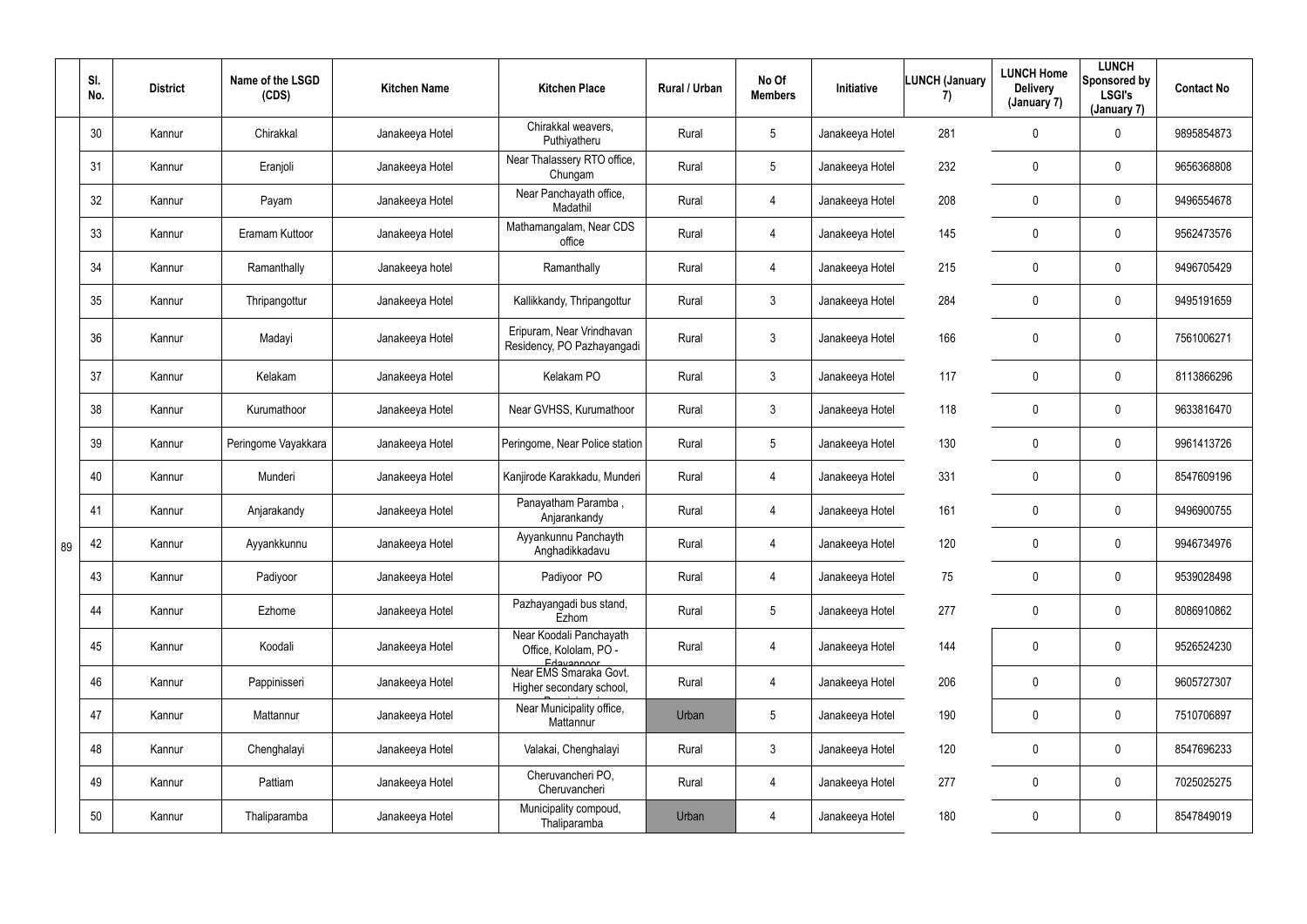| | Sl. No. | District | Name of the LSGD (CDS) | Kitchen Name | Kitchen Place | Rural / Urban | No Of Members | Initiative | LUNCH (January 7) | LUNCH Home Delivery (January 7) | LUNCH Sponsored by LSGI's (January 7) | Contact No |
|---|---|---|---|---|---|---|---|---|---|---|---|---|
| 89 | 30 | Kannur | Chirakkal | Janakeeya Hotel | Chirakkal weavers, Puthiyatheru | Rural | 5 | Janakeeya Hotel | 281 | 0 | 0 | 9895854873 |
| | 31 | Kannur | Eranjoli | Janakeeya Hotel | Near Thalassery RTO office, Chungam | Rural | 5 | Janakeeya Hotel | 232 | 0 | 0 | 9656368808 |
| | 32 | Kannur | Payam | Janakeeya Hotel | Near Panchayath office, Madathil | Rural | 4 | Janakeeya Hotel | 208 | 0 | 0 | 9496554678 |
| | 33 | Kannur | Eramam Kuttoor | Janakeeya Hotel | Mathamangalam, Near CDS office | Rural | 4 | Janakeeya Hotel | 145 | 0 | 0 | 9562473576 |
| | 34 | Kannur | Ramanthally | Janakeeya hotel | Ramanthally | Rural | 4 | Janakeeya Hotel | 215 | 0 | 0 | 9496705429 |
| | 35 | Kannur | Thripangottur | Janakeeya Hotel | Kallikkandy, Thripangottur | Rural | 3 | Janakeeya Hotel | 284 | 0 | 0 | 9495191659 |
| | 36 | Kannur | Madayi | Janakeeya Hotel | Eripuram, Near Vrindhavan Residency, PO Pazhayangadi | Rural | 3 | Janakeeya Hotel | 166 | 0 | 0 | 7561006271 |
| | 37 | Kannur | Kelakam | Janakeeya Hotel | Kelakam PO | Rural | 3 | Janakeeya Hotel | 117 | 0 | 0 | 8113866296 |
| | 38 | Kannur | Kurumathoor | Janakeeya Hotel | Near GVHSS, Kurumathoor | Rural | 3 | Janakeeya Hotel | 118 | 0 | 0 | 9633816470 |
| | 39 | Kannur | Peringome Vayakkara | Janakeeya Hotel | Peringome, Near Police station | Rural | 5 | Janakeeya Hotel | 130 | 0 | 0 | 9961413726 |
| | 40 | Kannur | Munderi | Janakeeya Hotel | Kanjirode Karakkadu, Munderi | Rural | 4 | Janakeeya Hotel | 331 | 0 | 0 | 8547609196 |
| | 41 | Kannur | Anjarakandy | Janakeeya Hotel | Panayatham Paramba , Anjarankandy | Rural | 4 | Janakeeya Hotel | 161 | 0 | 0 | 9496900755 |
| | 42 | Kannur | Ayyankkunnu | Janakeeya Hotel | Ayyankunnu Panchayth Anghadikkadavu | Rural | 4 | Janakeeya Hotel | 120 | 0 | 0 | 9946734976 |
| | 43 | Kannur | Padiyoor | Janakeeya Hotel | Padiyoor PO | Rural | 4 | Janakeeya Hotel | 75 | 0 | 0 | 9539028498 |
| | 44 | Kannur | Ezhome | Janakeeya Hotel | Pazhayangadi bus stand, Ezhom | Rural | 5 | Janakeeya Hotel | 277 | 0 | 0 | 8086910862 |
| | 45 | Kannur | Koodali | Janakeeya Hotel | Near Koodali Panchayath Office, Kololam, PO - Edavannoor | Rural | 4 | Janakeeya Hotel | 144 | 0 | 0 | 9526524230 |
| | 46 | Kannur | Pappinisseri | Janakeeya Hotel | Near EMS Smaraka Govt. Higher secondary school, | Rural | 4 | Janakeeya Hotel | 206 | 0 | 0 | 9605727307 |
| | 47 | Kannur | Mattannur | Janakeeya Hotel | Near Municipality office, Mattannur | Urban | 5 | Janakeeya Hotel | 190 | 0 | 0 | 7510706897 |
| | 48 | Kannur | Chenghalayi | Janakeeya Hotel | Valakai, Chenghalayi | Rural | 3 | Janakeeya Hotel | 120 | 0 | 0 | 8547696233 |
| | 49 | Kannur | Pattiam | Janakeeya Hotel | Cheruvancheri PO, Cheruvancheri | Rural | 4 | Janakeeya Hotel | 277 | 0 | 0 | 7025025275 |
| | 50 | Kannur | Thaliparamba | Janakeeya Hotel | Municipality compoud, Thaliparamba | Urban | 4 | Janakeeya Hotel | 180 | 0 | 0 | 8547849019 |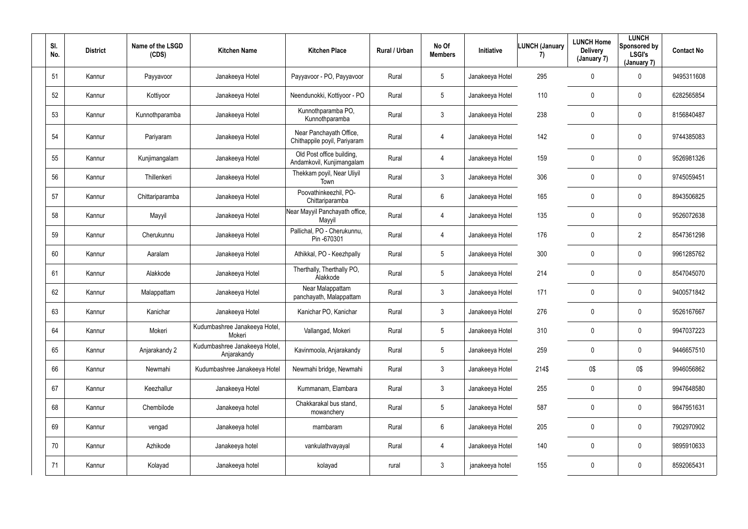| Sl. No. | District | Name of the LSGD (CDS) | Kitchen Name | Kitchen Place | Rural / Urban | No Of Members | Initiative | LUNCH (January 7) | LUNCH Home Delivery (January 7) | LUNCH Sponsored by LSGI's (January 7) | Contact No |
|---|---|---|---|---|---|---|---|---|---|---|---|
| 51 | Kannur | Payyavoor | Janakeeya Hotel | Payyavoor - PO, Payyavoor | Rural | 5 | Janakeeya Hotel | 295 | 0 | 0 | 9495311608 |
| 52 | Kannur | Kottiyoor | Janakeeya Hotel | Neendunokki, Kottiyoor - PO | Rural | 5 | Janakeeya Hotel | 110 | 0 | 0 | 6282565854 |
| 53 | Kannur | Kunnothparamba | Janakeeya Hotel | Kunnothparamba PO, Kunnothparamba | Rural | 3 | Janakeeya Hotel | 238 | 0 | 0 | 8156840487 |
| 54 | Kannur | Pariyaram | Janakeeya Hotel | Near Panchayath Office, Chithappile poyil, Pariyaram | Rural | 4 | Janakeeya Hotel | 142 | 0 | 0 | 9744385083 |
| 55 | Kannur | Kunjimangalam | Janakeeya Hotel | Old Post office building, Andamkovil, Kunjimangalam | Rural | 4 | Janakeeya Hotel | 159 | 0 | 0 | 9526981326 |
| 56 | Kannur | Thillenkeri | Janakeeya Hotel | Thekkam poyil, Near Uliyil Town | Rural | 3 | Janakeeya Hotel | 306 | 0 | 0 | 9745059451 |
| 57 | Kannur | Chittariparamba | Janakeeya Hotel | Poovathinkeezhil, PO-Chittariparamba | Rural | 6 | Janakeeya Hotel | 165 | 0 | 0 | 8943506825 |
| 58 | Kannur | Mayyil | Janakeeya Hotel | Near Mayyil Panchayath office, Mayyil | Rural | 4 | Janakeeya Hotel | 135 | 0 | 0 | 9526072638 |
| 59 | Kannur | Cherukunnu | Janakeeya Hotel | Pallichal, PO - Cherukunnu, Pin -670301 | Rural | 4 | Janakeeya Hotel | 176 | 0 | 2 | 8547361298 |
| 60 | Kannur | Aaralam | Janakeeya Hotel | Athikkal, PO - Keezhpally | Rural | 5 | Janakeeya Hotel | 300 | 0 | 0 | 9961285762 |
| 61 | Kannur | Alakkode | Janakeeya Hotel | Therthally, Therthally PO, Alakkode | Rural | 5 | Janakeeya Hotel | 214 | 0 | 0 | 8547045070 |
| 62 | Kannur | Malappattam | Janakeeya Hotel | Near Malappattam panchayath, Malappattam | Rural | 3 | Janakeeya Hotel | 171 | 0 | 0 | 9400571842 |
| 63 | Kannur | Kanichar | Janakeeya Hotel | Kanichar PO, Kanichar | Rural | 3 | Janakeeya Hotel | 276 | 0 | 0 | 9526167667 |
| 64 | Kannur | Mokeri | Kudumbashree Janakeeya Hotel, Mokeri | Vallangad, Mokeri | Rural | 5 | Janakeeya Hotel | 310 | 0 | 0 | 9947037223 |
| 65 | Kannur | Anjarakandy 2 | Kudumbashree Janakeeya Hotel, Anjarakandy | Kavinmoola, Anjarakandy | Rural | 5 | Janakeeya Hotel | 259 | 0 | 0 | 9446657510 |
| 66 | Kannur | Newmahi | Kudumbashree Janakeeya Hotel | Newmahi bridge, Newmahi | Rural | 3 | Janakeeya Hotel | 214$ | 0$ | 0$ | 9946056862 |
| 67 | Kannur | Keezhallur | Janakeeya Hotel | Kummanam, Elambara | Rural | 3 | Janakeeya Hotel | 255 | 0 | 0 | 9947648580 |
| 68 | Kannur | Chembilode | Janakeeya hotel | Chakkarakal bus stand, mowanchery | Rural | 5 | Janakeeya Hotel | 587 | 0 | 0 | 9847951631 |
| 69 | Kannur | vengad | Janakeeya hotel | mambaram | Rural | 6 | Janakeeya Hotel | 205 | 0 | 0 | 7902970902 |
| 70 | Kannur | Azhikode | Janakeeya hotel | vankulathvayayal | Rural | 4 | Janakeeya Hotel | 140 | 0 | 0 | 9895910633 |
| 71 | Kannur | Kolayad | Janakeeya hotel | kolayad | rural | 3 | janakeeya hotel | 155 | 0 | 0 | 8592065431 |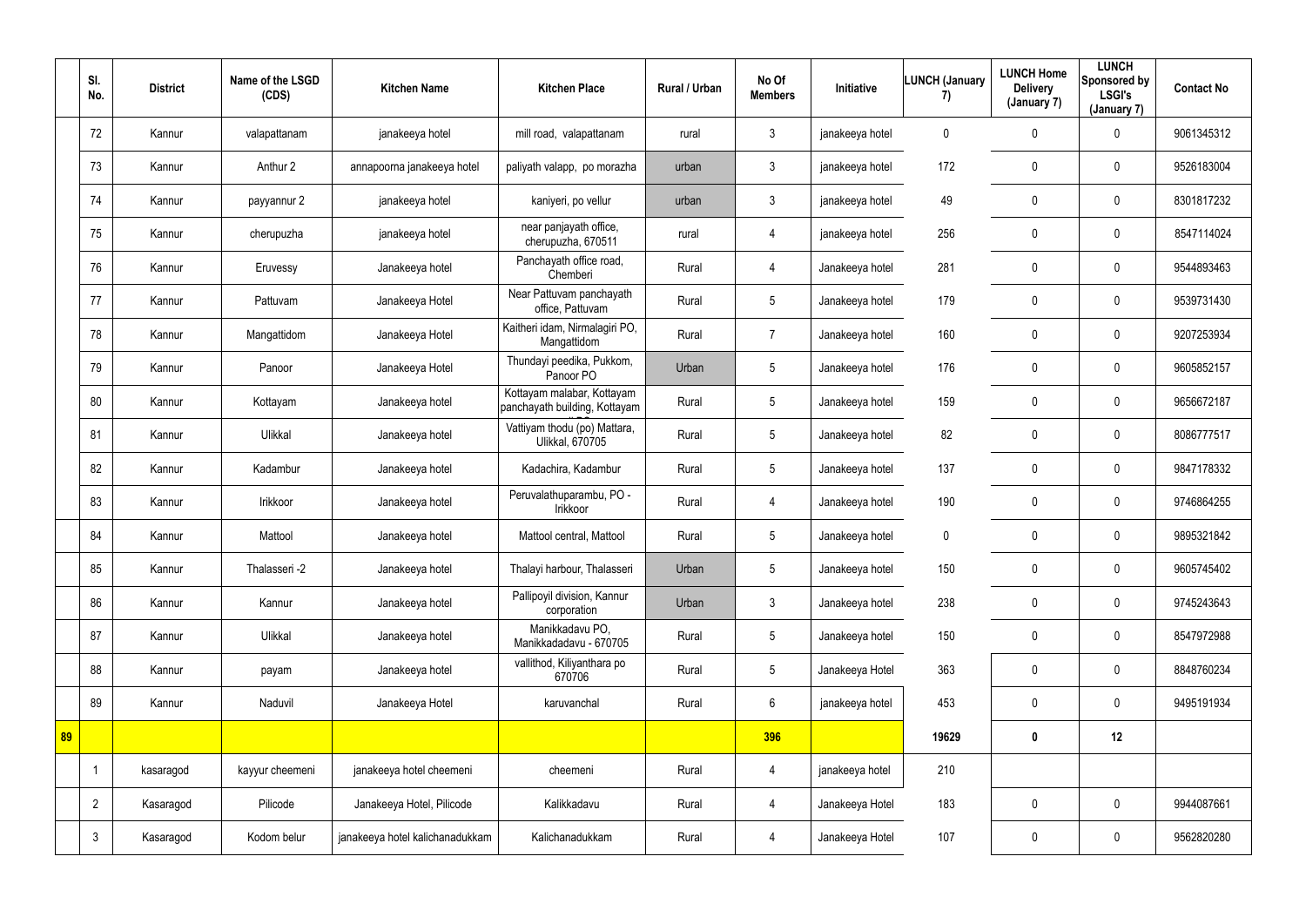|  | Sl. No. | District | Name of the LSGD (CDS) | Kitchen Name | Kitchen Place | Rural / Urban | No Of Members | Initiative | LUNCH (January 7) | LUNCH Home Delivery (January 7) | LUNCH Sponsored by LSGI's (January 7) | Contact No |
|---|---|---|---|---|---|---|---|---|---|---|---|---|
|  | 72 | Kannur | valapattanam | janakeeya hotel | mill road, valapattanam | rural | 3 | janakeeya hotel | 0 | 0 | 0 | 9061345312 |
|  | 73 | Kannur | Anthur 2 | annapoorna janakeeya hotel | paliyath valapp, po morazha | urban | 3 | janakeeya hotel | 172 | 0 | 0 | 9526183004 |
|  | 74 | Kannur | payyannur 2 | janakeeya hotel | kaniyeri, po vellur | urban | 3 | janakeeya hotel | 49 | 0 | 0 | 8301817232 |
|  | 75 | Kannur | cherupuzha | janakeeya hotel | near panjayath office, cherupuzha, 670511 | rural | 4 | janakeeya hotel | 256 | 0 | 0 | 8547114024 |
|  | 76 | Kannur | Eruvessy | Janakeeya hotel | Panchayath office road, Chemberi | Rural | 4 | Janakeeya hotel | 281 | 0 | 0 | 9544893463 |
|  | 77 | Kannur | Pattuvam | Janakeeya Hotel | Near Pattuvam panchayath office, Pattuvam | Rural | 5 | Janakeeya hotel | 179 | 0 | 0 | 9539731430 |
|  | 78 | Kannur | Mangattidom | Janakeeya Hotel | Kaitheri idam, Nirmalagiri PO, Mangattidom | Rural | 7 | Janakeeya hotel | 160 | 0 | 0 | 9207253934 |
|  | 79 | Kannur | Panoor | Janakeeya Hotel | Thundayi peedika, Pukkom, Panoor PO | Urban | 5 | Janakeeya hotel | 176 | 0 | 0 | 9605852157 |
|  | 80 | Kannur | Kottayam | Janakeeya hotel | Kottayam malabar, Kottayam panchayath building, Kottayam | Rural | 5 | Janakeeya hotel | 159 | 0 | 0 | 9656672187 |
|  | 81 | Kannur | Ulikkal | Janakeeya hotel | Vattiyam thodu (po) Mattara, Ulikkal, 670705 | Rural | 5 | Janakeeya hotel | 82 | 0 | 0 | 8086777517 |
|  | 82 | Kannur | Kadambur | Janakeeya hotel | Kadachira, Kadambur | Rural | 5 | Janakeeya hotel | 137 | 0 | 0 | 9847178332 |
|  | 83 | Kannur | Irikkoor | Janakeeya hotel | Peruvalathuparambu, PO - Irikkoor | Rural | 4 | Janakeeya hotel | 190 | 0 | 0 | 9746864255 |
|  | 84 | Kannur | Mattool | Janakeeya hotel | Mattool central, Mattool | Rural | 5 | Janakeeya hotel | 0 | 0 | 0 | 9895321842 |
|  | 85 | Kannur | Thalasseri -2 | Janakeeya hotel | Thalayi harbour, Thalasseri | Urban | 5 | Janakeeya hotel | 150 | 0 | 0 | 9605745402 |
|  | 86 | Kannur | Kannur | Janakeeya hotel | Pallipoyil division, Kannur corporation | Urban | 3 | Janakeeya hotel | 238 | 0 | 0 | 9745243643 |
|  | 87 | Kannur | Ulikkal | Janakeeya hotel | Manikkadavu PO, Manikkadadavu - 670705 | Rural | 5 | Janakeeya hotel | 150 | 0 | 0 | 8547972988 |
|  | 88 | Kannur | payam | Janakeeya hotel | vallithod, Kiliyanthara po 670706 | Rural | 5 | Janakeeya Hotel | 363 | 0 | 0 | 8848760234 |
|  | 89 | Kannur | Naduvil | Janakeeya Hotel | karuvanchal | Rural | 6 | janakeeya hotel | 453 | 0 | 0 | 9495191934 |
| **89** |  |  |  |  |  |  | **396** |  | **19629** | **0** | **12** |  |
|  | 1 | kasaragod | kayyur cheemeni | janakeeya hotel cheemeni | cheemeni | Rural | 4 | janakeeya hotel | 210 |  |  |  |
|  | 2 | Kasaragod | Pilicode | Janakeeya Hotel, Pilicode | Kalikkadavu | Rural | 4 | Janakeeya Hotel | 183 | 0 | 0 | 9944087661 |
|  | 3 | Kasaragod | Kodom belur | janakeeya hotel kalichanadukkam | Kalichanadukkam | Rural | 4 | Janakeeya Hotel | 107 | 0 | 0 | 9562820280 |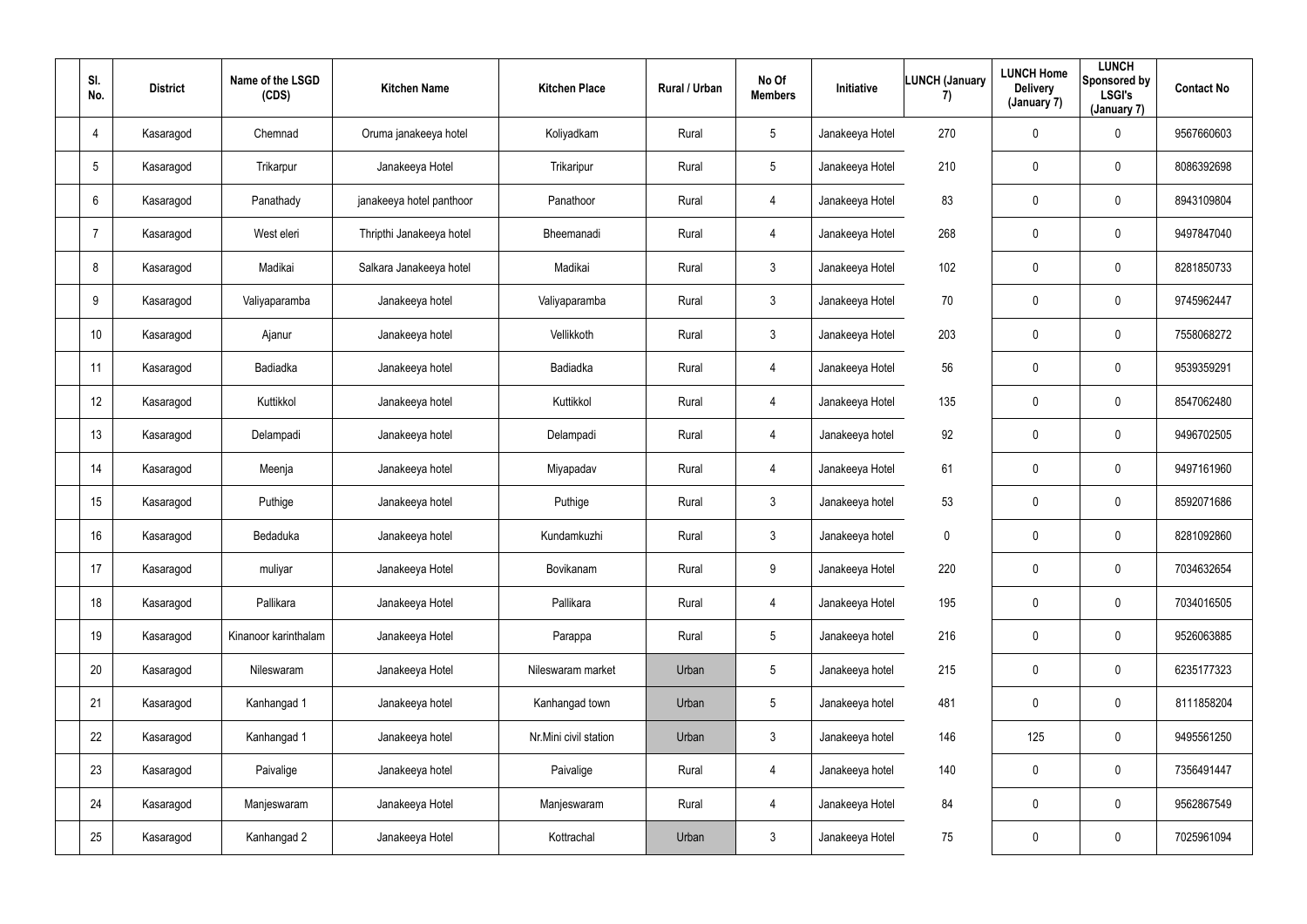| Sl. No. | District | Name of the LSGD (CDS) | Kitchen Name | Kitchen Place | Rural / Urban | No Of Members | Initiative | LUNCH (January 7) | LUNCH Home Delivery (January 7) | LUNCH Sponsored by LSGI's (January 7) | Contact No |
|---|---|---|---|---|---|---|---|---|---|---|---|
| 4 | Kasaragod | Chemnad | Oruma janakeeya hotel | Koliyadkam | Rural | 5 | Janakeeya Hotel | 270 | 0 | 0 | 9567660603 |
| 5 | Kasaragod | Trikarpur | Janakeeya Hotel | Trikaripur | Rural | 5 | Janakeeya Hotel | 210 | 0 | 0 | 8086392698 |
| 6 | Kasaragod | Panathady | janakeeya hotel panthoor | Panathoor | Rural | 4 | Janakeeya Hotel | 83 | 0 | 0 | 8943109804 |
| 7 | Kasaragod | West eleri | Thripthi Janakeeya hotel | Bheemanadi | Rural | 4 | Janakeeya Hotel | 268 | 0 | 0 | 9497847040 |
| 8 | Kasaragod | Madikai | Salkara Janakeeya hotel | Madikai | Rural | 3 | Janakeeya Hotel | 102 | 0 | 0 | 8281850733 |
| 9 | Kasaragod | Valiyaparamba | Janakeeya hotel | Valiyaparamba | Rural | 3 | Janakeeya Hotel | 70 | 0 | 0 | 9745962447 |
| 10 | Kasaragod | Ajanur | Janakeeya hotel | Vellikkoth | Rural | 3 | Janakeeya Hotel | 203 | 0 | 0 | 7558068272 |
| 11 | Kasaragod | Badiadka | Janakeeya hotel | Badiadka | Rural | 4 | Janakeeya Hotel | 56 | 0 | 0 | 9539359291 |
| 12 | Kasaragod | Kuttikkol | Janakeeya hotel | Kuttikkol | Rural | 4 | Janakeeya Hotel | 135 | 0 | 0 | 8547062480 |
| 13 | Kasaragod | Delampadi | Janakeeya hotel | Delampadi | Rural | 4 | Janakeeya hotel | 92 | 0 | 0 | 9496702505 |
| 14 | Kasaragod | Meenja | Janakeeya hotel | Miyapadav | Rural | 4 | Janakeeya Hotel | 61 | 0 | 0 | 9497161960 |
| 15 | Kasaragod | Puthige | Janakeeya hotel | Puthige | Rural | 3 | Janakeeya hotel | 53 | 0 | 0 | 8592071686 |
| 16 | Kasaragod | Bedaduka | Janakeeya hotel | Kundamkuzhi | Rural | 3 | Janakeeya hotel | 0 | 0 | 0 | 8281092860 |
| 17 | Kasaragod | muliyar | Janakeeya Hotel | Bovikanam | Rural | 9 | Janakeeya Hotel | 220 | 0 | 0 | 7034632654 |
| 18 | Kasaragod | Pallikara | Janakeeya Hotel | Pallikara | Rural | 4 | Janakeeya Hotel | 195 | 0 | 0 | 7034016505 |
| 19 | Kasaragod | Kinanoor karinthalam | Janakeeya Hotel | Parappa | Rural | 5 | Janakeeya hotel | 216 | 0 | 0 | 9526063885 |
| 20 | Kasaragod | Nileswaram | Janakeeya Hotel | Nileswaram market | Urban | 5 | Janakeeya hotel | 215 | 0 | 0 | 6235177323 |
| 21 | Kasaragod | Kanhangad 1 | Janakeeya hotel | Kanhangad town | Urban | 5 | Janakeeya hotel | 481 | 0 | 0 | 8111858204 |
| 22 | Kasaragod | Kanhangad 1 | Janakeeya hotel | Nr.Mini civil station | Urban | 3 | Janakeeya hotel | 146 | 125 | 0 | 9495561250 |
| 23 | Kasaragod | Paivalige | Janakeeya hotel | Paivalige | Rural | 4 | Janakeeya hotel | 140 | 0 | 0 | 7356491447 |
| 24 | Kasaragod | Manjeswaram | Janakeeya Hotel | Manjeswaram | Rural | 4 | Janakeeya Hotel | 84 | 0 | 0 | 9562867549 |
| 25 | Kasaragod | Kanhangad 2 | Janakeeya Hotel | Kottrachal | Urban | 3 | Janakeeya Hotel | 75 | 0 | 0 | 7025961094 |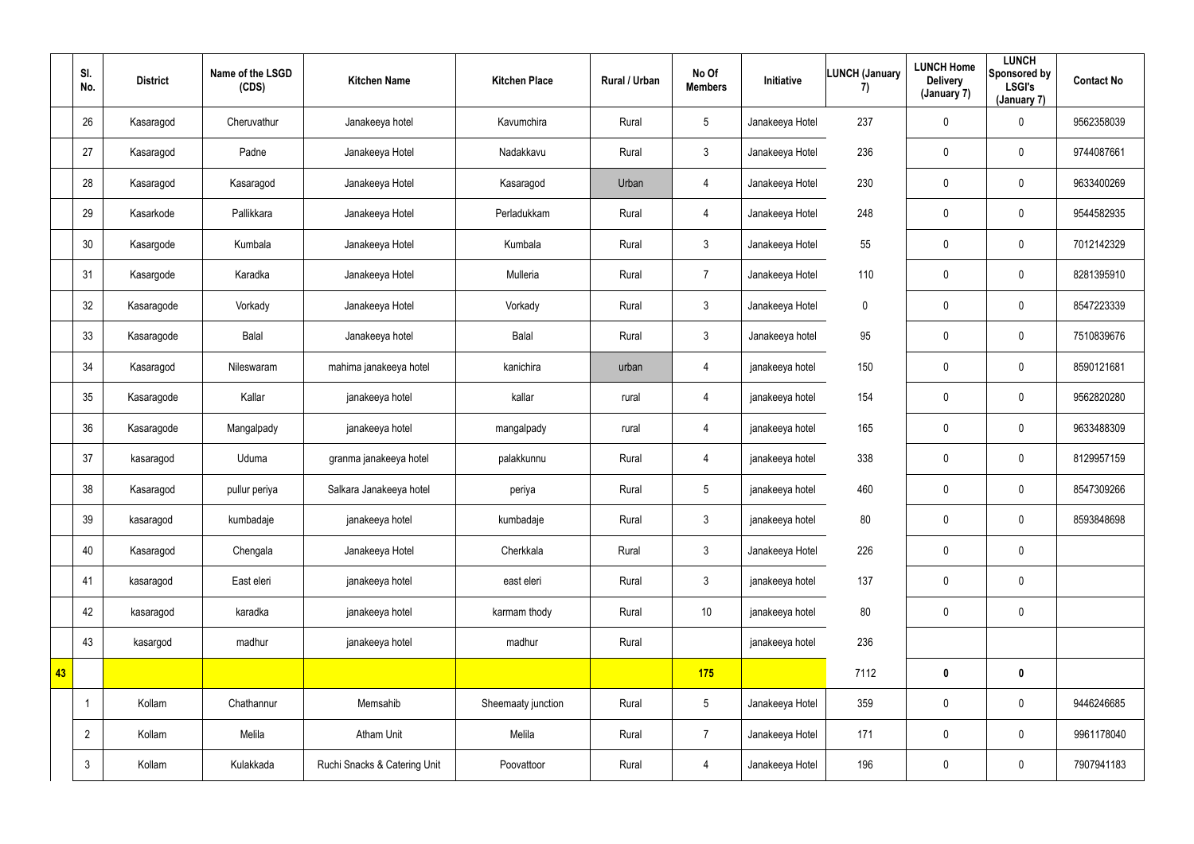| | Sl. No. | District | Name of the LSGD (CDS) | Kitchen Name | Kitchen Place | Rural / Urban | No Of Members | Initiative | LUNCH (January 7) | LUNCH Home Delivery (January 7) | LUNCH Sponsored by LSGI's (January 7) | Contact No |
|---|---|---|---|---|---|---|---|---|---|---|---|---|
| | 26 | Kasaragod | Cheruvathur | Janakeeya hotel | Kavumchira | Rural | 5 | Janakeeya Hotel | 237 | 0 | 0 | 9562358039 |
| | 27 | Kasaragod | Padne | Janakeeya Hotel | Nadakkavu | Rural | 3 | Janakeeya Hotel | 236 | 0 | 0 | 9744087661 |
| | 28 | Kasaragod | Kasaragod | Janakeeya Hotel | Kasaragod | Urban | 4 | Janakeeya Hotel | 230 | 0 | 0 | 9633400269 |
| | 29 | Kasarkode | Pallikkara | Janakeeya Hotel | Perladukkam | Rural | 4 | Janakeeya Hotel | 248 | 0 | 0 | 9544582935 |
| | 30 | Kasargode | Kumbala | Janakeeya Hotel | Kumbala | Rural | 3 | Janakeeya Hotel | 55 | 0 | 0 | 7012142329 |
| | 31 | Kasargode | Karadka | Janakeeya Hotel | Mulleria | Rural | 7 | Janakeeya Hotel | 110 | 0 | 0 | 8281395910 |
| | 32 | Kasaragode | Vorkady | Janakeeya Hotel | Vorkady | Rural | 3 | Janakeeya Hotel | 0 | 0 | 0 | 8547223339 |
| | 33 | Kasaragode | Balal | Janakeeya hotel | Balal | Rural | 3 | Janakeeya hotel | 95 | 0 | 0 | 7510839676 |
| | 34 | Kasaragod | Nileswaram | mahima janakeeya hotel | kanichira | urban | 4 | janakeeya hotel | 150 | 0 | 0 | 8590121681 |
| | 35 | Kasaragode | Kallar | janakeeya hotel | kallar | rural | 4 | janakeeya hotel | 154 | 0 | 0 | 9562820280 |
| | 36 | Kasaragode | Mangalpady | janakeeya hotel | mangalpady | rural | 4 | janakeeya hotel | 165 | 0 | 0 | 9633488309 |
| | 37 | kasaragod | Uduma | granma janakeeya hotel | palakkunnu | Rural | 4 | janakeeya hotel | 338 | 0 | 0 | 8129957159 |
| | 38 | Kasaragod | pullur periya | Salkara Janakeeya hotel | periya | Rural | 5 | janakeeya hotel | 460 | 0 | 0 | 8547309266 |
| | 39 | kasaragod | kumbadaje | janakeeya hotel | kumbadaje | Rural | 3 | janakeeya hotel | 80 | 0 | 0 | 8593848698 |
| | 40 | Kasaragod | Chengala | Janakeeya Hotel | Cherkkala | Rural | 3 | Janakeeya Hotel | 226 | 0 | 0 | |
| | 41 | kasaragod | East eleri | janakeeya hotel | east eleri | Rural | 3 | janakeeya hotel | 137 | 0 | 0 | |
| | 42 | kasaragod | karadka | janakeeya hotel | karmam thody | Rural | 10 | janakeeya hotel | 80 | 0 | 0 | |
| | 43 | kasargod | madhur | janakeeya hotel | madhur | Rural | | janakeeya hotel | 236 | | | |
| **43** | | | | | | | **175** | | 7112 | **0** | **0** | |
| | 1 | Kollam | Chathannur | Memsahib | Sheemaaty junction | Rural | 5 | Janakeeya Hotel | 359 | 0 | 0 | 9446246685 |
| | 2 | Kollam | Melila | Atham Unit | Melila | Rural | 7 | Janakeeya Hotel | 171 | 0 | 0 | 9961178040 |
| | 3 | Kollam | Kulakkada | Ruchi Snacks & Catering Unit | Poovattoor | Rural | 4 | Janakeeya Hotel | 196 | 0 | 0 | 7907941183 |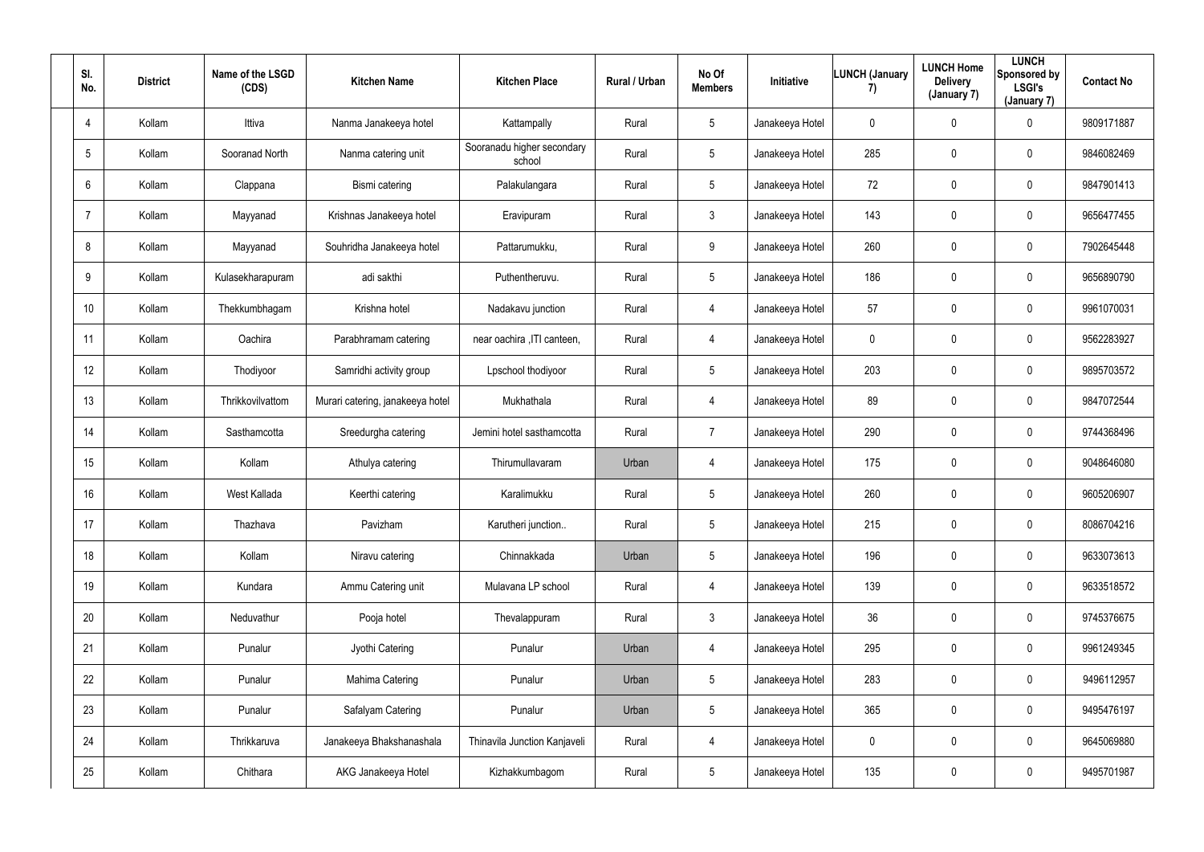| Sl. No. | District | Name of the LSGD (CDS) | Kitchen Name | Kitchen Place | Rural / Urban | No Of Members | Initiative | LUNCH (January 7) | LUNCH Home Delivery (January 7) | LUNCH Sponsored by LSGI's (January 7) | Contact No |
|---|---|---|---|---|---|---|---|---|---|---|---|
| 4 | Kollam | Ittiva | Nanma Janakeeya hotel | Kattampally | Rural | 5 | Janakeeya Hotel | 0 | 0 | 0 | 9809171887 |
| 5 | Kollam | Sooranad North | Nanma catering unit | Sooranadu higher secondary school | Rural | 5 | Janakeeya Hotel | 285 | 0 | 0 | 9846082469 |
| 6 | Kollam | Clappana | Bismi catering | Palakulangara | Rural | 5 | Janakeeya Hotel | 72 | 0 | 0 | 9847901413 |
| 7 | Kollam | Mayyanad | Krishnas Janakeeya hotel | Eravipuram | Rural | 3 | Janakeeya Hotel | 143 | 0 | 0 | 9656477455 |
| 8 | Kollam | Mayyanad | Souhridha Janakeeya hotel | Pattarumukku, | Rural | 9 | Janakeeya Hotel | 260 | 0 | 0 | 7902645448 |
| 9 | Kollam | Kulasekharapuram | adi sakthi | Puthentheruvu. | Rural | 5 | Janakeeya Hotel | 186 | 0 | 0 | 9656890790 |
| 10 | Kollam | Thekkumbhagam | Krishna hotel | Nadakavu junction | Rural | 4 | Janakeeya Hotel | 57 | 0 | 0 | 9961070031 |
| 11 | Kollam | Oachira | Parabhramam catering | near oachira ,ITI canteen, | Rural | 4 | Janakeeya Hotel | 0 | 0 | 0 | 9562283927 |
| 12 | Kollam | Thodiyoor | Samridhi activity group | Lpschool thodiyoor | Rural | 5 | Janakeeya Hotel | 203 | 0 | 0 | 9895703572 |
| 13 | Kollam | Thrikkovilvattom | Murari catering, janakeeya hotel | Mukhathala | Rural | 4 | Janakeeya Hotel | 89 | 0 | 0 | 9847072544 |
| 14 | Kollam | Sasthamcotta | Sreedurgha catering | Jemini hotel sasthamcotta | Rural | 7 | Janakeeya Hotel | 290 | 0 | 0 | 9744368496 |
| 15 | Kollam | Kollam | Athulya catering | Thirumullavaram | Urban | 4 | Janakeeya Hotel | 175 | 0 | 0 | 9048646080 |
| 16 | Kollam | West Kallada | Keerthi catering | Karalimukku | Rural | 5 | Janakeeya Hotel | 260 | 0 | 0 | 9605206907 |
| 17 | Kollam | Thazhava | Pavizham | Karutheri junction.. | Rural | 5 | Janakeeya Hotel | 215 | 0 | 0 | 8086704216 |
| 18 | Kollam | Kollam | Niravu catering | Chinnakkada | Urban | 5 | Janakeeya Hotel | 196 | 0 | 0 | 9633073613 |
| 19 | Kollam | Kundara | Ammu Catering unit | Mulavana LP school | Rural | 4 | Janakeeya Hotel | 139 | 0 | 0 | 9633518572 |
| 20 | Kollam | Neduvathur | Pooja hotel | Thevalappuram | Rural | 3 | Janakeeya Hotel | 36 | 0 | 0 | 9745376675 |
| 21 | Kollam | Punalur | Jyothi Catering | Punalur | Urban | 4 | Janakeeya Hotel | 295 | 0 | 0 | 9961249345 |
| 22 | Kollam | Punalur | Mahima Catering | Punalur | Urban | 5 | Janakeeya Hotel | 283 | 0 | 0 | 9496112957 |
| 23 | Kollam | Punalur | Safalyam Catering | Punalur | Urban | 5 | Janakeeya Hotel | 365 | 0 | 0 | 9495476197 |
| 24 | Kollam | Thrikkaruva | Janakeeya Bhakshanashala | Thinavila Junction Kanjaveli | Rural | 4 | Janakeeya Hotel | 0 | 0 | 0 | 9645069880 |
| 25 | Kollam | Chithara | AKG Janakeeya Hotel | Kizhakkumbagom | Rural | 5 | Janakeeya Hotel | 135 | 0 | 0 | 9495701987 |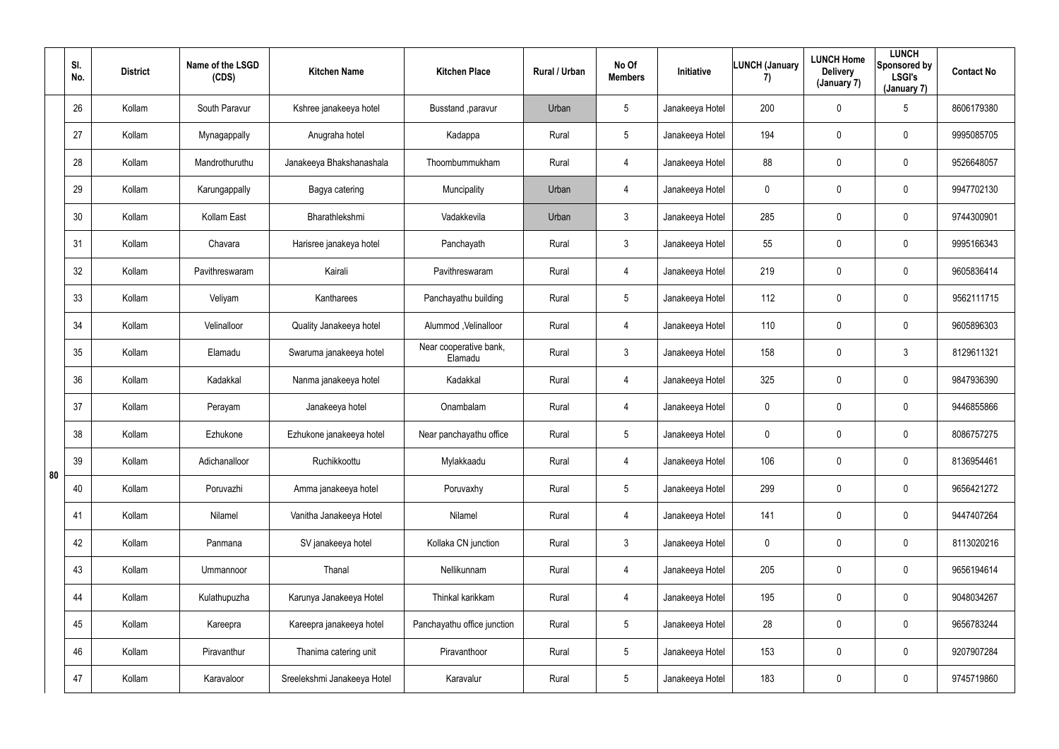|  | Sl. No. | District | Name of the LSGD (CDS) | Kitchen Name | Kitchen Place | Rural / Urban | No Of Members | Initiative | LUNCH (January 7) | LUNCH Home Delivery (January 7) | LUNCH Sponsored by LSGI's (January 7) | Contact No |
|---|---|---|---|---|---|---|---|---|---|---|---|---|
| 80 | 26 | Kollam | South Paravur | Kshree janakeeya hotel | Busstand ,paravur | Urban | 5 | Janakeeya Hotel | 200 | 0 | 5 | 8606179380 |
|  | 27 | Kollam | Mynagappally | Anugraha hotel | Kadappa | Rural | 5 | Janakeeya Hotel | 194 | 0 | 0 | 9995085705 |
|  | 28 | Kollam | Mandrothuruthu | Janakeeya Bhakshanashala | Thoombummukham | Rural | 4 | Janakeeya Hotel | 88 | 0 | 0 | 9526648057 |
|  | 29 | Kollam | Karungappally | Bagya catering | Muncipality | Urban | 4 | Janakeeya Hotel | 0 | 0 | 0 | 9947702130 |
|  | 30 | Kollam | Kollam East | Bharathlekshmi | Vadakkevila | Urban | 3 | Janakeeya Hotel | 285 | 0 | 0 | 9744300901 |
|  | 31 | Kollam | Chavara | Harisree janakeeya hotel | Panchayath | Rural | 3 | Janakeeya Hotel | 55 | 0 | 0 | 9995166343 |
|  | 32 | Kollam | Pavithreswaram | Kairali | Pavithreswaram | Rural | 4 | Janakeeya Hotel | 219 | 0 | 0 | 9605836414 |
|  | 33 | Kollam | Veliyam | Kantharees | Panchayathu building | Rural | 5 | Janakeeya Hotel | 112 | 0 | 0 | 9562111715 |
|  | 34 | Kollam | Velinalloor | Quality Janakeeya hotel | Alummod ,Velinalloor | Rural | 4 | Janakeeya Hotel | 110 | 0 | 0 | 9605896303 |
|  | 35 | Kollam | Elamadu | Swaruma janakeeya hotel | Near cooperative bank, Elamadu | Rural | 3 | Janakeeya Hotel | 158 | 0 | 3 | 8129611321 |
|  | 36 | Kollam | Kadakkal | Nanma janakeeya hotel | Kadakkal | Rural | 4 | Janakeeya Hotel | 325 | 0 | 0 | 9847936390 |
|  | 37 | Kollam | Perayam | Janakeeya hotel | Onambalam | Rural | 4 | Janakeeya Hotel | 0 | 0 | 0 | 9446855866 |
|  | 38 | Kollam | Ezhukone | Ezhukone janakeeya hotel | Near panchayathu office | Rural | 5 | Janakeeya Hotel | 0 | 0 | 0 | 8086757275 |
|  | 39 | Kollam | Adichanalloor | Ruchikkoottu | Mylakkaadu | Rural | 4 | Janakeeya Hotel | 106 | 0 | 0 | 8136954461 |
|  | 40 | Kollam | Poruvazhi | Amma janakeeya hotel | Poruvaxhy | Rural | 5 | Janakeeya Hotel | 299 | 0 | 0 | 9656421272 |
|  | 41 | Kollam | Nilamel | Vanitha Janakeeya Hotel | Nilamel | Rural | 4 | Janakeeya Hotel | 141 | 0 | 0 | 9447407264 |
|  | 42 | Kollam | Panmana | SV janakeeya hotel | Kollaka CN junction | Rural | 3 | Janakeeya Hotel | 0 | 0 | 0 | 8113020216 |
|  | 43 | Kollam | Ummannoor | Thanal | Nellikunnam | Rural | 4 | Janakeeya Hotel | 205 | 0 | 0 | 9656194614 |
|  | 44 | Kollam | Kulathupuzha | Karunya Janakeeya Hotel | Thinkal karikkam | Rural | 4 | Janakeeya Hotel | 195 | 0 | 0 | 9048034267 |
|  | 45 | Kollam | Kareepra | Kareepra janakeeya hotel | Panchayathu office junction | Rural | 5 | Janakeeya Hotel | 28 | 0 | 0 | 9656783244 |
|  | 46 | Kollam | Piravanthur | Thanima catering unit | Piravanthoor | Rural | 5 | Janakeeya Hotel | 153 | 0 | 0 | 9207907284 |
|  | 47 | Kollam | Karavaloor | Sreelekshmi Janakeeya Hotel | Karavalur | Rural | 5 | Janakeeya Hotel | 183 | 0 | 0 | 9745719860 |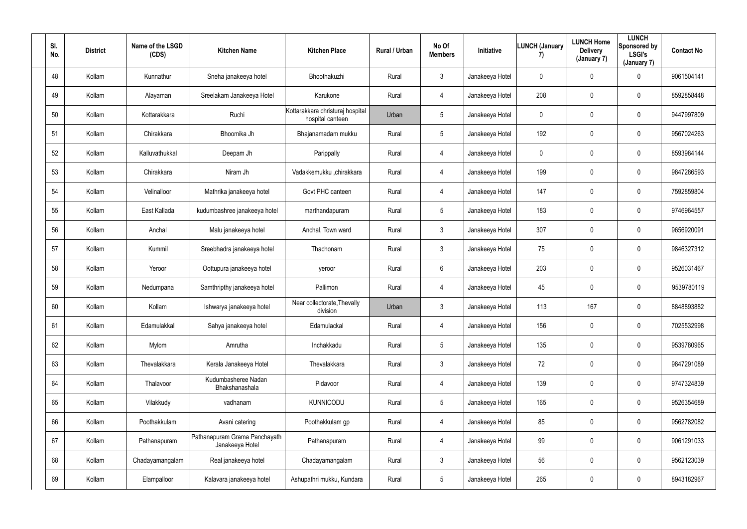| Sl. No. | District | Name of the LSGD (CDS) | Kitchen Name | Kitchen Place | Rural / Urban | No Of Members | Initiative | LUNCH (January 7) | LUNCH Home Delivery (January 7) | LUNCH Sponsored by LSGI's (January 7) | Contact No |
|---|---|---|---|---|---|---|---|---|---|---|---|
| 48 | Kollam | Kunnathur | Sneha janakeeya hotel | Bhoothakuzhi | Rural | 3 | Janakeeya Hotel | 0 | 0 | 0 | 9061504141 |
| 49 | Kollam | Alayaman | Sreelakam Janakeeya Hotel | Karukone | Rural | 4 | Janakeeya Hotel | 208 | 0 | 0 | 8592858448 |
| 50 | Kollam | Kottarakkara | Ruchi | Kottarakkara christuraj hospital hospital canteen | Urban | 5 | Janakeeya Hotel | 0 | 0 | 0 | 9447997809 |
| 51 | Kollam | Chirakkara | Bhoomika Jh | Bhajanamadam mukku | Rural | 5 | Janakeeya Hotel | 192 | 0 | 0 | 9567024263 |
| 52 | Kollam | Kalluvathukkal | Deepam Jh | Parippally | Rural | 4 | Janakeeya Hotel | 0 | 0 | 0 | 8593984144 |
| 53 | Kollam | Chirakkara | Niram Jh | Vadakkemukku ,chirakkara | Rural | 4 | Janakeeya Hotel | 199 | 0 | 0 | 9847286593 |
| 54 | Kollam | Velinalloor | Mathrika janakeeya hotel | Govt PHC canteen | Rural | 4 | Janakeeya Hotel | 147 | 0 | 0 | 7592859804 |
| 55 | Kollam | East Kallada | kudumbashree janakeeya hotel | marthandapuram | Rural | 5 | Janakeeya Hotel | 183 | 0 | 0 | 9746964557 |
| 56 | Kollam | Anchal | Malu janakeeya hotel | Anchal, Town ward | Rural | 3 | Janakeeya Hotel | 307 | 0 | 0 | 9656920091 |
| 57 | Kollam | Kummil | Sreebhadra janakeeya hotel | Thachonam | Rural | 3 | Janakeeya Hotel | 75 | 0 | 0 | 9846327312 |
| 58 | Kollam | Yeroor | Oottupura janakeeya hotel | yeroor | Rural | 6 | Janakeeya Hotel | 203 | 0 | 0 | 9526031467 |
| 59 | Kollam | Nedumpana | Samthripthy janakeeya hotel | Pallimon | Rural | 4 | Janakeeya Hotel | 45 | 0 | 0 | 9539780119 |
| 60 | Kollam | Kollam | Ishwarya janakeeya hotel | Near collectorate,Thevally division | Urban | 3 | Janakeeya Hotel | 113 | 167 | 0 | 8848893882 |
| 61 | Kollam | Edamulakkal | Sahya janakeeya hotel | Edamulackal | Rural | 4 | Janakeeya Hotel | 156 | 0 | 0 | 7025532998 |
| 62 | Kollam | Mylom | Amrutha | Inchakkadu | Rural | 5 | Janakeeya Hotel | 135 | 0 | 0 | 9539780965 |
| 63 | Kollam | Thevalakkara | Kerala Janakeeya Hotel | Thevalakkara | Rural | 3 | Janakeeya Hotel | 72 | 0 | 0 | 9847291089 |
| 64 | Kollam | Thalavoor | Kudumbasheree Nadan Bhakshanashala | Pidavoor | Rural | 4 | Janakeeya Hotel | 139 | 0 | 0 | 9747324839 |
| 65 | Kollam | Vilakkudy | vadhanam | KUNNICODU | Rural | 5 | Janakeeya Hotel | 165 | 0 | 0 | 9526354689 |
| 66 | Kollam | Poothakkulam | Avani catering | Poothakkulam gp | Rural | 4 | Janakeeya Hotel | 85 | 0 | 0 | 9562782082 |
| 67 | Kollam | Pathanapuram | Pathanapuram Grama Panchayath Janakeeya Hotel | Pathanapuram | Rural | 4 | Janakeeya Hotel | 99 | 0 | 0 | 9061291033 |
| 68 | Kollam | Chadayamangalam | Real janakeeya hotel | Chadayamangalam | Rural | 3 | Janakeeya Hotel | 56 | 0 | 0 | 9562123039 |
| 69 | Kollam | Elampalloor | Kalavara janakeeya hotel | Ashupathri mukku, Kundara | Rural | 5 | Janakeeya Hotel | 265 | 0 | 0 | 8943182967 |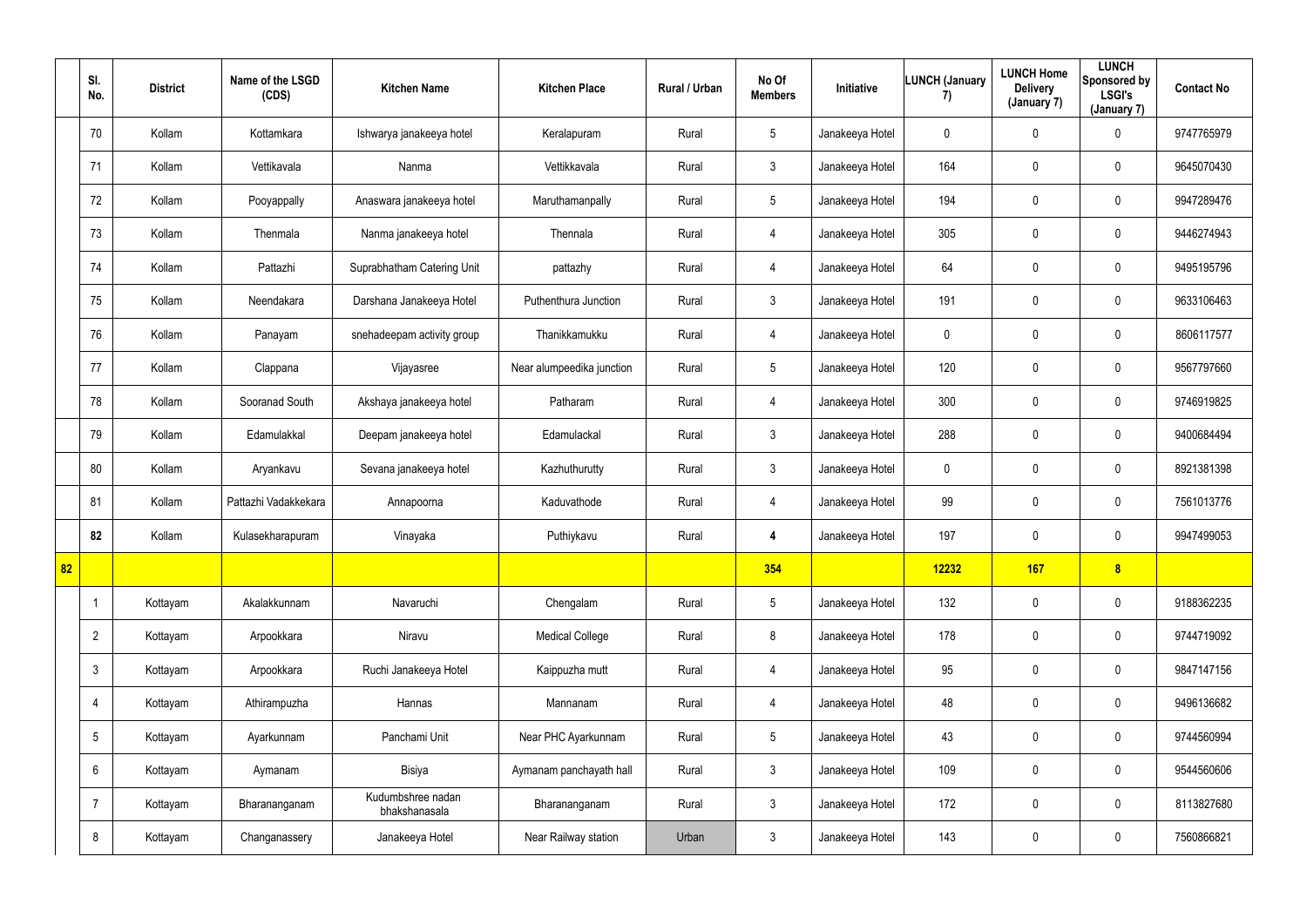| | Sl. No. | District | Name of the LSGD (CDS) | Kitchen Name | Kitchen Place | Rural / Urban | No Of Members | Initiative | LUNCH (January 7) | LUNCH Home Delivery (January 7) | LUNCH Sponsored by LSGI's (January 7) | Contact No |
|---|---|---|---|---|---|---|---|---|---|---|---|---|
| | 70 | Kollam | Kottamkara | Ishwarya janakeeya hotel | Keralapuram | Rural | 5 | Janakeeya Hotel | 0 | 0 | 0 | 9747765979 |
| | 71 | Kollam | Vettikavala | Nanma | Vettikkavala | Rural | 3 | Janakeeya Hotel | 164 | 0 | 0 | 9645070430 |
| | 72 | Kollam | Pooyappally | Anaswara janakeeya hotel | Maruthamanpally | Rural | 5 | Janakeeya Hotel | 194 | 0 | 0 | 9947289476 |
| | 73 | Kollam | Thenmala | Nanma janakeeya hotel | Thennala | Rural | 4 | Janakeeya Hotel | 305 | 0 | 0 | 9446274943 |
| | 74 | Kollam | Pattazhi | Suprabhatham Catering Unit | pattazhy | Rural | 4 | Janakeeya Hotel | 64 | 0 | 0 | 9495195796 |
| | 75 | Kollam | Neendakara | Darshana Janakeeya Hotel | Puthenthura Junction | Rural | 3 | Janakeeya Hotel | 191 | 0 | 0 | 9633106463 |
| | 76 | Kollam | Panayam | snehadeepam activity group | Thanikkamukku | Rural | 4 | Janakeeya Hotel | 0 | 0 | 0 | 8606117577 |
| | 77 | Kollam | Clappana | Vijayasree | Near alumpeedika junction | Rural | 5 | Janakeeya Hotel | 120 | 0 | 0 | 9567797660 |
| | 78 | Kollam | Sooranad South | Akshaya janakeeya hotel | Patharam | Rural | 4 | Janakeeya Hotel | 300 | 0 | 0 | 9746919825 |
| | 79 | Kollam | Edamulakkal | Deepam janakeeya hotel | Edamulackal | Rural | 3 | Janakeeya Hotel | 288 | 0 | 0 | 9400684494 |
| | 80 | Kollam | Aryankavu | Sevana janakeeya hotel | Kazhuthurutty | Rural | 3 | Janakeeya Hotel | 0 | 0 | 0 | 8921381398 |
| | 81 | Kollam | Pattazhi Vadakkekara | Annapoorna | Kaduvathode | Rural | 4 | Janakeeya Hotel | 99 | 0 | 0 | 7561013776 |
| | **82** | Kollam | Kulasekharapuram | Vinayaka | Puthiykavu | Rural | **4** | Janakeeya Hotel | 197 | 0 | 0 | 9947499053 |
| **82** | | | | | | | **354** | | **12232** | **167** | **8** | |
| | 1 | Kottayam | Akalakkunnam | Navaruchi | Chengalam | Rural | 5 | Janakeeya Hotel | 132 | 0 | 0 | 9188362235 |
| | 2 | Kottayam | Arpookkara | Niravu | Medical College | Rural | 8 | Janakeeya Hotel | 178 | 0 | 0 | 9744719092 |
| | 3 | Kottayam | Arpookkara | Ruchi Janakeeya Hotel | Kaippuzha mutt | Rural | 4 | Janakeeya Hotel | 95 | 0 | 0 | 9847147156 |
| | 4 | Kottayam | Athirampuzha | Hannas | Mannanam | Rural | 4 | Janakeeya Hotel | 48 | 0 | 0 | 9496136682 |
| | 5 | Kottayam | Ayarkunnam | Panchami Unit | Near PHC Ayarkunnam | Rural | 5 | Janakeeya Hotel | 43 | 0 | 0 | 9744560994 |
| | 6 | Kottayam | Aymanam | Bisiya | Aymanam panchayath hall | Rural | 3 | Janakeeya Hotel | 109 | 0 | 0 | 9544560606 |
| | 7 | Kottayam | Bharananganam | Kudumbshree nadan bhakshanasala | Bharananganam | Rural | 3 | Janakeeya Hotel | 172 | 0 | 0 | 8113827680 |
| | 8 | Kottayam | Changanassery | Janakeeya Hotel | Near Railway station | Urban | 3 | Janakeeya Hotel | 143 | 0 | 0 | 7560866821 |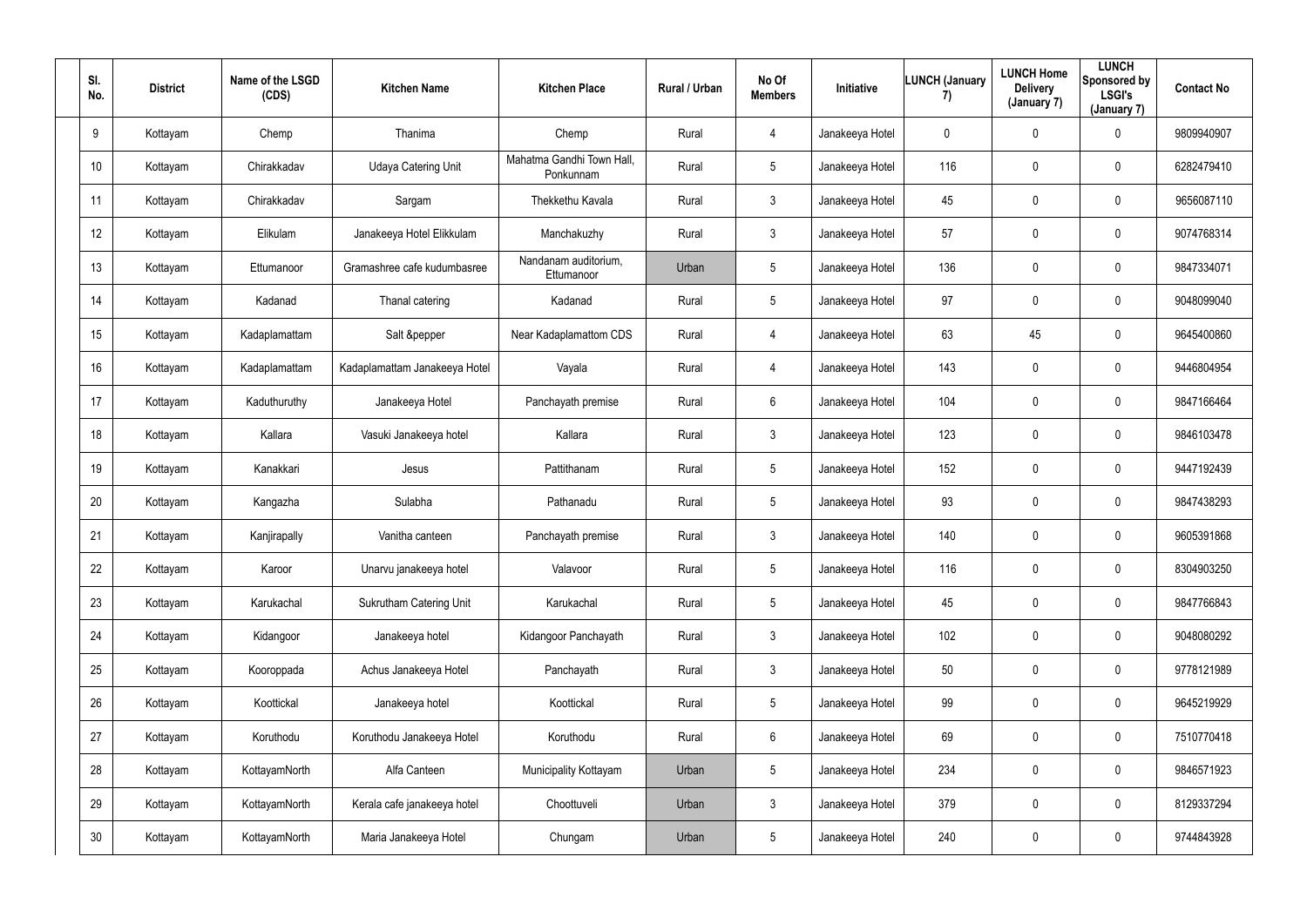| Sl. No. | District | Name of the LSGD (CDS) | Kitchen Name | Kitchen Place | Rural / Urban | No Of Members | Initiative | LUNCH (January 7) | LUNCH Home Delivery (January 7) | LUNCH Sponsored by LSGI's (January 7) | Contact No |
|---|---|---|---|---|---|---|---|---|---|---|---|
| 9 | Kottayam | Chemp | Thanima | Chemp | Rural | 4 | Janakeeya Hotel | 0 | 0 | 0 | 9809940907 |
| 10 | Kottayam | Chirakkadav | Udaya Catering Unit | Mahatma Gandhi Town Hall, Ponkunnam | Rural | 5 | Janakeeya Hotel | 116 | 0 | 0 | 6282479410 |
| 11 | Kottayam | Chirakkadav | Sargam | Thekkethu Kavala | Rural | 3 | Janakeeya Hotel | 45 | 0 | 0 | 9656087110 |
| 12 | Kottayam | Elikulam | Janakeeya Hotel Elikkulam | Manchakuzhy | Rural | 3 | Janakeeya Hotel | 57 | 0 | 0 | 9074768314 |
| 13 | Kottayam | Ettumanoor | Gramashree cafe kudumbasree | Nandanam auditorium, Ettumanoor | Urban | 5 | Janakeeya Hotel | 136 | 0 | 0 | 9847334071 |
| 14 | Kottayam | Kadanad | Thanal catering | Kadanad | Rural | 5 | Janakeeya Hotel | 97 | 0 | 0 | 9048099040 |
| 15 | Kottayam | Kadaplamattam | Salt &pepper | Near Kadaplamattom CDS | Rural | 4 | Janakeeya Hotel | 63 | 45 | 0 | 9645400860 |
| 16 | Kottayam | Kadaplamattam | Kadaplamattam Janakeeya Hotel | Vayala | Rural | 4 | Janakeeya Hotel | 143 | 0 | 0 | 9446804954 |
| 17 | Kottayam | Kaduthuruthy | Janakeeya Hotel | Panchayath premise | Rural | 6 | Janakeeya Hotel | 104 | 0 | 0 | 9847166464 |
| 18 | Kottayam | Kallara | Vasuki Janakeeya hotel | Kallara | Rural | 3 | Janakeeya Hotel | 123 | 0 | 0 | 9846103478 |
| 19 | Kottayam | Kanakkari | Jesus | Pattithanam | Rural | 5 | Janakeeya Hotel | 152 | 0 | 0 | 9447192439 |
| 20 | Kottayam | Kangazha | Sulabha | Pathanadu | Rural | 5 | Janakeeya Hotel | 93 | 0 | 0 | 9847438293 |
| 21 | Kottayam | Kanjirapally | Vanitha canteen | Panchayath premise | Rural | 3 | Janakeeya Hotel | 140 | 0 | 0 | 9605391868 |
| 22 | Kottayam | Karoor | Unarvu janakeeya hotel | Valavoor | Rural | 5 | Janakeeya Hotel | 116 | 0 | 0 | 8304903250 |
| 23 | Kottayam | Karukachal | Sukrutham Catering Unit | Karukachal | Rural | 5 | Janakeeya Hotel | 45 | 0 | 0 | 9847766843 |
| 24 | Kottayam | Kidangoor | Janakeeya hotel | Kidangoor Panchayath | Rural | 3 | Janakeeya Hotel | 102 | 0 | 0 | 9048080292 |
| 25 | Kottayam | Kooroppada | Achus Janakeeya Hotel | Panchayath | Rural | 3 | Janakeeya Hotel | 50 | 0 | 0 | 9778121989 |
| 26 | Kottayam | Koottickal | Janakeeya hotel | Koottickal | Rural | 5 | Janakeeya Hotel | 99 | 0 | 0 | 9645219929 |
| 27 | Kottayam | Koruthodu | Koruthodu Janakeeya Hotel | Koruthodu | Rural | 6 | Janakeeya Hotel | 69 | 0 | 0 | 7510770418 |
| 28 | Kottayam | KottayamNorth | Alfa Canteen | Municipality Kottayam | Urban | 5 | Janakeeya Hotel | 234 | 0 | 0 | 9846571923 |
| 29 | Kottayam | KottayamNorth | Kerala cafe janakeeya hotel | Choottuveli | Urban | 3 | Janakeeya Hotel | 379 | 0 | 0 | 8129337294 |
| 30 | Kottayam | KottayamNorth | Maria Janakeeya Hotel | Chungam | Urban | 5 | Janakeeya Hotel | 240 | 0 | 0 | 9744843928 |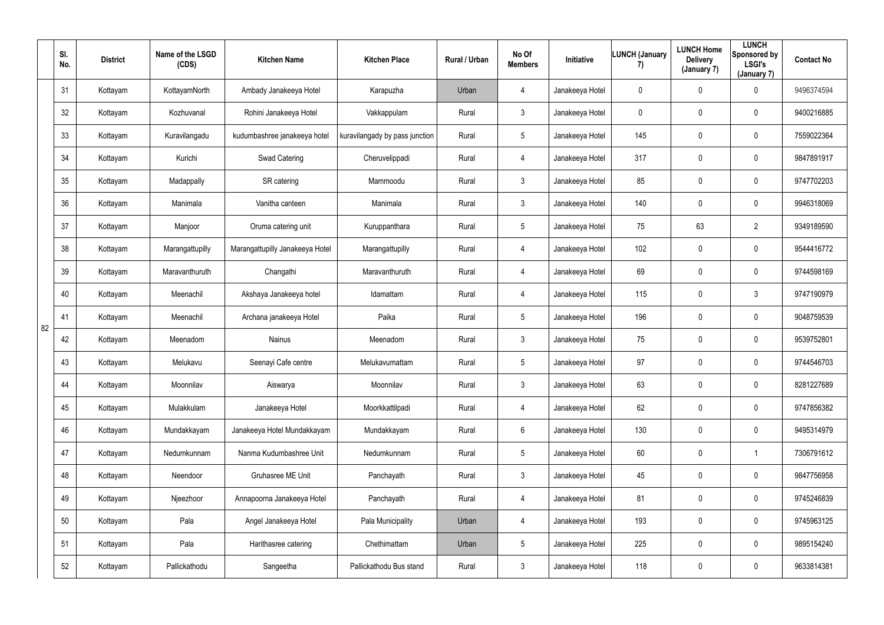| | Sl. No. | District | Name of the LSGD (CDS) | Kitchen Name | Kitchen Place | Rural / Urban | No Of Members | Initiative | LUNCH (January 7) | LUNCH Home Delivery (January 7) | LUNCH Sponsored by LSGI's (January 7) | Contact No |
|---|---|---|---|---|---|---|---|---|---|---|---|---|
| 82 | 31 | Kottayam | KottayamNorth | Ambady Janakeeya Hotel | Karapuzha | Urban | 4 | Janakeeya Hotel | 0 | 0 | 0 | 9496374594 |
| | 32 | Kottayam | Kozhuvanal | Rohini Janakeeya Hotel | Vakkappulam | Rural | 3 | Janakeeya Hotel | 0 | 0 | 0 | 9400216885 |
| | 33 | Kottayam | Kuravilangadu | kudumbashree janakeeya hotel | kuravilangady by pass junction | Rural | 5 | Janakeeya Hotel | 145 | 0 | 0 | 7559022364 |
| | 34 | Kottayam | Kurichi | Swad Catering | Cheruvelippadi | Rural | 4 | Janakeeya Hotel | 317 | 0 | 0 | 9847891917 |
| | 35 | Kottayam | Madappally | SR catering | Mammoodu | Rural | 3 | Janakeeya Hotel | 85 | 0 | 0 | 9747702203 |
| | 36 | Kottayam | Manimala | Vanitha canteen | Manimala | Rural | 3 | Janakeeya Hotel | 140 | 0 | 0 | 9946318069 |
| | 37 | Kottayam | Manjoor | Oruma catering unit | Kuruppanthara | Rural | 5 | Janakeeya Hotel | 75 | 63 | 2 | 9349189590 |
| | 38 | Kottayam | Marangattupilly | Marangattupilly Janakeeya Hotel | Marangattupilly | Rural | 4 | Janakeeya Hotel | 102 | 0 | 0 | 9544416772 |
| | 39 | Kottayam | Maravanthuruth | Changathi | Maravanthuruth | Rural | 4 | Janakeeya Hotel | 69 | 0 | 0 | 9744598169 |
| | 40 | Kottayam | Meenachil | Akshaya Janakeeya hotel | Idamattam | Rural | 4 | Janakeeya Hotel | 115 | 0 | 3 | 9747190979 |
| | 41 | Kottayam | Meenachil | Archana janakeeya Hotel | Paika | Rural | 5 | Janakeeya Hotel | 196 | 0 | 0 | 9048759539 |
| | 42 | Kottayam | Meenadom | Nainus | Meenadom | Rural | 3 | Janakeeya Hotel | 75 | 0 | 0 | 9539752801 |
| | 43 | Kottayam | Melukavu | Seenayi Cafe centre | Melukavumattam | Rural | 5 | Janakeeya Hotel | 97 | 0 | 0 | 9744546703 |
| | 44 | Kottayam | Moonnilav | Aiswarya | Moonnilav | Rural | 3 | Janakeeya Hotel | 63 | 0 | 0 | 8281227689 |
| | 45 | Kottayam | Mulakkulam | Janakeeya Hotel | Moorkkattilpadi | Rural | 4 | Janakeeya Hotel | 62 | 0 | 0 | 9747856382 |
| | 46 | Kottayam | Mundakkayam | Janakeeya Hotel Mundakkayam | Mundakkayam | Rural | 6 | Janakeeya Hotel | 130 | 0 | 0 | 9495314979 |
| | 47 | Kottayam | Nedumkunnam | Nanma Kudumbashree Unit | Nedumkunnam | Rural | 5 | Janakeeya Hotel | 60 | 0 | 1 | 7306791612 |
| | 48 | Kottayam | Neendoor | Gruhasree ME Unit | Panchayath | Rural | 3 | Janakeeya Hotel | 45 | 0 | 0 | 9847756958 |
| | 49 | Kottayam | Njeezhoor | Annapoorna Janakeeya Hotel | Panchayath | Rural | 4 | Janakeeya Hotel | 81 | 0 | 0 | 9745246839 |
| | 50 | Kottayam | Pala | Angel Janakeeya Hotel | Pala Municipality | Urban | 4 | Janakeeya Hotel | 193 | 0 | 0 | 9745963125 |
| | 51 | Kottayam | Pala | Harithasree catering | Chethimattam | Urban | 5 | Janakeeya Hotel | 225 | 0 | 0 | 9895154240 |
| | 52 | Kottayam | Pallickathodu | Sangeetha | Pallickathodu Bus stand | Rural | 3 | Janakeeya Hotel | 118 | 0 | 0 | 9633814381 |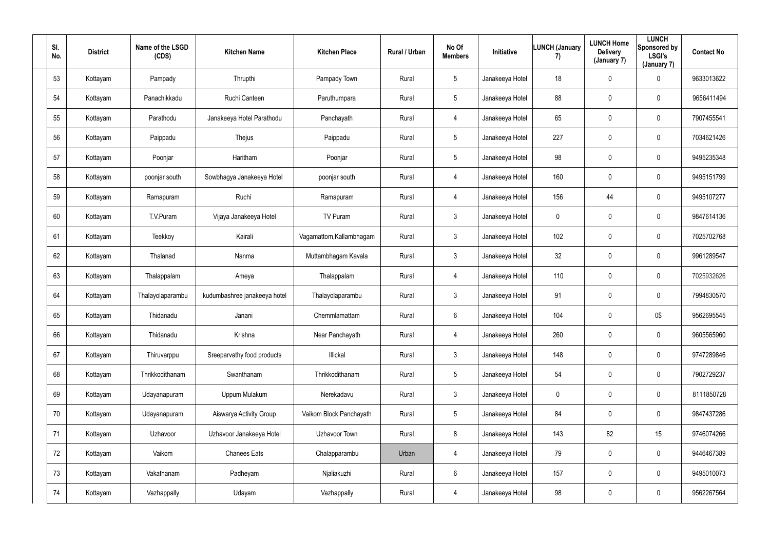| Sl. No. | District | Name of the LSGD (CDS) | Kitchen Name | Kitchen Place | Rural / Urban | No Of Members | Initiative | LUNCH (January 7) | LUNCH Home Delivery (January 7) | LUNCH Sponsored by LSGI's (January 7) | Contact No |
|---|---|---|---|---|---|---|---|---|---|---|---|
| 53 | Kottayam | Pampady | Thrupthi | Pampady Town | Rural | 5 | Janakeeya Hotel | 18 | 0 | 0 | 9633013622 |
| 54 | Kottayam | Panachikkadu | Ruchi Canteen | Paruthumpara | Rural | 5 | Janakeeya Hotel | 88 | 0 | 0 | 9656411494 |
| 55 | Kottayam | Parathodu | Janakeeya Hotel Parathodu | Panchayath | Rural | 4 | Janakeeya Hotel | 65 | 0 | 0 | 7907455541 |
| 56 | Kottayam | Paippadu | Thejus | Paippadu | Rural | 5 | Janakeeya Hotel | 227 | 0 | 0 | 7034621426 |
| 57 | Kottayam | Poonjar | Haritham | Poonjar | Rural | 5 | Janakeeya Hotel | 98 | 0 | 0 | 9495235348 |
| 58 | Kottayam | poonjar south | Sowbhagya Janakeeya Hotel | poonjar south | Rural | 4 | Janakeeya Hotel | 160 | 0 | 0 | 9495151799 |
| 59 | Kottayam | Ramapuram | Ruchi | Ramapuram | Rural | 4 | Janakeeya Hotel | 156 | 44 | 0 | 9495107277 |
| 60 | Kottayam | T.V.Puram | Vijaya Janakeeya Hotel | TV Puram | Rural | 3 | Janakeeya Hotel | 0 | 0 | 0 | 9847614136 |
| 61 | Kottayam | Teekkoy | Kairali | Vagamattom,Kallambhagam | Rural | 3 | Janakeeya Hotel | 102 | 0 | 0 | 7025702768 |
| 62 | Kottayam | Thalanad | Nanma | Muttambhagam Kavala | Rural | 3 | Janakeeya Hotel | 32 | 0 | 0 | 9961289547 |
| 63 | Kottayam | Thalappalam | Ameya | Thalappalam | Rural | 4 | Janakeeya Hotel | 110 | 0 | 0 | 7025932626 |
| 64 | Kottayam | Thalayolaparambu | kudumbashree janakeeya hotel | Thalayolaparambu | Rural | 3 | Janakeeya Hotel | 91 | 0 | 0 | 7994830570 |
| 65 | Kottayam | Thidanadu | Janani | Chemmlamattam | Rural | 6 | Janakeeya Hotel | 104 | 0 | 0$ | 9562695545 |
| 66 | Kottayam | Thidanadu | Krishna | Near Panchayath | Rural | 4 | Janakeeya Hotel | 260 | 0 | 0 | 9605565960 |
| 67 | Kottayam | Thiruvarppu | Sreeparvathy food products | Illickal | Rural | 3 | Janakeeya Hotel | 148 | 0 | 0 | 9747289846 |
| 68 | Kottayam | Thrikkodithanam | Swanthanam | Thrikkodithanam | Rural | 5 | Janakeeya Hotel | 54 | 0 | 0 | 7902729237 |
| 69 | Kottayam | Udayanapuram | Uppum Mulakum | Nerekadavu | Rural | 3 | Janakeeya Hotel | 0 | 0 | 0 | 8111850728 |
| 70 | Kottayam | Udayanapuram | Aiswarya Activity Group | Vaikom Block Panchayath | Rural | 5 | Janakeeya Hotel | 84 | 0 | 0 | 9847437286 |
| 71 | Kottayam | Uzhavoor | Uzhavoor Janakeeya Hotel | Uzhavoor Town | Rural | 8 | Janakeeya Hotel | 143 | 82 | 15 | 9746074266 |
| 72 | Kottayam | Vaikom | Chanees Eats | Chalapparambu | Urban | 4 | Janakeeya Hotel | 79 | 0 | 0 | 9446467389 |
| 73 | Kottayam | Vakathanam | Padheyam | Njaliakuzhi | Rural | 6 | Janakeeya Hotel | 157 | 0 | 0 | 9495010073 |
| 74 | Kottayam | Vazhappally | Udayam | Vazhappally | Rural | 4 | Janakeeya Hotel | 98 | 0 | 0 | 9562267564 |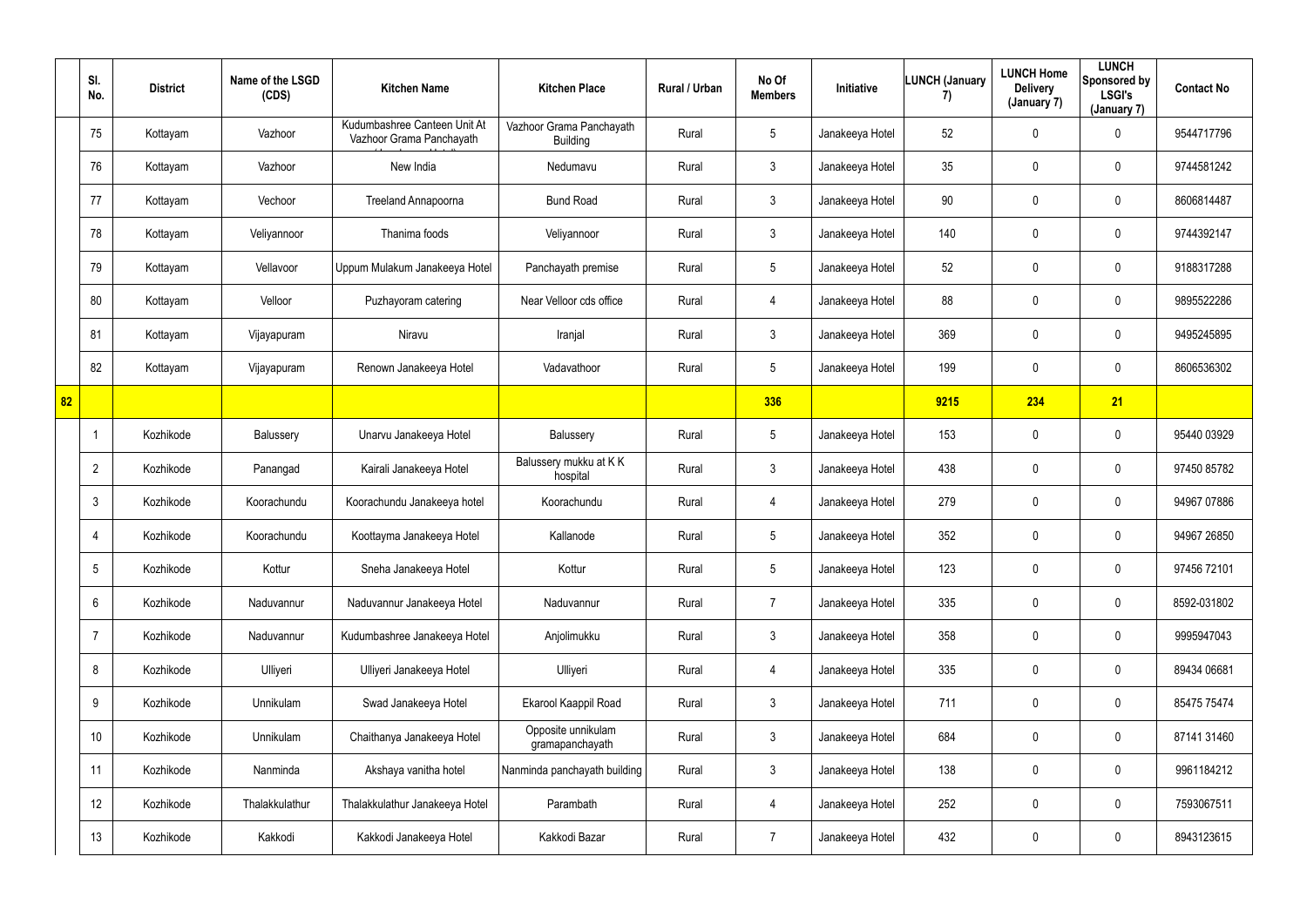| | Sl. No. | District | Name of the LSGD (CDS) | Kitchen Name | Kitchen Place | Rural / Urban | No Of Members | Initiative | LUNCH (January 7) | LUNCH Home Delivery (January 7) | LUNCH Sponsored by LSGI's (January 7) | Contact No |
|---|---|---|---|---|---|---|---|---|---|---|---|---|
| | 75 | Kottayam | Vazhoor | Kudumbashree Canteen Unit At Vazhoor Grama Panchayath | Vazhoor Grama Panchayath Building | Rural | 5 | Janakeeya Hotel | 52 | 0 | 0 | 9544717796 |
| | 76 | Kottayam | Vazhoor | New India | Nedumavu | Rural | 3 | Janakeeya Hotel | 35 | 0 | 0 | 9744581242 |
| | 77 | Kottayam | Vechoor | Treeland Annapoorna | Bund Road | Rural | 3 | Janakeeya Hotel | 90 | 0 | 0 | 8606814487 |
| | 78 | Kottayam | Veliyannoor | Thanima foods | Veliyannoor | Rural | 3 | Janakeeya Hotel | 140 | 0 | 0 | 9744392147 |
| | 79 | Kottayam | Vellavoor | Uppum Mulakum Janakeeya Hotel | Panchayath premise | Rural | 5 | Janakeeya Hotel | 52 | 0 | 0 | 9188317288 |
| | 80 | Kottayam | Velloor | Puzhayoram catering | Near Velloor cds office | Rural | 4 | Janakeeya Hotel | 88 | 0 | 0 | 9895522286 |
| | 81 | Kottayam | Vijayapuram | Niravu | Iranjal | Rural | 3 | Janakeeya Hotel | 369 | 0 | 0 | 9495245895 |
| | 82 | Kottayam | Vijayapuram | Renown Janakeeya Hotel | Vadavathoor | Rural | 5 | Janakeeya Hotel | 199 | 0 | 0 | 8606536302 |
| 82 | | | | | | | 336 | | 9215 | 234 | 21 | |
| | 1 | Kozhikode | Balussery | Unarvu Janakeeya Hotel | Balussery | Rural | 5 | Janakeeya Hotel | 153 | 0 | 0 | 95440 03929 |
| | 2 | Kozhikode | Panangad | Kairali Janakeeya Hotel | Balussery mukku at K K hospital | Rural | 3 | Janakeeya Hotel | 438 | 0 | 0 | 97450 85782 |
| | 3 | Kozhikode | Koorachundu | Koorachundu Janakeeya hotel | Koorachundu | Rural | 4 | Janakeeya Hotel | 279 | 0 | 0 | 94967 07886 |
| | 4 | Kozhikode | Koorachundu | Koottayma Janakeeya Hotel | Kallanode | Rural | 5 | Janakeeya Hotel | 352 | 0 | 0 | 94967 26850 |
| | 5 | Kozhikode | Kottur | Sneha Janakeeya Hotel | Kottur | Rural | 5 | Janakeeya Hotel | 123 | 0 | 0 | 97456 72101 |
| | 6 | Kozhikode | Naduvannur | Naduvannur Janakeeya Hotel | Naduvannur | Rural | 7 | Janakeeya Hotel | 335 | 0 | 0 | 8592-031802 |
| | 7 | Kozhikode | Naduvannur | Kudumbashree Janakeeya Hotel | Anjolimukku | Rural | 3 | Janakeeya Hotel | 358 | 0 | 0 | 9995947043 |
| | 8 | Kozhikode | Ulliyeri | Ulliyeri Janakeeya Hotel | Ulliyeri | Rural | 4 | Janakeeya Hotel | 335 | 0 | 0 | 89434 06681 |
| | 9 | Kozhikode | Unnikulam | Swad Janakeeya Hotel | Ekarool Kaappil Road | Rural | 3 | Janakeeya Hotel | 711 | 0 | 0 | 85475 75474 |
| | 10 | Kozhikode | Unnikulam | Chaithanya Janakeeya Hotel | Opposite unnikulam gramapanchayath | Rural | 3 | Janakeeya Hotel | 684 | 0 | 0 | 87141 31460 |
| | 11 | Kozhikode | Nanminda | Akshaya vanitha hotel | Nanminda panchayath building | Rural | 3 | Janakeeya Hotel | 138 | 0 | 0 | 9961184212 |
| | 12 | Kozhikode | Thalakkulathur | Thalakkulathur Janakeeya Hotel | Parambath | Rural | 4 | Janakeeya Hotel | 252 | 0 | 0 | 7593067511 |
| | 13 | Kozhikode | Kakkodi | Kakkodi Janakeeya Hotel | Kakkodi Bazar | Rural | 7 | Janakeeya Hotel | 432 | 0 | 0 | 8943123615 |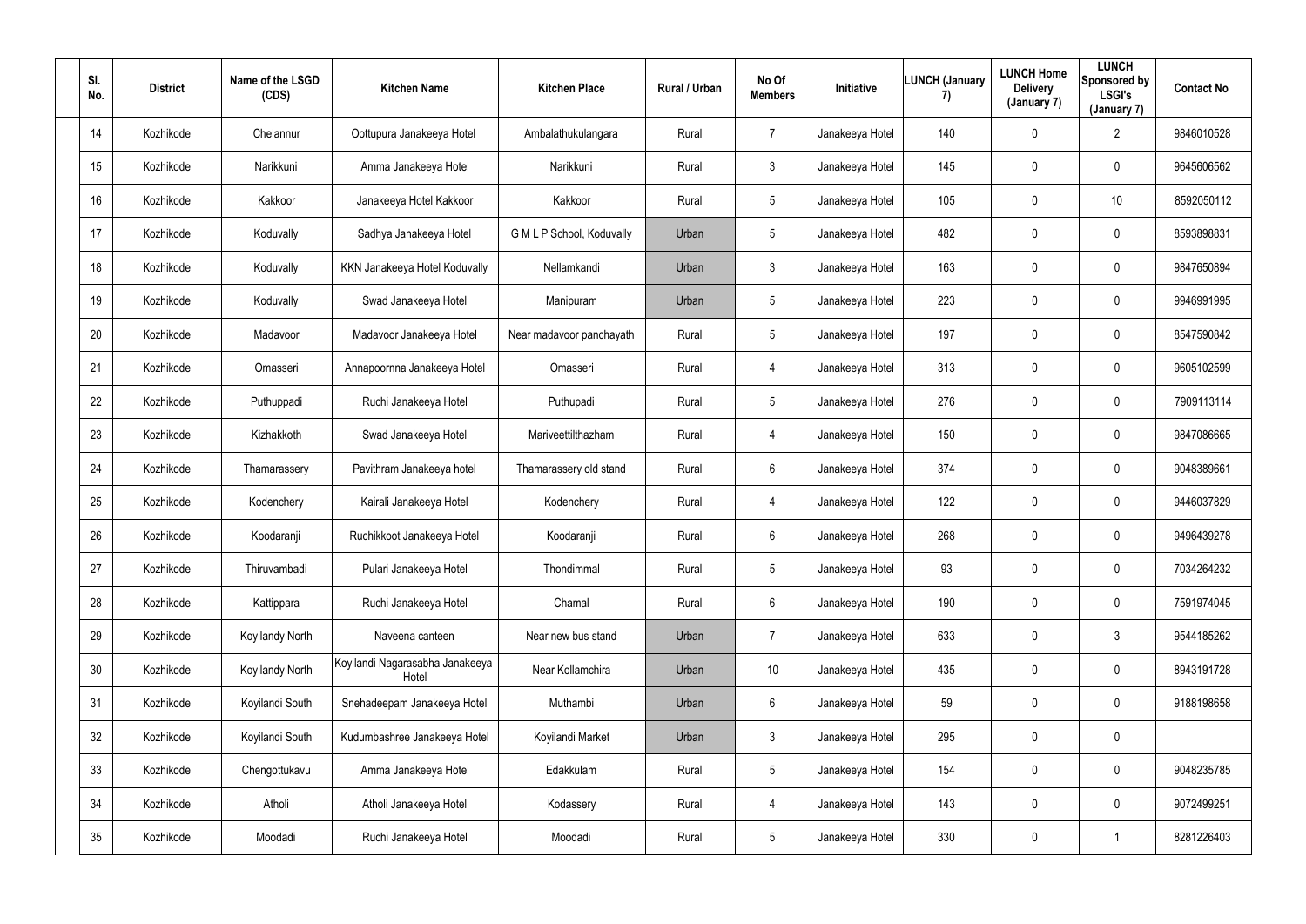| Sl. No. | District | Name of the LSGD (CDS) | Kitchen Name | Kitchen Place | Rural / Urban | No Of Members | Initiative | LUNCH (January 7) | LUNCH Home Delivery (January 7) | LUNCH Sponsored by LSGI's (January 7) | Contact No |
|---|---|---|---|---|---|---|---|---|---|---|---|
| 14 | Kozhikode | Chelannur | Oottupura Janakeeya Hotel | Ambalathukulangara | Rural | 7 | Janakeeya Hotel | 140 | 0 | 2 | 9846010528 |
| 15 | Kozhikode | Narikkuni | Amma Janakeeya Hotel | Narikkuni | Rural | 3 | Janakeeya Hotel | 145 | 0 | 0 | 9645606562 |
| 16 | Kozhikode | Kakkoor | Janakeeya Hotel Kakkoor | Kakkoor | Rural | 5 | Janakeeya Hotel | 105 | 0 | 10 | 8592050112 |
| 17 | Kozhikode | Koduvally | Sadhya Janakeeya Hotel | G M L P School, Koduvally | Urban | 5 | Janakeeya Hotel | 482 | 0 | 0 | 8593898831 |
| 18 | Kozhikode | Koduvally | KKN Janakeeya Hotel Koduvally | Nellamkandi | Urban | 3 | Janakeeya Hotel | 163 | 0 | 0 | 9847650894 |
| 19 | Kozhikode | Koduvally | Swad Janakeeya Hotel | Manipuram | Urban | 5 | Janakeeya Hotel | 223 | 0 | 0 | 9946991995 |
| 20 | Kozhikode | Madavoor | Madavoor Janakeeya Hotel | Near madavoor panchayath | Rural | 5 | Janakeeya Hotel | 197 | 0 | 0 | 8547590842 |
| 21 | Kozhikode | Omasseri | Annapoornna Janakeeya Hotel | Omasseri | Rural | 4 | Janakeeya Hotel | 313 | 0 | 0 | 9605102599 |
| 22 | Kozhikode | Puthuppadi | Ruchi Janakeeya Hotel | Puthupadi | Rural | 5 | Janakeeya Hotel | 276 | 0 | 0 | 7909113114 |
| 23 | Kozhikode | Kizhakkoth | Swad Janakeeya Hotel | Mariveettilthazham | Rural | 4 | Janakeeya Hotel | 150 | 0 | 0 | 9847086665 |
| 24 | Kozhikode | Thamarassery | Pavithram Janakeeya hotel | Thamarassery old stand | Rural | 6 | Janakeeya Hotel | 374 | 0 | 0 | 9048389661 |
| 25 | Kozhikode | Kodenchery | Kairali Janakeeya Hotel | Kodenchery | Rural | 4 | Janakeeya Hotel | 122 | 0 | 0 | 9446037829 |
| 26 | Kozhikode | Koodaranji | Ruchikkoot Janakeeya Hotel | Koodaranji | Rural | 6 | Janakeeya Hotel | 268 | 0 | 0 | 9496439278 |
| 27 | Kozhikode | Thiruvambadi | Pulari Janakeeya Hotel | Thondimmal | Rural | 5 | Janakeeya Hotel | 93 | 0 | 0 | 7034264232 |
| 28 | Kozhikode | Kattippara | Ruchi Janakeeya Hotel | Chamal | Rural | 6 | Janakeeya Hotel | 190 | 0 | 0 | 7591974045 |
| 29 | Kozhikode | Koyilandy North | Naveena canteen | Near new bus stand | Urban | 7 | Janakeeya Hotel | 633 | 0 | 3 | 9544185262 |
| 30 | Kozhikode | Koyilandy North | Koyilandi Nagarasabha Janakeeya Hotel | Near Kollamchira | Urban | 10 | Janakeeya Hotel | 435 | 0 | 0 | 8943191728 |
| 31 | Kozhikode | Koyilandi South | Snehadeepam Janakeeya Hotel | Muthambi | Urban | 6 | Janakeeya Hotel | 59 | 0 | 0 | 9188198658 |
| 32 | Kozhikode | Koyilandi South | Kudumbashree Janakeeya Hotel | Koyilandi Market | Urban | 3 | Janakeeya Hotel | 295 | 0 | 0 | |
| 33 | Kozhikode | Chengottukavu | Amma Janakeeya Hotel | Edakkulam | Rural | 5 | Janakeeya Hotel | 154 | 0 | 0 | 9048235785 |
| 34 | Kozhikode | Atholi | Atholi Janakeeya Hotel | Kodassery | Rural | 4 | Janakeeya Hotel | 143 | 0 | 0 | 9072499251 |
| 35 | Kozhikode | Moodadi | Ruchi Janakeeya Hotel | Moodadi | Rural | 5 | Janakeeya Hotel | 330 | 0 | 1 | 8281226403 |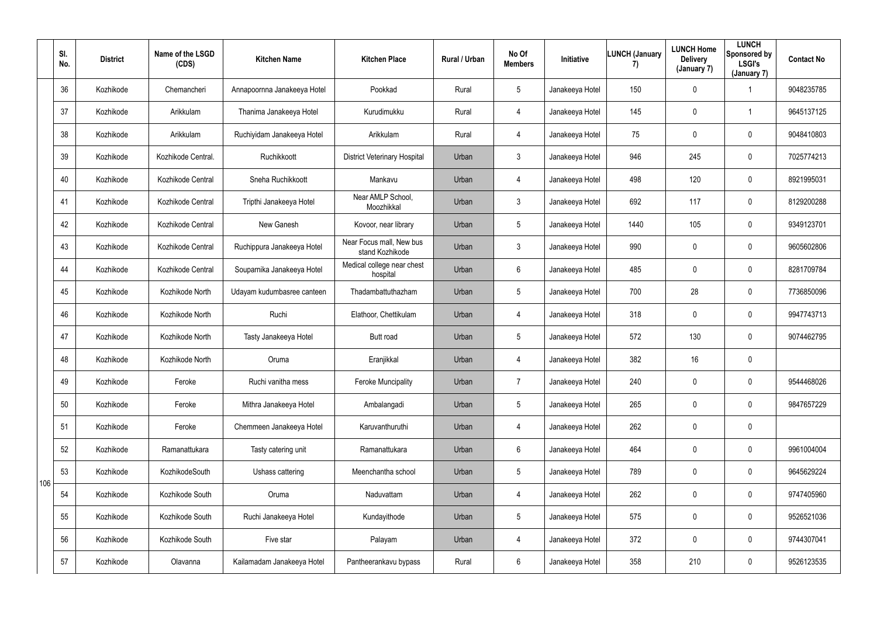| | Sl. No. | District | Name of the LSGD (CDS) | Kitchen Name | Kitchen Place | Rural / Urban | No Of Members | Initiative | LUNCH (January 7) | LUNCH Home Delivery (January 7) | LUNCH Sponsored by LSGI's (January 7) | Contact No |
|---|---|---|---|---|---|---|---|---|---|---|---|---|
| 106 | 36 | Kozhikode | Chemancheri | Annapoornna Janakeeya Hotel | Pookkad | Rural | 5 | Janakeeya Hotel | 150 | 0 | 1 | 9048235785 |
| | 37 | Kozhikode | Arikkulam | Thanima Janakeeya Hotel | Kurudimukku | Rural | 4 | Janakeeya Hotel | 145 | 0 | 1 | 9645137125 |
| | 38 | Kozhikode | Arikkulam | Ruchiyidam Janakeeya Hotel | Arikkulam | Rural | 4 | Janakeeya Hotel | 75 | 0 | 0 | 9048410803 |
| | 39 | Kozhikode | Kozhikode Central. | Ruchikkoott | District Veterinary Hospital | Urban | 3 | Janakeeya Hotel | 946 | 245 | 0 | 7025774213 |
| | 40 | Kozhikode | Kozhikode Central | Sneha Ruchikkoott | Mankavu | Urban | 4 | Janakeeya Hotel | 498 | 120 | 0 | 8921995031 |
| | 41 | Kozhikode | Kozhikode Central | Tripthi Janakeeya Hotel | Near AMLP School, Moozhikkal | Urban | 3 | Janakeeya Hotel | 692 | 117 | 0 | 8129200288 |
| | 42 | Kozhikode | Kozhikode Central | New Ganesh | Kovoor, near library | Urban | 5 | Janakeeya Hotel | 1440 | 105 | 0 | 9349123701 |
| | 43 | Kozhikode | Kozhikode Central | Ruchippura Janakeeya Hotel | Near Focus mall, New bus stand Kozhikode | Urban | 3 | Janakeeya Hotel | 990 | 0 | 0 | 9605602806 |
| | 44 | Kozhikode | Kozhikode Central | Souparnika Janakeeya Hotel | Medical college near chest hospital | Urban | 6 | Janakeeya Hotel | 485 | 0 | 0 | 8281709784 |
| | 45 | Kozhikode | Kozhikode North | Udayam kudumbasree canteen | Thadambattuthazham | Urban | 5 | Janakeeya Hotel | 700 | 28 | 0 | 7736850096 |
| | 46 | Kozhikode | Kozhikode North | Ruchi | Elathoor, Chettikulam | Urban | 4 | Janakeeya Hotel | 318 | 0 | 0 | 9947743713 |
| | 47 | Kozhikode | Kozhikode North | Tasty Janakeeya Hotel | Butt road | Urban | 5 | Janakeeya Hotel | 572 | 130 | 0 | 9074462795 |
| | 48 | Kozhikode | Kozhikode North | Oruma | Eranjikkal | Urban | 4 | Janakeeya Hotel | 382 | 16 | 0 | |
| | 49 | Kozhikode | Feroke | Ruchi vanitha mess | Feroke Muncipality | Urban | 7 | Janakeeya Hotel | 240 | 0 | 0 | 9544468026 |
| | 50 | Kozhikode | Feroke | Mithra Janakeeya Hotel | Ambalangadi | Urban | 5 | Janakeeya Hotel | 265 | 0 | 0 | 9847657229 |
| | 51 | Kozhikode | Feroke | Chemmeen Janakeeya Hotel | Karuvanthuruthi | Urban | 4 | Janakeeya Hotel | 262 | 0 | 0 | |
| | 52 | Kozhikode | Ramanattukara | Tasty catering unit | Ramanattukara | Urban | 6 | Janakeeya Hotel | 464 | 0 | 0 | 9961004004 |
| | 53 | Kozhikode | KozhikodeSouth | Ushass cattering | Meenchantha school | Urban | 5 | Janakeeya Hotel | 789 | 0 | 0 | 9645629224 |
| | 54 | Kozhikode | Kozhikode South | Oruma | Naduvattam | Urban | 4 | Janakeeya Hotel | 262 | 0 | 0 | 9747405960 |
| | 55 | Kozhikode | Kozhikode South | Ruchi Janakeeya Hotel | Kundayithode | Urban | 5 | Janakeeya Hotel | 575 | 0 | 0 | 9526521036 |
| | 56 | Kozhikode | Kozhikode South | Five star | Palayam | Urban | 4 | Janakeeya Hotel | 372 | 0 | 0 | 9744307041 |
| | 57 | Kozhikode | Olavanna | Kailamadam Janakeeya Hotel | Pantheerankavu bypass | Rural | 6 | Janakeeya Hotel | 358 | 210 | 0 | 9526123535 |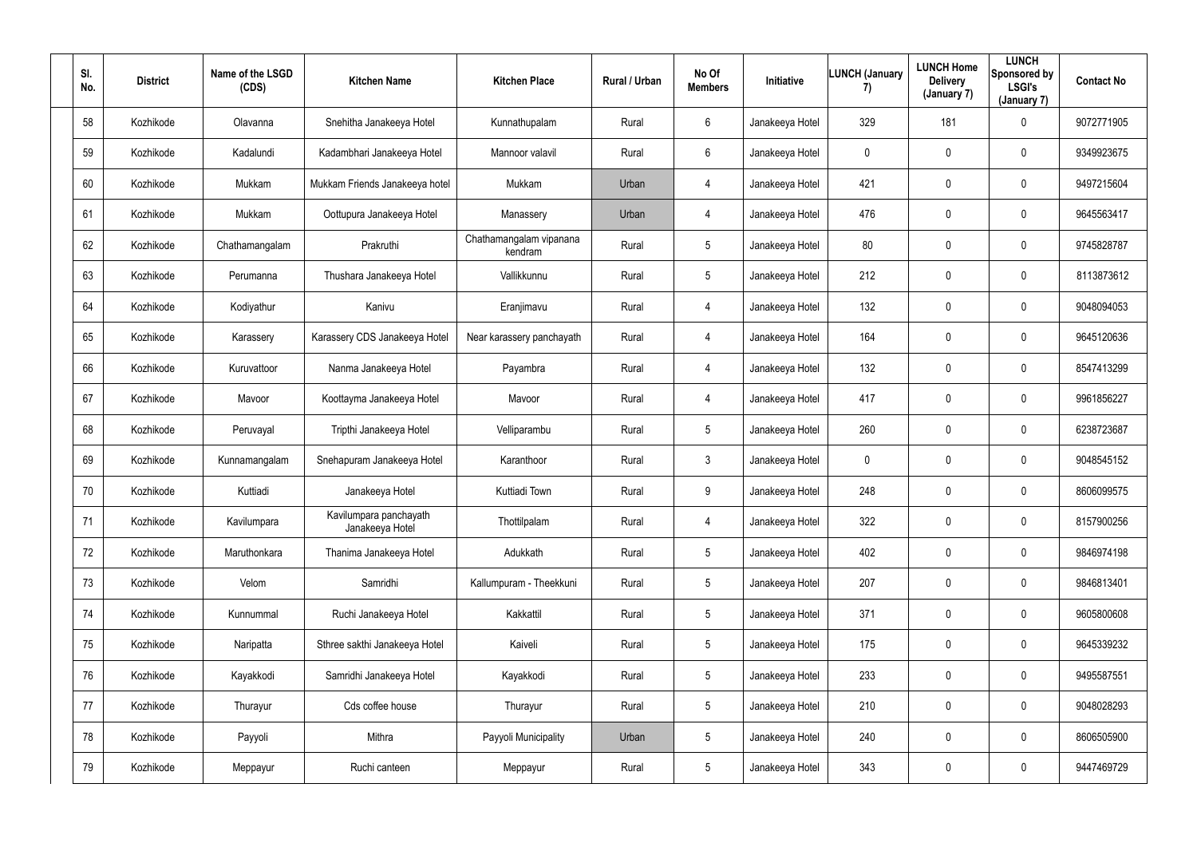| Sl. No. | District | Name of the LSGD (CDS) | Kitchen Name | Kitchen Place | Rural / Urban | No Of Members | Initiative | LUNCH (January 7) | LUNCH Home Delivery (January 7) | LUNCH Sponsored by LSGI's (January 7) | Contact No |
|---|---|---|---|---|---|---|---|---|---|---|---|
| 58 | Kozhikode | Olavanna | Snehitha Janakeeya Hotel | Kunnathupalam | Rural | 6 | Janakeeya Hotel | 329 | 181 | 0 | 9072771905 |
| 59 | Kozhikode | Kadalundi | Kadambhari Janakeeya Hotel | Mannoor valavil | Rural | 6 | Janakeeya Hotel | 0 | 0 | 0 | 9349923675 |
| 60 | Kozhikode | Mukkam | Mukkam Friends Janakeeya hotel | Mukkam | Urban | 4 | Janakeeya Hotel | 421 | 0 | 0 | 9497215604 |
| 61 | Kozhikode | Mukkam | Oottupura Janakeeya Hotel | Manassery | Urban | 4 | Janakeeya Hotel | 476 | 0 | 0 | 9645563417 |
| 62 | Kozhikode | Chathamangalam | Prakruthi | Chathamangalam vipanana kendram | Rural | 5 | Janakeeya Hotel | 80 | 0 | 0 | 9745828787 |
| 63 | Kozhikode | Perumanna | Thushara Janakeeya Hotel | Vallikkunnu | Rural | 5 | Janakeeya Hotel | 212 | 0 | 0 | 8113873612 |
| 64 | Kozhikode | Kodiyathur | Kanivu | Eranjimavu | Rural | 4 | Janakeeya Hotel | 132 | 0 | 0 | 9048094053 |
| 65 | Kozhikode | Karassery | Karassery CDS Janakeeya Hotel | Near karassery panchayath | Rural | 4 | Janakeeya Hotel | 164 | 0 | 0 | 9645120636 |
| 66 | Kozhikode | Kuruvattoor | Nanma Janakeeya Hotel | Payambra | Rural | 4 | Janakeeya Hotel | 132 | 0 | 0 | 8547413299 |
| 67 | Kozhikode | Mavoor | Koottayma Janakeeya Hotel | Mavoor | Rural | 4 | Janakeeya Hotel | 417 | 0 | 0 | 9961856227 |
| 68 | Kozhikode | Peruvayal | Tripthi Janakeeya Hotel | Velliparambu | Rural | 5 | Janakeeya Hotel | 260 | 0 | 0 | 6238723687 |
| 69 | Kozhikode | Kunnamangalam | Snehapuram Janakeeya Hotel | Karanthoor | Rural | 3 | Janakeeya Hotel | 0 | 0 | 0 | 9048545152 |
| 70 | Kozhikode | Kuttiadi | Janakeeya Hotel | Kuttiadi Town | Rural | 9 | Janakeeya Hotel | 248 | 0 | 0 | 8606099575 |
| 71 | Kozhikode | Kavilumpara | Kavilumpara panchayath Janakeeya Hotel | Thottilpalam | Rural | 4 | Janakeeya Hotel | 322 | 0 | 0 | 8157900256 |
| 72 | Kozhikode | Maruthonkara | Thanima Janakeeya Hotel | Adukkath | Rural | 5 | Janakeeya Hotel | 402 | 0 | 0 | 9846974198 |
| 73 | Kozhikode | Velom | Samridhi | Kallumpuram - Theekkuni | Rural | 5 | Janakeeya Hotel | 207 | 0 | 0 | 9846813401 |
| 74 | Kozhikode | Kunnummal | Ruchi Janakeeya Hotel | Kakkattil | Rural | 5 | Janakeeya Hotel | 371 | 0 | 0 | 9605800608 |
| 75 | Kozhikode | Naripatta | Sthree sakthi Janakeeya Hotel | Kaiveli | Rural | 5 | Janakeeya Hotel | 175 | 0 | 0 | 9645339232 |
| 76 | Kozhikode | Kayakkodi | Samridhi Janakeeya Hotel | Kayakkodi | Rural | 5 | Janakeeya Hotel | 233 | 0 | 0 | 9495587551 |
| 77 | Kozhikode | Thurayur | Cds coffee house | Thurayur | Rural | 5 | Janakeeya Hotel | 210 | 0 | 0 | 9048028293 |
| 78 | Kozhikode | Payyoli | Mithra | Payyoli Municipality | Urban | 5 | Janakeeya Hotel | 240 | 0 | 0 | 8606505900 |
| 79 | Kozhikode | Meppayur | Ruchi canteen | Meppayur | Rural | 5 | Janakeeya Hotel | 343 | 0 | 0 | 9447469729 |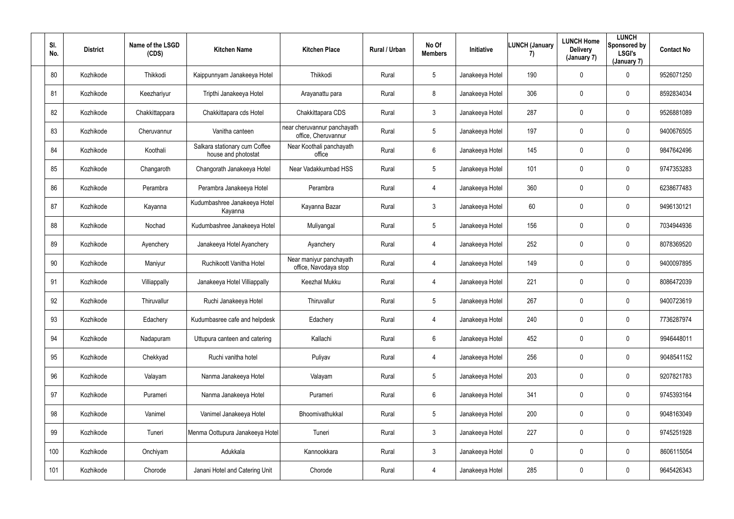| Sl. No. | District | Name of the LSGD (CDS) | Kitchen Name | Kitchen Place | Rural / Urban | No Of Members | Initiative | LUNCH (January 7) | LUNCH Home Delivery (January 7) | LUNCH Sponsored by LSGI's (January 7) | Contact No |
|---|---|---|---|---|---|---|---|---|---|---|---|
| 80 | Kozhikode | Thikkodi | Kaippunnyam Janakeeya Hotel | Thikkodi | Rural | 5 | Janakeeya Hotel | 190 | 0 | 0 | 9526071250 |
| 81 | Kozhikode | Keezhariyur | Tripthi Janakeeya Hotel | Arayanattu para | Rural | 8 | Janakeeya Hotel | 306 | 0 | 0 | 8592834034 |
| 82 | Kozhikode | Chakkittappara | Chakkittapara cds Hotel | Chakkittapara CDS | Rural | 3 | Janakeeya Hotel | 287 | 0 | 0 | 9526881089 |
| 83 | Kozhikode | Cheruvannur | Vanitha canteen | near cheruvannur panchayath office, Cheruvannur | Rural | 5 | Janakeeya Hotel | 197 | 0 | 0 | 9400676505 |
| 84 | Kozhikode | Koothali | Salkara stationary cum Coffee house and photostat | Near Koothali panchayath office | Rural | 6 | Janakeeya Hotel | 145 | 0 | 0 | 9847642496 |
| 85 | Kozhikode | Changaroth | Changorath Janakeeya Hotel | Near Vadakkumbad HSS | Rural | 5 | Janakeeya Hotel | 101 | 0 | 0 | 9747353283 |
| 86 | Kozhikode | Perambra | Perambra Janakeeya Hotel | Perambra | Rural | 4 | Janakeeya Hotel | 360 | 0 | 0 | 6238677483 |
| 87 | Kozhikode | Kayanna | Kudumbashree Janakeeya Hotel Kayanna | Kayanna Bazar | Rural | 3 | Janakeeya Hotel | 60 | 0 | 0 | 9496130121 |
| 88 | Kozhikode | Nochad | Kudumbashree Janakeeya Hotel | Muliyangal | Rural | 5 | Janakeeya Hotel | 156 | 0 | 0 | 7034944936 |
| 89 | Kozhikode | Ayenchery | Janakeeya Hotel Ayanchery | Ayanchery | Rural | 4 | Janakeeya Hotel | 252 | 0 | 0 | 8078369520 |
| 90 | Kozhikode | Maniyur | Ruchikoott Vanitha Hotel | Near maniyur panchayath office, Navodaya stop | Rural | 4 | Janakeeya Hotel | 149 | 0 | 0 | 9400097895 |
| 91 | Kozhikode | Villiappally | Janakeeya Hotel Villiappally | Keezhal Mukku | Rural | 4 | Janakeeya Hotel | 221 | 0 | 0 | 8086472039 |
| 92 | Kozhikode | Thiruvallur | Ruchi Janakeeya Hotel | Thiruvallur | Rural | 5 | Janakeeya Hotel | 267 | 0 | 0 | 9400723619 |
| 93 | Kozhikode | Edachery | Kudumbasree cafe and helpdesk | Edachery | Rural | 4 | Janakeeya Hotel | 240 | 0 | 0 | 7736287974 |
| 94 | Kozhikode | Nadapuram | Uttupura canteen and catering | Kallachi | Rural | 6 | Janakeeya Hotel | 452 | 0 | 0 | 9946448011 |
| 95 | Kozhikode | Chekkyad | Ruchi vanitha hotel | Puliyav | Rural | 4 | Janakeeya Hotel | 256 | 0 | 0 | 9048541152 |
| 96 | Kozhikode | Valayam | Nanma Janakeeya Hotel | Valayam | Rural | 5 | Janakeeya Hotel | 203 | 0 | 0 | 9207821783 |
| 97 | Kozhikode | Purameri | Nanma Janakeeya Hotel | Purameri | Rural | 6 | Janakeeya Hotel | 341 | 0 | 0 | 9745393164 |
| 98 | Kozhikode | Vanimel | Vanimel Janakeeya Hotel | Bhoomivathukkal | Rural | 5 | Janakeeya Hotel | 200 | 0 | 0 | 9048163049 |
| 99 | Kozhikode | Tuneri | Menma Oottupura Janakeeya Hotel | Tuneri | Rural | 3 | Janakeeya Hotel | 227 | 0 | 0 | 9745251928 |
| 100 | Kozhikode | Onchiyam | Adukkala | Kannookkara | Rural | 3 | Janakeeya Hotel | 0 | 0 | 0 | 8606115054 |
| 101 | Kozhikode | Chorode | Janani Hotel and Catering Unit | Chorode | Rural | 4 | Janakeeya Hotel | 285 | 0 | 0 | 9645426343 |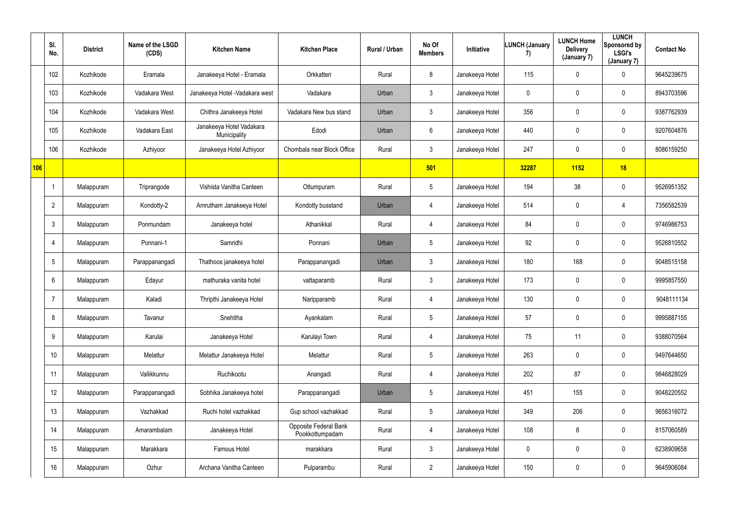| | Sl. No. | District | Name of the LSGD (CDS) | Kitchen Name | Kitchen Place | Rural / Urban | No Of Members | Initiative | LUNCH (January 7) | LUNCH Home Delivery (January 7) | LUNCH Sponsored by LSGI's (January 7) | Contact No |
|---|---|---|---|---|---|---|---|---|---|---|---|---|
| | 102 | Kozhikode | Eramala | Janakeeya Hotel - Eramala | Orkkatteri | Rural | 8 | Janakeeya Hotel | 115 | 0 | 0 | 9645239675 |
| | 103 | Kozhikode | Vadakara West | Janakeeya Hotel -Vadakara west | Vadakara | Urban | 3 | Janakeeya Hotel | 0 | 0 | 0 | 8943703596 |
| | 104 | Kozhikode | Vadakara West | Chithra Janakeeya Hotel | Vadakara New bus stand | Urban | 3 | Janakeeya Hotel | 356 | 0 | 0 | 9387762939 |
| | 105 | Kozhikode | Vadakara East | Janakeeya Hotel Vadakara Municipality | Edodi | Urban | 6 | Janakeeya Hotel | 440 | 0 | 0 | 9207604876 |
| | 106 | Kozhikode | Azhiyoor | Janakeeya Hotel Azhiyoor | Chombala near Block Office | Rural | 3 | Janakeeya Hotel | 247 | 0 | 0 | 8086159250 |
| **106** | | | | | | | **501** | | **32287** | **1152** | **18** | |
| | 1 | Malappuram | Triprangode | Vishista Vanitha Canteen | Ottumpuram | Rural | 5 | Janakeeya Hotel | 194 | 38 | 0 | 9526951352 |
| | 2 | Malappuram | Kondotty-2 | Amrutham Janakeeya Hotel | Kondotty busstand | Urban | 4 | Janakeeya Hotel | 514 | 0 | 4 | 7356582539 |
| | 3 | Malappuram | Ponmundam | Janakeeya hotel | Athanikkal | Rural | 4 | Janakeeya Hotel | 84 | 0 | 0 | 9746986753 |
| | 4 | Malappuram | Ponnani-1 | Samridhi | Ponnani | Urban | 5 | Janakeeya Hotel | 92 | 0 | 0 | 9526810552 |
| | 5 | Malappuram | Parappanangadi | Thathoos janakeeya hotel | Parappanangadi | Urban | 3 | Janakeeya Hotel | 180 | 168 | 0 | 9048515158 |
| | 6 | Malappuram | Edayur | mathuraka vanita hotel | vattaparamb | Rural | 3 | Janakeeya Hotel | 173 | 0 | 0 | 9995857550 |
| | 7 | Malappuram | Kaladi | Thripthi Janakeeya Hotel | Naripparamb | Rural | 4 | Janakeeya Hotel | 130 | 0 | 0 | 9048111134 |
| | 8 | Malappuram | Tavanur | Snehitha | Ayankalam | Rural | 5 | Janakeeya Hotel | 57 | 0 | 0 | 9995887155 |
| | 9 | Malappuram | Karulai | Janakeeya Hotel | Karulayi Town | Rural | 4 | Janakeeya Hotel | 75 | 11 | 0 | 9388070564 |
| | 10 | Malappuram | Melattur | Melattur Janakeeya Hotel | Melattur | Rural | 5 | Janakeeya Hotel | 263 | 0 | 0 | 9497644650 |
| | 11 | Malappuram | Vallikkunnu | Ruchikootu | Anangadi | Rural | 4 | Janakeeya Hotel | 202 | 87 | 0 | 9846828029 |
| | 12 | Malappuram | Parappanangadi | Sobhika Janakeeya hotel | Parappanangadi | Urban | 5 | Janakeeya Hotel | 451 | 155 | 0 | 9048220552 |
| | 13 | Malappuram | Vazhakkad | Ruchi hotel vazhakkad | Gup school vazhakkad | Rural | 5 | Janakeeya Hotel | 349 | 206 | 0 | 9656316072 |
| | 14 | Malappuram | Amarambalam | Janakeeya Hotel | Opposite Federal Bank Pookkottumpadam | Rural | 4 | Janakeeya Hotel | 108 | 8 | 0 | 8157060589 |
| | 15 | Malappuram | Marakkara | Famous Hotel | marakkara | Rural | 3 | Janakeeya Hotel | 0 | 0 | 0 | 6238909658 |
| | 16 | Malappuram | Ozhur | Archana Vanitha Canteen | Pulparambu | Rural | 2 | Janakeeya Hotel | 150 | 0 | 0 | 9645906084 |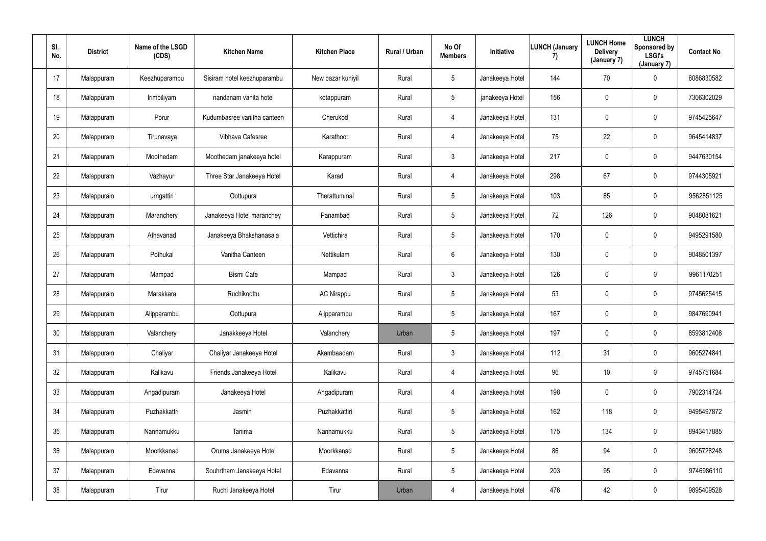| Sl. No. | District | Name of the LSGD (CDS) | Kitchen Name | Kitchen Place | Rural / Urban | No Of Members | Initiative | LUNCH (January 7) | LUNCH Home Delivery (January 7) | LUNCH Sponsored by LSGI's (January 7) | Contact No |
|---|---|---|---|---|---|---|---|---|---|---|---|
| 17 | Malappuram | Keezhuparambu | Sisiram hotel keezhuparambu | New bazar kuniyil | Rural | 5 | Janakeeya Hotel | 144 | 70 | 0 | 8086830582 |
| 18 | Malappuram | Irimbiliyam | nandanam vanita hotel | kotappuram | Rural | 5 | janakeeya Hotel | 156 | 0 | 0 | 7306302029 |
| 19 | Malappuram | Porur | Kudumbasree vanitha canteen | Cherukod | Rural | 4 | Janakeeya Hotel | 131 | 0 | 0 | 9745425647 |
| 20 | Malappuram | Tirunavaya | Vibhava Cafesree | Karathoor | Rural | 4 | Janakeeya Hotel | 75 | 22 | 0 | 9645414837 |
| 21 | Malappuram | Moothedam | Moothedam janakeeya hotel | Karappuram | Rural | 3 | Janakeeya Hotel | 217 | 0 | 0 | 9447630154 |
| 22 | Malappuram | Vazhayur | Three Star Janakeeya Hotel | Karad | Rural | 4 | Janakeeya Hotel | 298 | 67 | 0 | 9744305921 |
| 23 | Malappuram | urngattiri | Oottupura | Therattummal | Rural | 5 | Janakeeya Hotel | 103 | 85 | 0 | 9562851125 |
| 24 | Malappuram | Maranchery | Janakeeya Hotel maranchey | Panambad | Rural | 5 | Janakeeya Hotel | 72 | 126 | 0 | 9048081621 |
| 25 | Malappuram | Athavanad | Janakeeya Bhakshanasala | Vettichira | Rural | 5 | Janakeeya Hotel | 170 | 0 | 0 | 9495291580 |
| 26 | Malappuram | Pothukal | Vanitha Canteen | Nettikulam | Rural | 6 | Janakeeya Hotel | 130 | 0 | 0 | 9048501397 |
| 27 | Malappuram | Mampad | Bismi Cafe | Mampad | Rural | 3 | Janakeeya Hotel | 126 | 0 | 0 | 9961170251 |
| 28 | Malappuram | Marakkara | Ruchikoottu | AC Nirappu | Rural | 5 | Janakeeya Hotel | 53 | 0 | 0 | 9745625415 |
| 29 | Malappuram | Alipparambu | Oottupura | Alipparambu | Rural | 5 | Janakeeya Hotel | 167 | 0 | 0 | 9847690941 |
| 30 | Malappuram | Valanchery | Janakkeeya Hotel | Valanchery | Urban | 5 | Janakeeya Hotel | 197 | 0 | 0 | 8593812408 |
| 31 | Malappuram | Chaliyar | Chaliyar Janakeeya Hotel | Akambaadam | Rural | 3 | Janakeeya Hotel | 112 | 31 | 0 | 9605274841 |
| 32 | Malappuram | Kalikavu | Friends Janakeeya Hotel | Kalikavu | Rural | 4 | Janakeeya Hotel | 96 | 10 | 0 | 9745751684 |
| 33 | Malappuram | Angadipuram | Janakeeya Hotel | Angadipuram | Rural | 4 | Janakeeya Hotel | 198 | 0 | 0 | 7902314724 |
| 34 | Malappuram | Puzhakkattri | Jasmin | Puzhakkattiri | Rural | 5 | Janakeeya Hotel | 162 | 118 | 0 | 9495497872 |
| 35 | Malappuram | Nannamukku | Tanima | Nannamukku | Rural | 5 | Janakeeya Hotel | 175 | 134 | 0 | 8943417885 |
| 36 | Malappuram | Moorkkanad | Oruma Janakeeya Hotel | Moorkkanad | Rural | 5 | Janakeeya Hotel | 86 | 94 | 0 | 9605728248 |
| 37 | Malappuram | Edavanna | Souhrtham Janakeeya Hotel | Edavanna | Rural | 5 | Janakeeya Hotel | 203 | 95 | 0 | 9746986110 |
| 38 | Malappuram | Tirur | Ruchi Janakeeya Hotel | Tirur | Urban | 4 | Janakeeya Hotel | 476 | 42 | 0 | 9895409528 |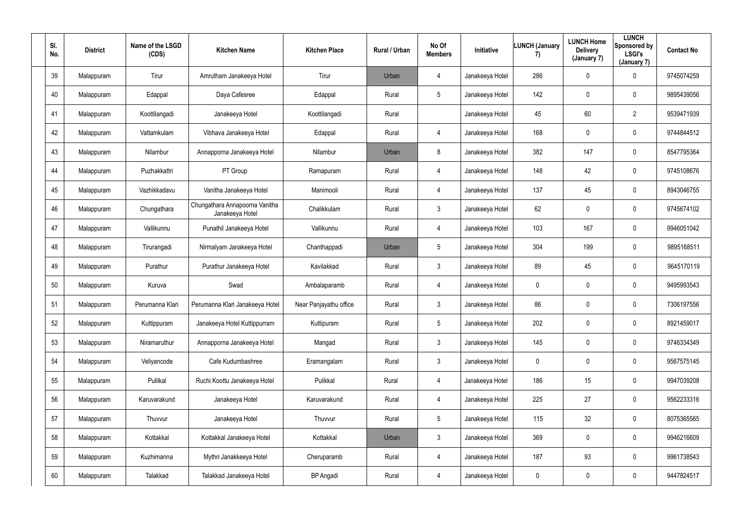| Sl. No. | District | Name of the LSGD (CDS) | Kitchen Name | Kitchen Place | Rural / Urban | No Of Members | Initiative | LUNCH (January 7) | LUNCH Home Delivery (January 7) | LUNCH Sponsored by LSGI's (January 7) | Contact No |
|---|---|---|---|---|---|---|---|---|---|---|---|
| 39 | Malappuram | Tirur | Amrutham Janakeeya Hotel | Tirur | Urban | 4 | Janakeeya Hotel | 286 | 0 | 0 | 9745074259 |
| 40 | Malappuram | Edappal | Daya Cafesree | Edappal | Rural | 5 | Janakeeya Hotel | 142 | 0 | 0 | 9895439056 |
| 41 | Malappuram | Koottilangadi | Janakeeya Hotel | Koottilangadi | Rural | | Janakeeya Hotel | 45 | 60 | 2 | 9539471939 |
| 42 | Malappuram | Vattamkulam | Vibhava Janakeeya Hotel | Edappal | Rural | 4 | Janakeeya Hotel | 168 | 0 | 0 | 9744844512 |
| 43 | Malappuram | Nilambur | Annapporna Janakeeya Hotel | Nilambur | Urban | 8 | Janakeeya Hotel | 382 | 147 | 0 | 8547795364 |
| 44 | Malappuram | Puzhakkattri | PT Group | Ramapuram | Rural | 4 | Janakeeya Hotel | 148 | 42 | 0 | 9745108676 |
| 45 | Malappuram | Vazhikkadavu | Vanitha Janakeeya Hotel | Manimooli | Rural | 4 | Janakeeya Hotel | 137 | 45 | 0 | 8943046755 |
| 46 | Malappuram | Chungathara | Chungathara Annapoorna Vanitha Janakeeya Hotel | Chalikkulam | Rural | 3 | Janakeeya Hotel | 62 | 0 | 0 | 9745674102 |
| 47 | Malappuram | Vallikunnu | Punathil Janakeeya Hotel | Vallikunnu | Rural | 4 | Janakeeya Hotel | 103 | 167 | 0 | 9946051042 |
| 48 | Malappuram | Tirurangadi | Nirmalyam Janakeeya Hotel | Chanthappadi | Urban | 5 | Janakeeya Hotel | 304 | 199 | 0 | 9895168511 |
| 49 | Malappuram | Purathur | Purathur Janakeeya Hotel | Kavilakkad | Rural | 3 | Janakeeya Hotel | 89 | 45 | 0 | 9645170119 |
| 50 | Malappuram | Kuruva | Swad | Ambalaparamb | Rural | 4 | Janakeeya Hotel | 0 | 0 | 0 | 9495993543 |
| 51 | Malappuram | Perumanna Klari | Perumanna Klari Janakeeya Hotel | Near Panjayathu office | Rural | 3 | Janakeeya Hotel | 86 | 0 | 0 | 7306197556 |
| 52 | Malappuram | Kuttippuram | Janakeeya Hotel Kuttippurram | Kuttipuram | Rural | 5 | Janakeeya Hotel | 202 | 0 | 0 | 8921459017 |
| 53 | Malappuram | Niramaruthur | Annapporna Janakeeya Hotel | Mangad | Rural | 3 | Janakeeya Hotel | 145 | 0 | 0 | 9746334349 |
| 54 | Malappuram | Veliyancode | Cafe Kudumbashree | Eramangalam | Rural | 3 | Janakeeya Hotel | 0 | 0 | 0 | 9567575145 |
| 55 | Malappuram | Pulilkal | Ruchi Koottu Janakeeya Hotel | Pulikkal | Rural | 4 | Janakeeya Hotel | 186 | 15 | 0 | 9947039208 |
| 56 | Malappuram | Karuvarakund | Janakeeya Hotel | Karuvarakund | Rural | 4 | Janakeeya Hotel | 225 | 27 | 0 | 9562233316 |
| 57 | Malappuram | Thuvvur | Janakeeya Hotel | Thuvvur | Rural | 5 | Janakeeya Hotel | 115 | 32 | 0 | 8075365565 |
| 58 | Malappuram | Kottakkal | Kottakkal Janakeeya Hotel | Kottakkal | Urban | 3 | Janakeeya Hotel | 369 | 0 | 0 | 9946216609 |
| 59 | Malappuram | Kuzhimanna | Mythri Janakkeeya Hotel | Cheruparamb | Rural | 4 | Janakeeya Hotel | 187 | 93 | 0 | 9961738543 |
| 60 | Malappuram | Talakkad | Talakkad Janakeeya Hotel | BP Angadi | Rural | 4 | Janakeeya Hotel | 0 | 0 | 0 | 9447824517 |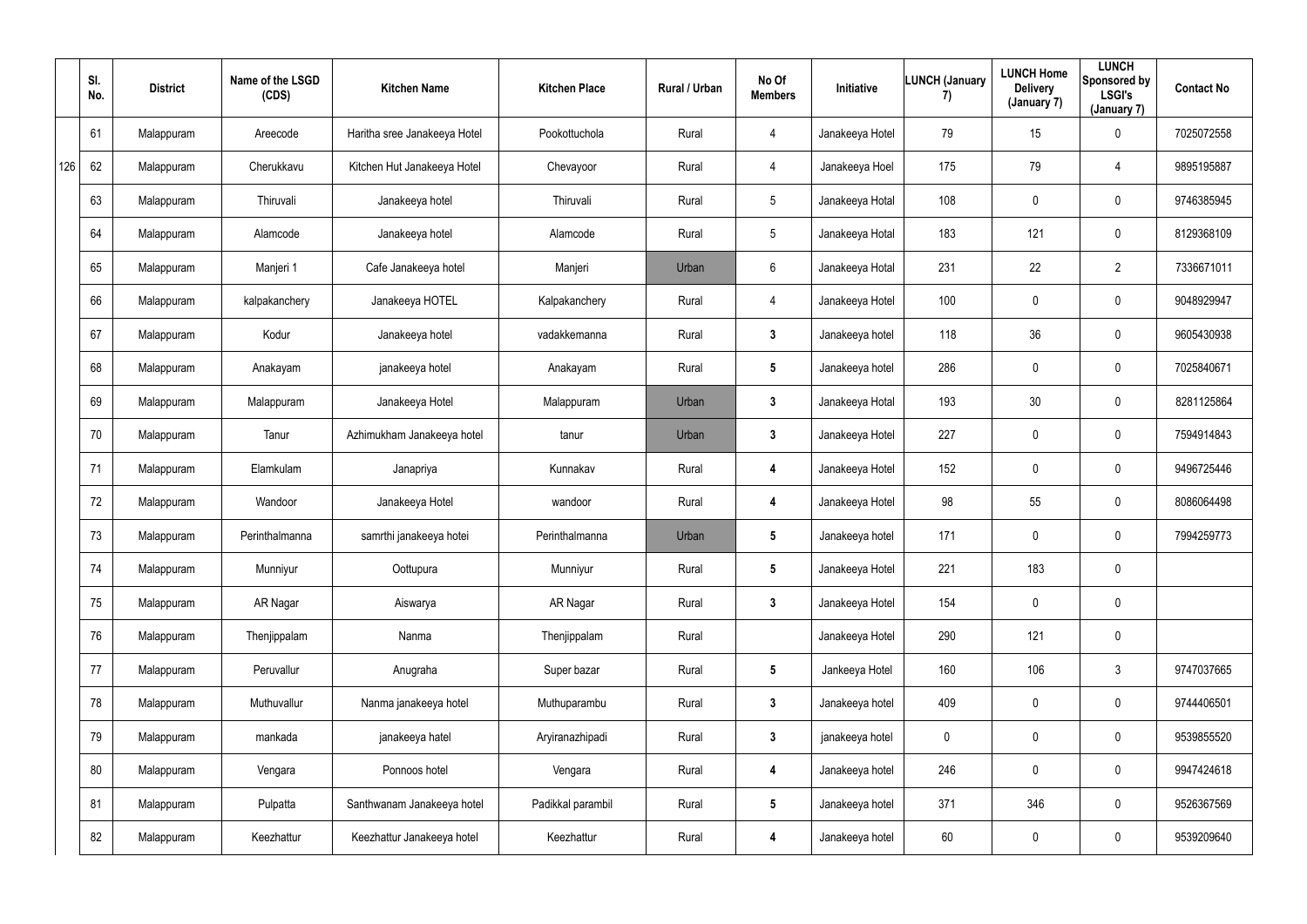| | Sl. No. | District | Name of the LSGD (CDS) | Kitchen Name | Kitchen Place | Rural / Urban | No Of Members | Initiative | LUNCH (January 7) | LUNCH Home Delivery (January 7) | LUNCH Sponsored by LSGI's (January 7) | Contact No |
|---|---|---|---|---|---|---|---|---|---|---|---|---|
| 126 | 61 | Malappuram | Areecode | Haritha sree Janakeeya Hotel | Pookottuchola | Rural | 4 | Janakeeya Hotel | 79 | 15 | 0 | 7025072558 |
| | 62 | Malappuram | Cherukkavu | Kitchen Hut Janakeeya Hotel | Chevayoor | Rural | 4 | Janakeeya Hoel | 175 | 79 | 4 | 9895195887 |
| | 63 | Malappuram | Thiruvali | Janakeeya hotel | Thiruvali | Rural | 5 | Janakeeya Hotal | 108 | 0 | 0 | 9746385945 |
| | 64 | Malappuram | Alamcode | Janakeeya hotel | Alamcode | Rural | 5 | Janakeeya Hotal | 183 | 121 | 0 | 8129368109 |
| | 65 | Malappuram | Manjeri 1 | Cafe Janakeeya hotel | Manjeri | Urban | 6 | Janakeeya Hotal | 231 | 22 | 2 | 7336671011 |
| | 66 | Malappuram | kalpakanchery | Janakeeya HOTEL | Kalpakanchery | Rural | 4 | Janakeeya Hotel | 100 | 0 | 0 | 9048929947 |
| | 67 | Malappuram | Kodur | Janakeeya hotel | vadakkemanna | Rural | 3 | Janakeeya hotel | 118 | 36 | 0 | 9605430938 |
| | 68 | Malappuram | Anakayam | janakeeya hotel | Anakayam | Rural | 5 | Janakeeya hotel | 286 | 0 | 0 | 7025840671 |
| | 69 | Malappuram | Malappuram | Janakeeya Hotel | Malappuram | Urban | 3 | Janakeeya Hotal | 193 | 30 | 0 | 8281125864 |
| | 70 | Malappuram | Tanur | Azhimukham Janakeeya hotel | tanur | Urban | 3 | Janakeeya Hotel | 227 | 0 | 0 | 7594914843 |
| | 71 | Malappuram | Elamkulam | Janapriya | Kunnakav | Rural | 4 | Janakeeya Hotel | 152 | 0 | 0 | 9496725446 |
| | 72 | Malappuram | Wandoor | Janakeeya Hotel | wandoor | Rural | 4 | Janakeeya Hotel | 98 | 55 | 0 | 8086064498 |
| | 73 | Malappuram | Perinthalmanna | samrthi janakeeya hotei | Perinthalmanna | Urban | 5 | Janakeeya hotel | 171 | 0 | 0 | 7994259773 |
| | 74 | Malappuram | Munniyur | Oottupura | Munniyur | Rural | 5 | Janakeeya Hotel | 221 | 183 | 0 | |
| | 75 | Malappuram | AR Nagar | Aiswarya | AR Nagar | Rural | 3 | Janakeeya Hotel | 154 | 0 | 0 | |
| | 76 | Malappuram | Thenjippalam | Nanma | Thenjippalam | Rural | | Janakeeya Hotel | 290 | 121 | 0 | |
| | 77 | Malappuram | Peruvallur | Anugraha | Super bazar | Rural | 5 | Jankeeya Hotel | 160 | 106 | 3 | 9747037665 |
| | 78 | Malappuram | Muthuvallur | Nanma janakeeya hotel | Muthuparambu | Rural | 3 | Janakeeya hotel | 409 | 0 | 0 | 9744406501 |
| | 79 | Malappuram | mankada | janakeeya hatel | Aryiranazhipadi | Rural | 3 | janakeeya hotel | 0 | 0 | 0 | 9539855520 |
| | 80 | Malappuram | Vengara | Ponnoos hotel | Vengara | Rural | 4 | Janakeeya hotel | 246 | 0 | 0 | 9947424618 |
| | 81 | Malappuram | Pulpatta | Santhwanam Janakeeya hotel | Padikkal parambil | Rural | 5 | Janakeeya hotel | 371 | 346 | 0 | 9526367569 |
| | 82 | Malappuram | Keezhattur | Keezhattur Janakeeya hotel | Keezhattur | Rural | 4 | Janakeeya hotel | 60 | 0 | 0 | 9539209640 |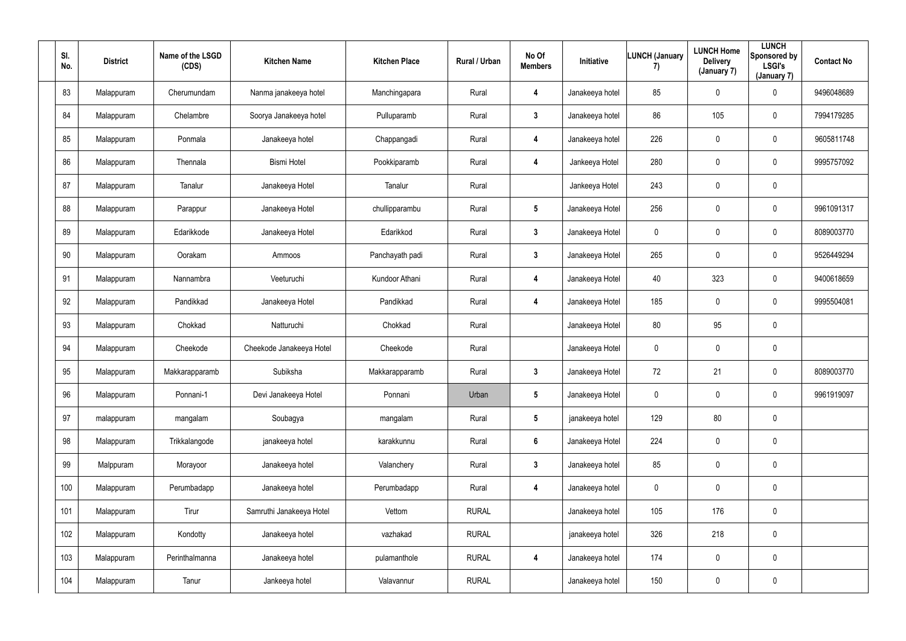| Sl. No. | District | Name of the LSGD (CDS) | Kitchen Name | Kitchen Place | Rural / Urban | No Of Members | Initiative | LUNCH (January 7) | LUNCH Home Delivery (January 7) | LUNCH Sponsored by LSGI's (January 7) | Contact No |
|---|---|---|---|---|---|---|---|---|---|---|---|
| 83 | Malappuram | Cherumundam | Nanma janakeeya hotel | Manchingapara | Rural | 4 | Janakeeya hotel | 85 | 0 | 0 | 9496048689 |
| 84 | Malappuram | Chelambre | Soorya Janakeeya hotel | Pulluparamb | Rural | 3 | Janakeeya hotel | 86 | 105 | 0 | 7994179285 |
| 85 | Malappuram | Ponmala | Janakeeya hotel | Chappangadi | Rural | 4 | Janakeeya hotel | 226 | 0 | 0 | 9605811748 |
| 86 | Malappuram | Thennala | Bismi Hotel | Pookkiparamb | Rural | 4 | Jankeeya Hotel | 280 | 0 | 0 | 9995757092 |
| 87 | Malappuram | Tanalur | Janakeeya Hotel | Tanalur | Rural | | Jankeeya Hotel | 243 | 0 | 0 | |
| 88 | Malappuram | Parappur | Janakeeya Hotel | chullipparambu | Rural | 5 | Janakeeya Hotel | 256 | 0 | 0 | 9961091317 |
| 89 | Malappuram | Edarikkode | Janakeeya Hotel | Edarikkod | Rural | 3 | Janakeeya Hotel | 0 | 0 | 0 | 8089003770 |
| 90 | Malappuram | Oorakam | Ammoos | Panchayath padi | Rural | 3 | Janakeeya Hotel | 265 | 0 | 0 | 9526449294 |
| 91 | Malappuram | Nannambra | Veeturuchi | Kundoor Athani | Rural | 4 | Janakeeya Hotel | 40 | 323 | 0 | 9400618659 |
| 92 | Malappuram | Pandikkad | Janakeeya Hotel | Pandikkad | Rural | 4 | Janakeeya Hotel | 185 | 0 | 0 | 9995504081 |
| 93 | Malappuram | Chokkad | Natturuchi | Chokkad | Rural | | Janakeeya Hotel | 80 | 95 | 0 | |
| 94 | Malappuram | Cheekode | Cheekode Janakeeya Hotel | Cheekode | Rural | | Janakeeya Hotel | 0 | 0 | 0 | |
| 95 | Malappuram | Makkarapparamb | Subiksha | Makkarapparamb | Rural | 3 | Janakeeya Hotel | 72 | 21 | 0 | 8089003770 |
| 96 | Malappuram | Ponnani-1 | Devi Janakeeya Hotel | Ponnani | Urban | 5 | Janakeeya Hotel | 0 | 0 | 0 | 9961919097 |
| 97 | malappuram | mangalam | Soubagya | mangalam | Rural | 5 | janakeeya hotel | 129 | 80 | 0 | |
| 98 | Malappuram | Trikkalangode | janakeeya hotel | karakkunnu | Rural | 6 | Janakeeya Hotel | 224 | 0 | 0 | |
| 99 | Malppuram | Morayoor | Janakeeya hotel | Valanchery | Rural | 3 | Janakeeya hotel | 85 | 0 | 0 | |
| 100 | Malappuram | Perumbadapp | Janakeeya hotel | Perumbadapp | Rural | 4 | Janakeeya hotel | 0 | 0 | 0 | |
| 101 | Malappuram | Tirur | Samruthi Janakeeya Hotel | Vettom | RURAL | | Janakeeya hotel | 105 | 176 | 0 | |
| 102 | Malappuram | Kondotty | Janakeeya hotel | vazhakad | RURAL | | janakeeya hotel | 326 | 218 | 0 | |
| 103 | Malappuram | Perinthalmanna | Janakeeya hotel | pulamanthole | RURAL | 4 | Janakeeya hotel | 174 | 0 | 0 | |
| 104 | Malappuram | Tanur | Jankeeya hotel | Valavannur | RURAL | | Janakeeya hotel | 150 | 0 | 0 | |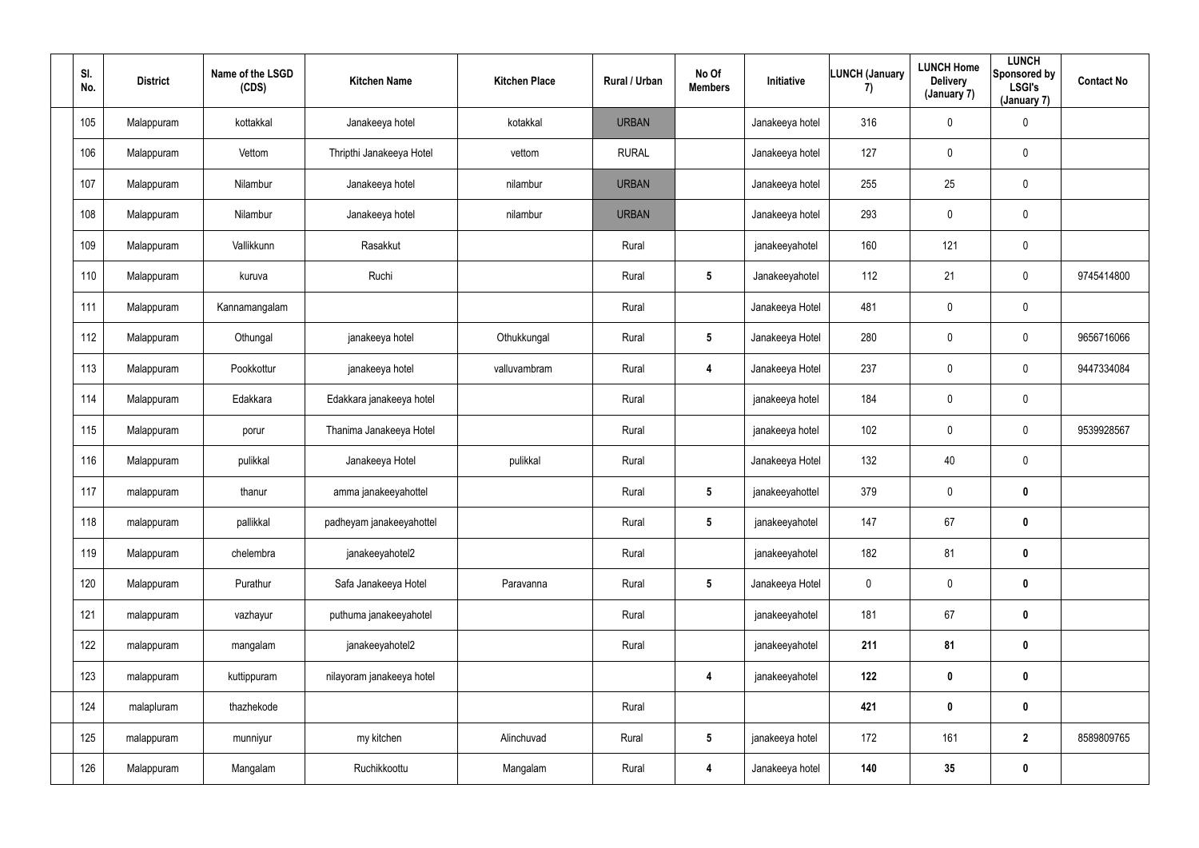| Sl. No. | District | Name of the LSGD (CDS) | Kitchen Name | Kitchen Place | Rural / Urban | No Of Members | Initiative | LUNCH (January 7) | LUNCH Home Delivery (January 7) | LUNCH Sponsored by LSGI's (January 7) | Contact No |
|---|---|---|---|---|---|---|---|---|---|---|---|
| 105 | Malappuram | kottakkal | Janakeeya hotel | kotakkal | URBAN | | Janakeeya hotel | 316 | 0 | 0 | |
| 106 | Malappuram | Vettom | Thripthi Janakeeya Hotel | vettom | RURAL | | Janakeeya hotel | 127 | 0 | 0 | |
| 107 | Malappuram | Nilambur | Janakeeya hotel | nilambur | URBAN | | Janakeeya hotel | 255 | 25 | 0 | |
| 108 | Malappuram | Nilambur | Janakeeya hotel | nilambur | URBAN | | Janakeeya hotel | 293 | 0 | 0 | |
| 109 | Malappuram | Vallikkunn | Rasakkut | | Rural | | janakeeyahotel | 160 | 121 | 0 | |
| 110 | Malappuram | kuruva | Ruchi | | Rural | 5 | Janakeeyahotel | 112 | 21 | 0 | 9745414800 |
| 111 | Malappuram | Kannamangalam | | | Rural | | Janakeeya Hotel | 481 | 0 | 0 | |
| 112 | Malappuram | Othungal | janakeeya hotel | Othukkungal | Rural | 5 | Janakeeya Hotel | 280 | 0 | 0 | 9656716066 |
| 113 | Malappuram | Pookkottur | janakeeya hotel | valluvambram | Rural | 4 | Janakeeya Hotel | 237 | 0 | 0 | 9447334084 |
| 114 | Malappuram | Edakkara | Edakkara janakeeya hotel | | Rural | | janakeeya hotel | 184 | 0 | 0 | |
| 115 | Malappuram | porur | Thanima Janakeeya Hotel | | Rural | | janakeeya hotel | 102 | 0 | 0 | 9539928567 |
| 116 | Malappuram | pulikkal | Janakeeya Hotel | pulikkal | Rural | | Janakeeya Hotel | 132 | 40 | 0 | |
| 117 | malappuram | thanur | amma janakeeyahottel | | Rural | 5 | janakeeyahottel | 379 | 0 | 0 | |
| 118 | malappuram | pallikkal | padheyam janakeeyahottel | | Rural | 5 | janakeeyahotel | 147 | 67 | 0 | |
| 119 | Malappuram | chelembra | janakeeyahotel2 | | Rural | | janakeeyahotel | 182 | 81 | 0 | |
| 120 | Malappuram | Purathur | Safa Janakeeya Hotel | Paravanna | Rural | 5 | Janakeeya Hotel | 0 | 0 | 0 | |
| 121 | malappuram | vazhayur | puthuma janakeeyahotel | | Rural | | janakeeyahotel | 181 | 67 | 0 | |
| 122 | malappuram | mangalam | janakeeyahotel2 | | Rural | | janakeeyahotel | 211 | 81 | 0 | |
| 123 | malappuram | kuttippuram | nilayoram janakeeya hotel | | | 4 | janakeeyahotel | 122 | 0 | 0 | |
| 124 | malapluram | thazhekode | | | Rural | | | 421 | 0 | 0 | |
| 125 | malappuram | munniyur | my kitchen | Alinchuvad | Rural | 5 | janakeeya hotel | 172 | 161 | 2 | 8589809765 |
| 126 | Malappuram | Mangalam | Ruchikkoottu | Mangalam | Rural | 4 | Janakeeya hotel | 140 | 35 | 0 | |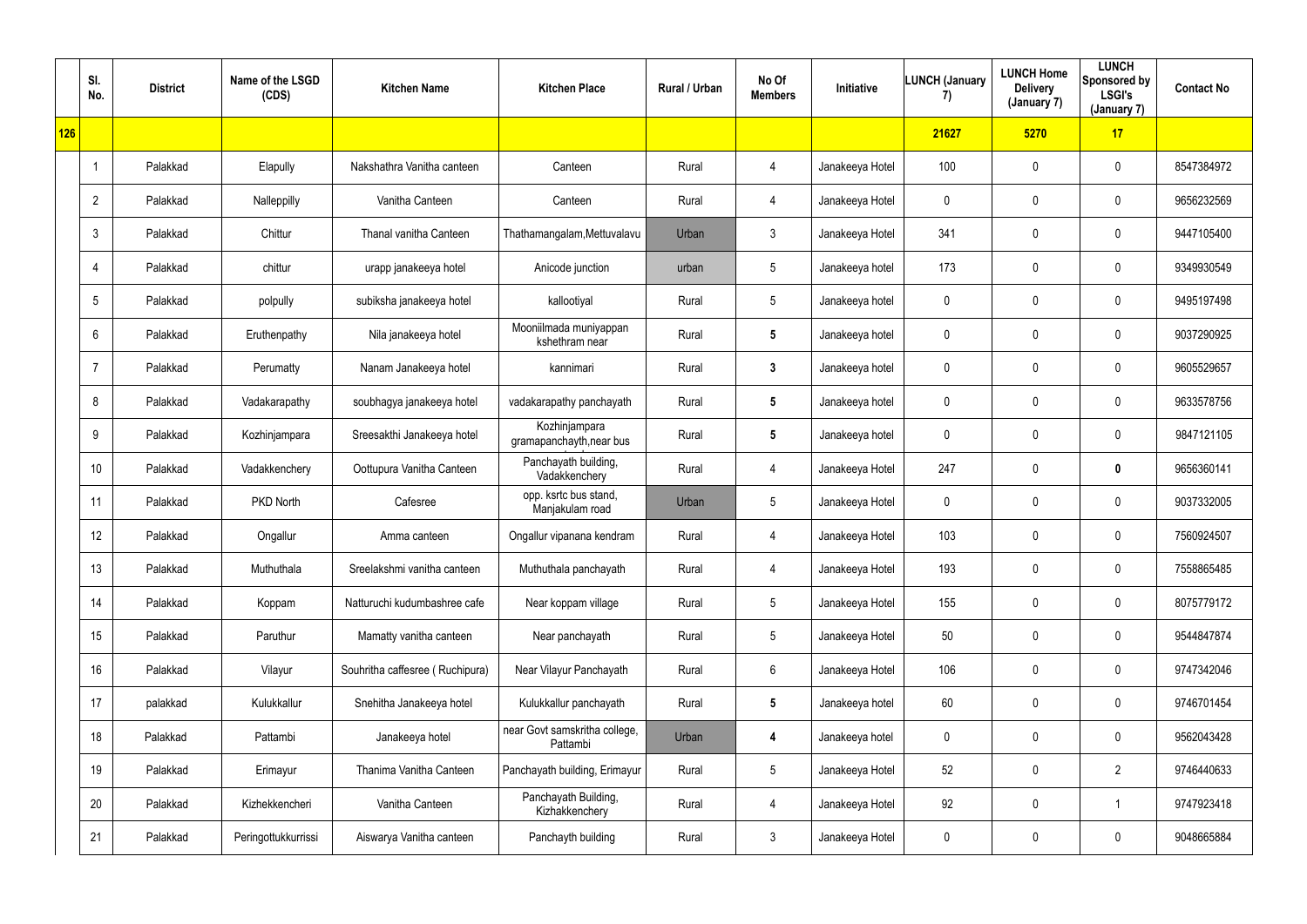| | Sl. No. | District | Name of the LSGD (CDS) | Kitchen Name | Kitchen Place | Rural / Urban | No Of Members | Initiative | LUNCH (January 7) | LUNCH Home Delivery (January 7) | LUNCH Sponsored by LSGI's (January 7) | Contact No |
|---|---|---|---|---|---|---|---|---|---|---|---|---|
| 126 | | | | | | | | | 21627 | 5270 | 17 | |
| | 1 | Palakkad | Elapully | Nakshathra Vanitha canteen | Canteen | Rural | 4 | Janakeeya Hotel | 100 | 0 | 0 | 8547384972 |
| | 2 | Palakkad | Nalleppilly | Vanitha Canteen | Canteen | Rural | 4 | Janakeeya Hotel | 0 | 0 | 0 | 9656232569 |
| | 3 | Palakkad | Chittur | Thanal vanitha Canteen | Thathamangalam,Mettuvalavu | Urban | 3 | Janakeeya Hotel | 341 | 0 | 0 | 9447105400 |
| | 4 | Palakkad | chittur | urapp janakeeya hotel | Anicode junction | urban | 5 | Janakeeya hotel | 173 | 0 | 0 | 9349930549 |
| | 5 | Palakkad | polpully | subiksha janakeeya hotel | kallootiyal | Rural | 5 | Janakeeya hotel | 0 | 0 | 0 | 9495197498 |
| | 6 | Palakkad | Eruthenpathy | Nila janakeeya hotel | Mooniilmada muniyappan kshethram near | Rural | 5 | Janakeeya hotel | 0 | 0 | 0 | 9037290925 |
| | 7 | Palakkad | Perumatty | Nanam Janakeeya hotel | kannimari | Rural | 3 | Janakeeya hotel | 0 | 0 | 0 | 9605529657 |
| | 8 | Palakkad | Vadakarapathy | soubhagya janakeeya hotel | vadakarapathy panchayath | Rural | 5 | Janakeeya hotel | 0 | 0 | 0 | 9633578756 |
| | 9 | Palakkad | Kozhinjampara | Sreesakthi Janakeeya hotel | Kozhinjampara gramapanchayth,near bus | Rural | 5 | Janakeeya hotel | 0 | 0 | 0 | 9847121105 |
| | 10 | Palakkad | Vadakkenchery | Oottupura Vanitha Canteen | Panchayath building, Vadakkenchery | Rural | 4 | Janakeeya Hotel | 247 | 0 | 0 | 9656360141 |
| | 11 | Palakkad | PKD North | Cafesree | opp. ksrtc bus stand, Manjakulam road | Urban | 5 | Janakeeya Hotel | 0 | 0 | 0 | 9037332005 |
| | 12 | Palakkad | Ongallur | Amma canteen | Ongallur vipanana kendram | Rural | 4 | Janakeeya Hotel | 103 | 0 | 0 | 7560924507 |
| | 13 | Palakkad | Muthuthala | Sreelakshmi vanitha canteen | Muthuthala panchayath | Rural | 4 | Janakeeya Hotel | 193 | 0 | 0 | 7558865485 |
| | 14 | Palakkad | Koppam | Natturuchi kudumbashree cafe | Near koppam village | Rural | 5 | Janakeeya Hotel | 155 | 0 | 0 | 8075779172 |
| | 15 | Palakkad | Paruthur | Mamatty vanitha canteen | Near panchayath | Rural | 5 | Janakeeya Hotel | 50 | 0 | 0 | 9544847874 |
| | 16 | Palakkad | Vilayur | Souhritha caffesree ( Ruchipura) | Near Vilayur Panchayath | Rural | 6 | Janakeeya Hotel | 106 | 0 | 0 | 9747342046 |
| | 17 | palakkad | Kulukkallur | Snehitha Janakeeya hotel | Kulukkallur panchayath | Rural | 5 | Janakeeya hotel | 60 | 0 | 0 | 9746701454 |
| | 18 | Palakkad | Pattambi | Janakeeya hotel | near Govt samskritha college, Pattambi | Urban | 4 | Janakeeya hotel | 0 | 0 | 0 | 9562043428 |
| | 19 | Palakkad | Erimayur | Thanima Vanitha Canteen | Panchayath building, Erimayur | Rural | 5 | Janakeeya Hotel | 52 | 0 | 2 | 9746440633 |
| | 20 | Palakkad | Kizhekkencheri | Vanitha Canteen | Panchayath Building, Kizhakkenchery | Rural | 4 | Janakeeya Hotel | 92 | 0 | 1 | 9747923418 |
| | 21 | Palakkad | Peringottukkurrissi | Aiswarya Vanitha canteen | Panchayth building | Rural | 3 | Janakeeya Hotel | 0 | 0 | 0 | 9048665884 |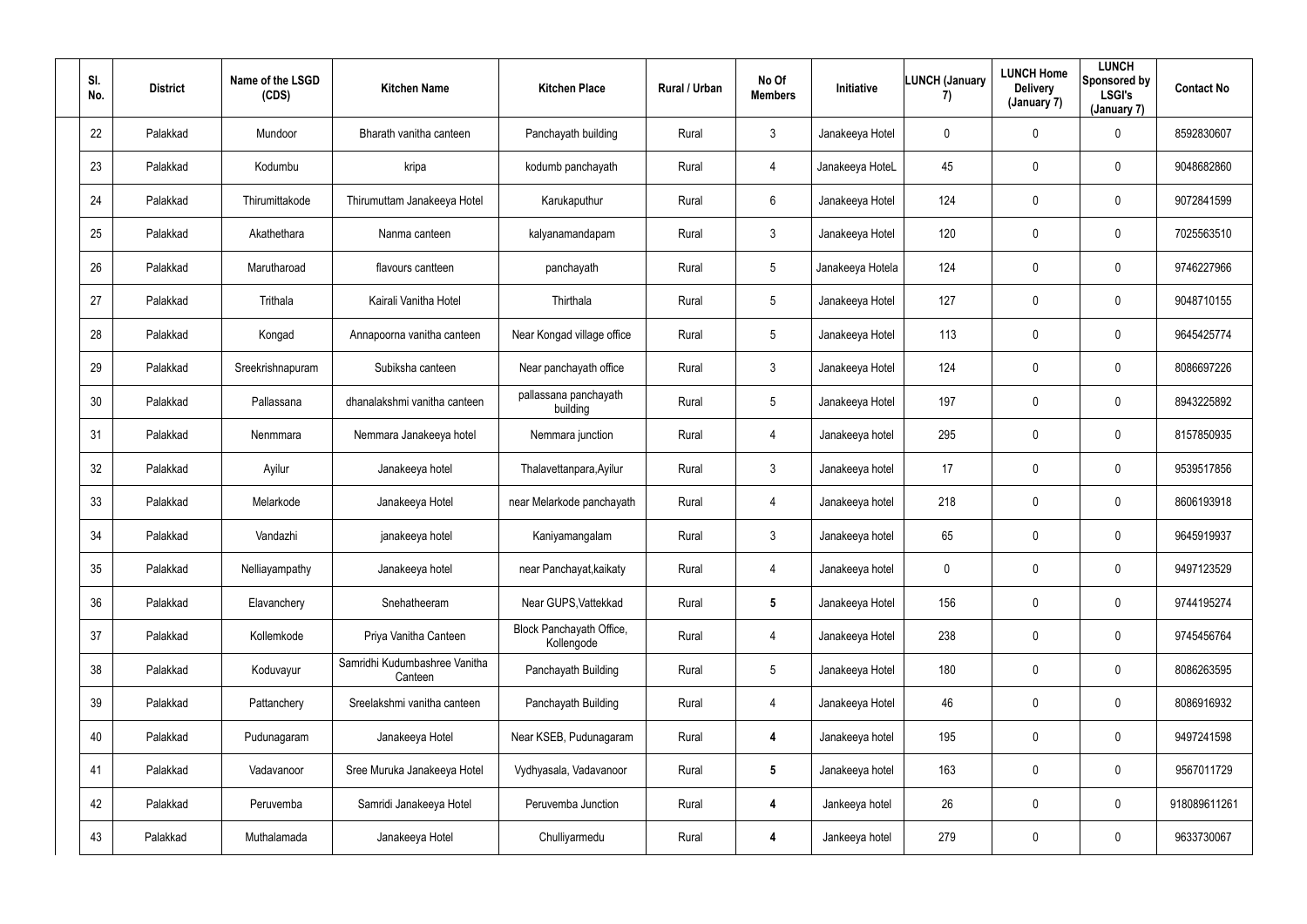| Sl. No. | District | Name of the LSGD (CDS) | Kitchen Name | Kitchen Place | Rural / Urban | No Of Members | Initiative | LUNCH (January 7) | LUNCH Home Delivery (January 7) | LUNCH Sponsored by LSGI's (January 7) | Contact No |
|---|---|---|---|---|---|---|---|---|---|---|---|
| 22 | Palakkad | Mundoor | Bharath vanitha canteen | Panchayath building | Rural | 3 | Janakeeya Hotel | 0 | 0 | 0 | 8592830607 |
| 23 | Palakkad | Kodumbu | kripa | kodumb panchayath | Rural | 4 | Janakeeya HoteL | 45 | 0 | 0 | 9048682860 |
| 24 | Palakkad | Thirumittakode | Thirumuttam Janakeeya Hotel | Karukaputhur | Rural | 6 | Janakeeya Hotel | 124 | 0 | 0 | 9072841599 |
| 25 | Palakkad | Akathethara | Nanma canteen | kalyanamandapam | Rural | 3 | Janakeeya Hotel | 120 | 0 | 0 | 7025563510 |
| 26 | Palakkad | Marutharoad | flavours cantteen | panchayath | Rural | 5 | Janakeeya Hotela | 124 | 0 | 0 | 9746227966 |
| 27 | Palakkad | Trithala | Kairali Vanitha Hotel | Thirthala | Rural | 5 | Janakeeya Hotel | 127 | 0 | 0 | 9048710155 |
| 28 | Palakkad | Kongad | Annapoorna vanitha canteen | Near Kongad village office | Rural | 5 | Janakeeya Hotel | 113 | 0 | 0 | 9645425774 |
| 29 | Palakkad | Sreekrishnapuram | Subiksha canteen | Near panchayath office | Rural | 3 | Janakeeya Hotel | 124 | 0 | 0 | 8086697226 |
| 30 | Palakkad | Pallassana | dhanalakshmi vanitha canteen | pallassana panchayath building | Rural | 5 | Janakeeya Hotel | 197 | 0 | 0 | 8943225892 |
| 31 | Palakkad | Nenmmara | Nemmara Janakeeya hotel | Nemmara junction | Rural | 4 | Janakeeya hotel | 295 | 0 | 0 | 8157850935 |
| 32 | Palakkad | Ayilur | Janakeeya hotel | Thalavettanpara,Ayilur | Rural | 3 | Janakeeya hotel | 17 | 0 | 0 | 9539517856 |
| 33 | Palakkad | Melarkode | Janakeeya Hotel | near Melarkode panchayath | Rural | 4 | Janakeeya hotel | 218 | 0 | 0 | 8606193918 |
| 34 | Palakkad | Vandazhi | janakeeya hotel | Kaniyamangalam | Rural | 3 | Janakeeya hotel | 65 | 0 | 0 | 9645919937 |
| 35 | Palakkad | Nelliayampathy | Janakeeya hotel | near Panchayat,kaikaty | Rural | 4 | Janakeeya hotel | 0 | 0 | 0 | 9497123529 |
| 36 | Palakkad | Elavanchery | Snehatheeram | Near GUPS,Vattekkad | Rural | **5** | Janakeeya Hotel | 156 | 0 | 0 | 9744195274 |
| 37 | Palakkad | Kollemkode | Priya Vanitha Canteen | Block Panchayath Office, Kollengode | Rural | 4 | Janakeeya Hotel | 238 | 0 | 0 | 9745456764 |
| 38 | Palakkad | Koduvayur | Samridhi Kudumbashree Vanitha Canteen | Panchayath Building | Rural | 5 | Janakeeya Hotel | 180 | 0 | 0 | 8086263595 |
| 39 | Palakkad | Pattanchery | Sreelakshmi vanitha canteen | Panchayath Building | Rural | 4 | Janakeeya Hotel | 46 | 0 | 0 | 8086916932 |
| 40 | Palakkad | Pudunagaram | Janakeeya Hotel | Near KSEB, Pudunagaram | Rural | **4** | Janakeeya hotel | 195 | 0 | 0 | 9497241598 |
| 41 | Palakkad | Vadavanoor | Sree Muruka Janakeeya Hotel | Vydhyasala, Vadavanoor | Rural | **5** | Janakeeya hotel | 163 | 0 | 0 | 9567011729 |
| 42 | Palakkad | Peruvemba | Samridi Janakeeya Hotel | Peruvemba Junction | Rural | **4** | Jankeeya hotel | 26 | 0 | 0 | 918089611261 |
| 43 | Palakkad | Muthalamada | Janakeeya Hotel | Chulliyarmedu | Rural | **4** | Jankeeya hotel | 279 | 0 | 0 | 9633730067 |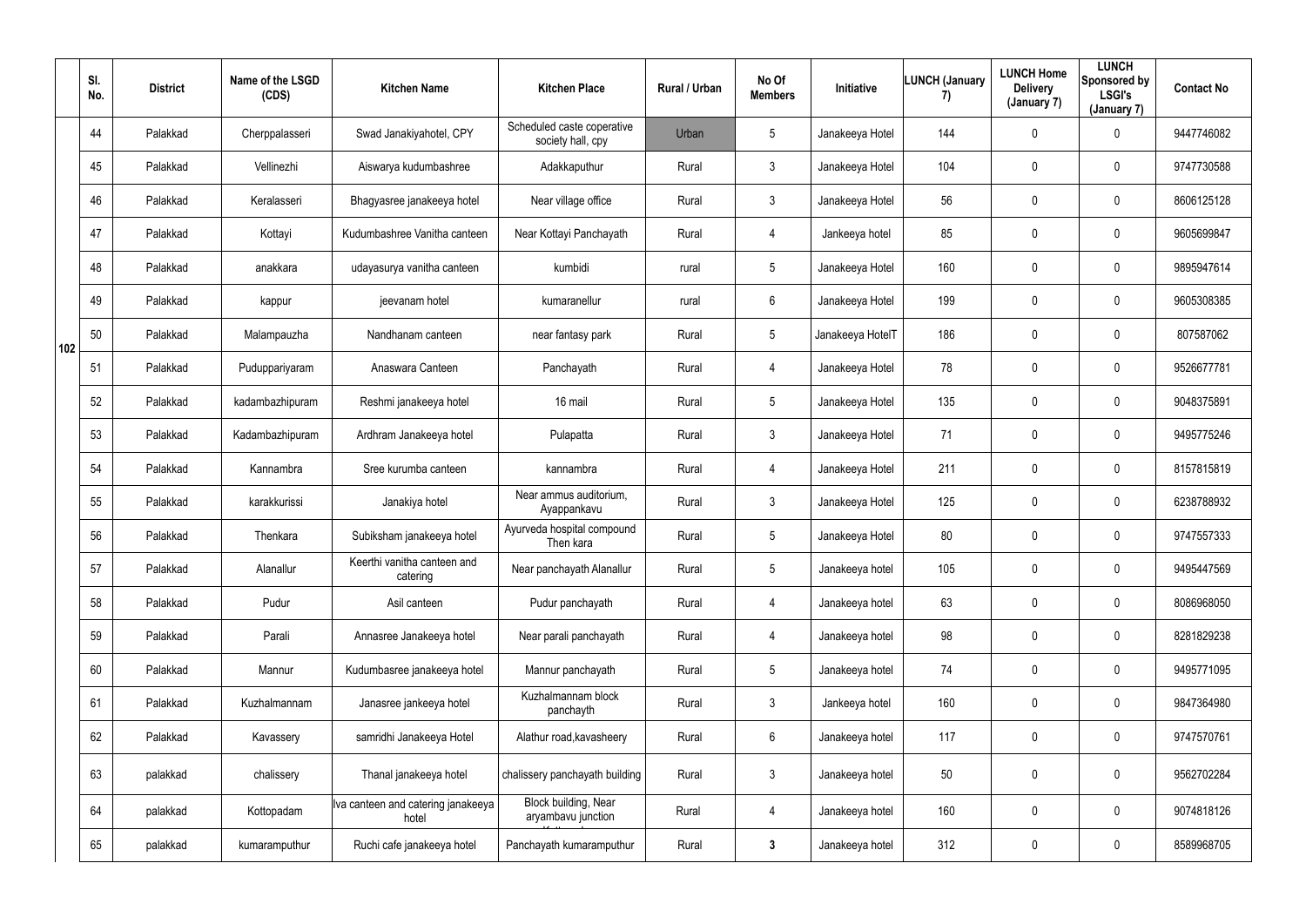| | Sl. No. | District | Name of the LSGD (CDS) | Kitchen Name | Kitchen Place | Rural / Urban | No Of Members | Initiative | LUNCH (January 7) | LUNCH Home Delivery (January 7) | LUNCH Sponsored by LSGI's (January 7) | Contact No |
|---|---|---|---|---|---|---|---|---|---|---|---|---|
| 102 | 44 | Palakkad | Cherppalasseri | Swad Janakiyahotel, CPY | Scheduled caste coperative society hall, cpy | Urban | 5 | Janakeeya Hotel | 144 | 0 | 0 | 9447746082 |
| | 45 | Palakkad | Vellinezhi | Aiswarya kudumbashree | Adakkaputhur | Rural | 3 | Janakeeya Hotel | 104 | 0 | 0 | 9747730588 |
| | 46 | Palakkad | Keralasseri | Bhagyasree janakeeya hotel | Near village office | Rural | 3 | Janakeeya Hotel | 56 | 0 | 0 | 8606125128 |
| | 47 | Palakkad | Kottayi | Kudumbashree Vanitha canteen | Near Kottayi Panchayath | Rural | 4 | Jankeeya hotel | 85 | 0 | 0 | 9605699847 |
| | 48 | Palakkad | anakkara | udayasurya vanitha canteen | kumbidi | rural | 5 | Janakeeya Hotel | 160 | 0 | 0 | 9895947614 |
| | 49 | Palakkad | kappur | jeevanam hotel | kumaranellur | rural | 6 | Janakeeya Hotel | 199 | 0 | 0 | 9605308385 |
| | 50 | Palakkad | Malampauzha | Nandhanam canteen | near fantasy park | Rural | 5 | Janakeeya HotelT | 186 | 0 | 0 | 807587062 |
| | 51 | Palakkad | Puduppariyaram | Anaswara Canteen | Panchayath | Rural | 4 | Janakeeya Hotel | 78 | 0 | 0 | 9526677781 |
| | 52 | Palakkad | kadambazhipuram | Reshmi janakeeya hotel | 16 mail | Rural | 5 | Janakeeya Hotel | 135 | 0 | 0 | 9048375891 |
| | 53 | Palakkad | Kadambazhipuram | Ardhram Janakeeya hotel | Pulapatta | Rural | 3 | Janakeeya Hotel | 71 | 0 | 0 | 9495775246 |
| | 54 | Palakkad | Kannambra | Sree kurumba canteen | kannambra | Rural | 4 | Janakeeya Hotel | 211 | 0 | 0 | 8157815819 |
| | 55 | Palakkad | karakkurissi | Janakiya hotel | Near ammus auditorium, Ayappankavu | Rural | 3 | Janakeeya Hotel | 125 | 0 | 0 | 6238788932 |
| | 56 | Palakkad | Thenkara | Subiksham janakeeya hotel | Ayurveda hospital compound Then kara | Rural | 5 | Janakeeya Hotel | 80 | 0 | 0 | 9747557333 |
| | 57 | Palakkad | Alanallur | Keerthi vanitha canteen and catering | Near panchayath Alanallur | Rural | 5 | Janakeeya hotel | 105 | 0 | 0 | 9495447569 |
| | 58 | Palakkad | Pudur | Asil canteen | Pudur panchayath | Rural | 4 | Janakeeya hotel | 63 | 0 | 0 | 8086968050 |
| | 59 | Palakkad | Parali | Annasree Janakeeya hotel | Near parali panchayath | Rural | 4 | Janakeeya hotel | 98 | 0 | 0 | 8281829238 |
| | 60 | Palakkad | Mannur | Kudumbasree janakeeya hotel | Mannur panchayath | Rural | 5 | Janakeeya hotel | 74 | 0 | 0 | 9495771095 |
| | 61 | Palakkad | Kuzhalmannam | Janasree jankeeya hotel | Kuzhalmannam block panchayth | Rural | 3 | Jankeeya hotel | 160 | 0 | 0 | 9847364980 |
| | 62 | Palakkad | Kavassery | samridhi Janakeeya Hotel | Alathur road,kavasheery | Rural | 6 | Janakeeya hotel | 117 | 0 | 0 | 9747570761 |
| | 63 | palakkad | chalissery | Thanal janakeeya hotel | chalissery panchayath building | Rural | 3 | Janakeeya hotel | 50 | 0 | 0 | 9562702284 |
| | 64 | palakkad | Kottopadam | Iva canteen and catering janakeeya hotel | Block building, Near aryambavu junction | Rural | 4 | Janakeeya hotel | 160 | 0 | 0 | 9074818126 |
| | 65 | palakkad | kumaramputhur | Ruchi cafe janakeeya hotel | Panchayath kumaramputhur | Rural | 3 | Janakeeya hotel | 312 | 0 | 0 | 8589968705 |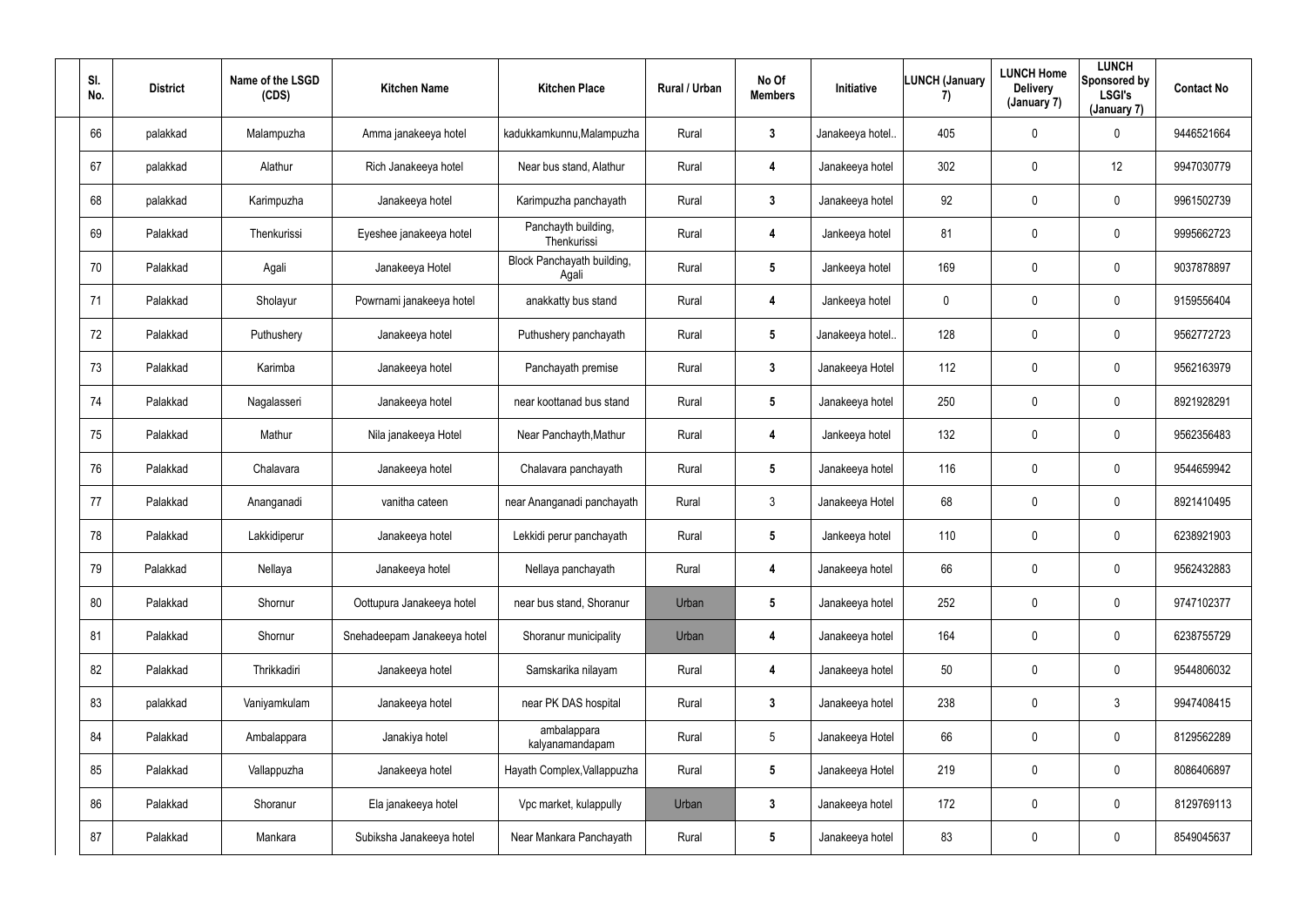| Sl. No. | District | Name of the LSGD (CDS) | Kitchen Name | Kitchen Place | Rural / Urban | No Of Members | Initiative | LUNCH (January 7) | LUNCH Home Delivery (January 7) | LUNCH Sponsored by LSGI's (January 7) | Contact No |
|---|---|---|---|---|---|---|---|---|---|---|---|
| 66 | palakkad | Malampuzha | Amma janakeeya hotel | kadukkamkunnu,Malampuzha | Rural | 3 | Janakeeya hotel.. | 405 | 0 | 0 | 9446521664 |
| 67 | palakkad | Alathur | Rich Janakeeya hotel | Near bus stand, Alathur | Rural | 4 | Janakeeya hotel | 302 | 0 | 12 | 9947030779 |
| 68 | palakkad | Karimpuzha | Janakeeya hotel | Karimpuzha panchayath | Rural | 3 | Janakeeya hotel | 92 | 0 | 0 | 9961502739 |
| 69 | Palakkad | Thenkurissi | Eyeshee janakeeya hotel | Panchayth building, Thenkurissi | Rural | 4 | Jankeeya hotel | 81 | 0 | 0 | 9995662723 |
| 70 | Palakkad | Agali | Janakeeya Hotel | Block Panchayath building, Agali | Rural | 5 | Jankeeya hotel | 169 | 0 | 0 | 9037878897 |
| 71 | Palakkad | Sholayur | Powrnami janakeeya hotel | anakkatty bus stand | Rural | 4 | Jankeeya hotel | 0 | 0 | 0 | 9159556404 |
| 72 | Palakkad | Puthushery | Janakeeya hotel | Puthushery panchayath | Rural | 5 | Janakeeya hotel.. | 128 | 0 | 0 | 9562772723 |
| 73 | Palakkad | Karimba | Janakeeya hotel | Panchayath premise | Rural | 3 | Janakeeya Hotel | 112 | 0 | 0 | 9562163979 |
| 74 | Palakkad | Nagalasseri | Janakeeya hotel | near koottanad bus stand | Rural | 5 | Janakeeya hotel | 250 | 0 | 0 | 8921928291 |
| 75 | Palakkad | Mathur | Nila janakeeya Hotel | Near Panchayth,Mathur | Rural | 4 | Jankeeya hotel | 132 | 0 | 0 | 9562356483 |
| 76 | Palakkad | Chalavara | Janakeeya hotel | Chalavara panchayath | Rural | 5 | Janakeeya hotel | 116 | 0 | 0 | 9544659942 |
| 77 | Palakkad | Ananganadi | vanitha cateen | near Ananganadi panchayath | Rural | 3 | Janakeeya Hotel | 68 | 0 | 0 | 8921410495 |
| 78 | Palakkad | Lakkidiperur | Janakeeya hotel | Lekkidi perur panchayath | Rural | 5 | Jankeeya hotel | 110 | 0 | 0 | 6238921903 |
| 79 | Palakkad | Nellaya | Janakeeya hotel | Nellaya panchayath | Rural | 4 | Janakeeya hotel | 66 | 0 | 0 | 9562432883 |
| 80 | Palakkad | Shornur | Oottupura Janakeeya hotel | near bus stand, Shoranur | Urban | 5 | Janakeeya hotel | 252 | 0 | 0 | 9747102377 |
| 81 | Palakkad | Shornur | Snehadeepam Janakeeya hotel | Shoranur municipality | Urban | 4 | Janakeeya hotel | 164 | 0 | 0 | 6238755729 |
| 82 | Palakkad | Thrikkadiri | Janakeeya hotel | Samskarika nilayam | Rural | 4 | Janakeeya hotel | 50 | 0 | 0 | 9544806032 |
| 83 | palakkad | Vaniyamkulam | Janakeeya hotel | near PK DAS hospital | Rural | 3 | Janakeeya hotel | 238 | 0 | 3 | 9947408415 |
| 84 | Palakkad | Ambalappara | Janakiya hotel | ambalappara kalyanamandapam | Rural | 5 | Janakeeya Hotel | 66 | 0 | 0 | 8129562289 |
| 85 | Palakkad | Vallappuzha | Janakeeya hotel | Hayath Complex,Vallappuzha | Rural | 5 | Janakeeya Hotel | 219 | 0 | 0 | 8086406897 |
| 86 | Palakkad | Shoranur | Ela janakeeya hotel | Vpc market, kulappully | Urban | 3 | Janakeeya hotel | 172 | 0 | 0 | 8129769113 |
| 87 | Palakkad | Mankara | Subiksha Janakeeya hotel | Near Mankara Panchayath | Rural | 5 | Janakeeya hotel | 83 | 0 | 0 | 8549045637 |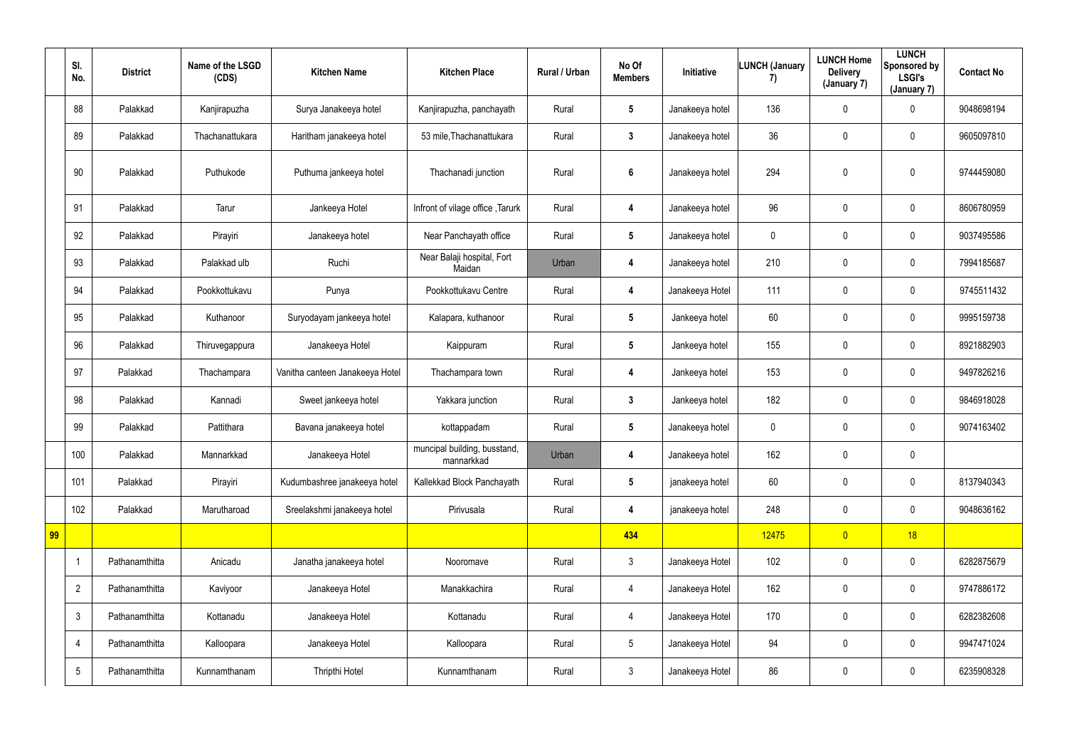| | Sl. No. | District | Name of the LSGD (CDS) | Kitchen Name | Kitchen Place | Rural / Urban | No Of Members | Initiative | LUNCH (January 7) | LUNCH Home Delivery (January 7) | LUNCH Sponsored by LSGI's (January 7) | Contact No |
|---|---|---|---|---|---|---|---|---|---|---|---|---|
| | 88 | Palakkad | Kanjirapuzha | Surya Janakeeya hotel | Kanjirapuzha, panchayath | Rural | 5 | Janakeeya hotel | 136 | 0 | 0 | 9048698194 |
| | 89 | Palakkad | Thachanattukara | Haritham janakeeya hotel | 53 mile,Thachanattukara | Rural | 3 | Janakeeya hotel | 36 | 0 | 0 | 9605097810 |
| | 90 | Palakkad | Puthukode | Puthuma jankeeya hotel | Thachanadi junction | Rural | 6 | Janakeeya hotel | 294 | 0 | 0 | 9744459080 |
| | 91 | Palakkad | Tarur | Jankeeya Hotel | Infront of vilage office ,Tarurk | Rural | 4 | Janakeeya hotel | 96 | 0 | 0 | 8606780959 |
| | 92 | Palakkad | Pirayiri | Janakeeya hotel | Near Panchayath office | Rural | 5 | Janakeeya hotel | 0 | 0 | 0 | 9037495586 |
| | 93 | Palakkad | Palakkad ulb | Ruchi | Near Balaji hospital, Fort Maidan | Urban | 4 | Janakeeya hotel | 210 | 0 | 0 | 7994185687 |
| | 94 | Palakkad | Pookkottukavu | Punya | Pookkottukavu Centre | Rural | 4 | Janakeeya Hotel | 111 | 0 | 0 | 9745511432 |
| | 95 | Palakkad | Kuthanoor | Suryodayam jankeeya hotel | Kalapara, kuthanoor | Rural | 5 | Jankeeya hotel | 60 | 0 | 0 | 9995159738 |
| | 96 | Palakkad | Thiruvegappura | Janakeeya Hotel | Kaippuram | Rural | 5 | Jankeeya hotel | 155 | 0 | 0 | 8921882903 |
| | 97 | Palakkad | Thachampara | Vanitha canteen Janakeeya Hotel | Thachampara town | Rural | 4 | Jankeeya hotel | 153 | 0 | 0 | 9497826216 |
| | 98 | Palakkad | Kannadi | Sweet jankeeya hotel | Yakkara junction | Rural | 3 | Jankeeya hotel | 182 | 0 | 0 | 9846918028 |
| | 99 | Palakkad | Pattithara | Bavana janakeeya hotel | kottappadam | Rural | 5 | Janakeeya hotel | 0 | 0 | 0 | 9074163402 |
| | 100 | Palakkad | Mannarkkad | Janakeeya Hotel | muncipal building, busstand, mannarkkad | Urban | 4 | Janakeeya hotel | 162 | 0 | 0 | |
| | 101 | Palakkad | Pirayiri | Kudumbashree janakeeya hotel | Kallekkad Block Panchayath | Rural | 5 | janakeeya hotel | 60 | 0 | 0 | 8137940343 |
| | 102 | Palakkad | Marutharoad | Sreelakshmi janakeeya hotel | Pirivusala | Rural | 4 | janakeeya hotel | 248 | 0 | 0 | 9048636162 |
| 99 | | | | | | | 434 | | 12475 | 0 | 18 | |
| | 1 | Pathanamthitta | Anicadu | Janatha janakeeya hotel | Nooromave | Rural | 3 | Janakeeya Hotel | 102 | 0 | 0 | 6282875679 |
| | 2 | Pathanamthitta | Kaviyoor | Janakeeya Hotel | Manakkachira | Rural | 4 | Janakeeya Hotel | 162 | 0 | 0 | 9747886172 |
| | 3 | Pathanamthitta | Kottanadu | Janakeeya Hotel | Kottanadu | Rural | 4 | Janakeeya Hotel | 170 | 0 | 0 | 6282382608 |
| | 4 | Pathanamthitta | Kalloopara | Janakeeya Hotel | Kalloopara | Rural | 5 | Janakeeya Hotel | 94 | 0 | 0 | 9947471024 |
| | 5 | Pathanamthitta | Kunnamthanam | Thripthi Hotel | Kunnamthanam | Rural | 3 | Janakeeya Hotel | 86 | 0 | 0 | 6235908328 |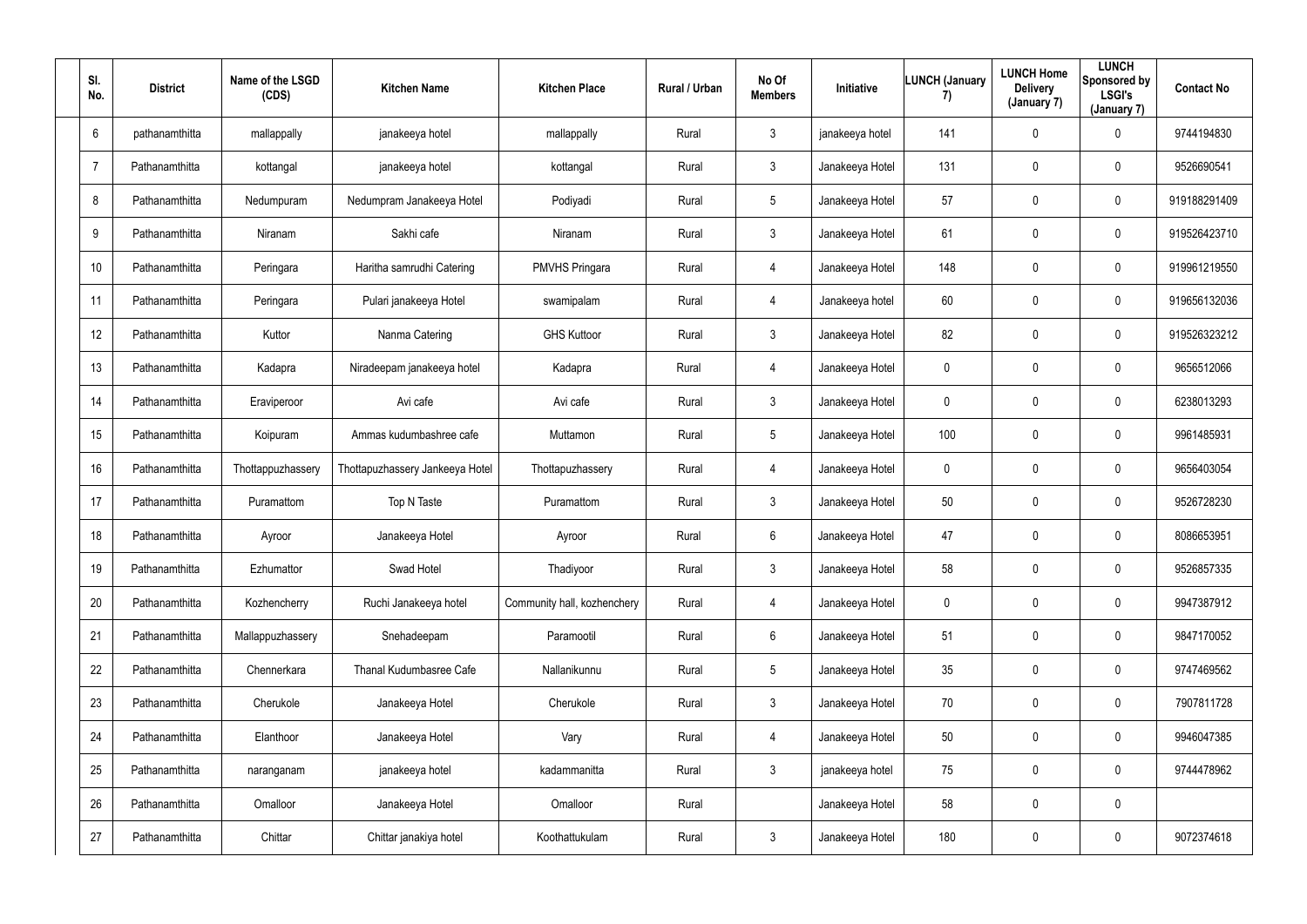| Sl. No. | District | Name of the LSGD (CDS) | Kitchen Name | Kitchen Place | Rural / Urban | No Of Members | Initiative | LUNCH (January 7) | LUNCH Home Delivery (January 7) | LUNCH Sponsored by LSGI's (January 7) | Contact No |
|---|---|---|---|---|---|---|---|---|---|---|---|
| 6 | pathanamthitta | mallappally | janakeeya hotel | mallappally | Rural | 3 | janakeeya hotel | 141 | 0 | 0 | 9744194830 |
| 7 | Pathanamthitta | kottangal | janakeeya hotel | kottangal | Rural | 3 | Janakeeya Hotel | 131 | 0 | 0 | 9526690541 |
| 8 | Pathanamthitta | Nedumpuram | Nedumpram Janakeeya Hotel | Podiyadi | Rural | 5 | Janakeeya Hotel | 57 | 0 | 0 | 919188291409 |
| 9 | Pathanamthitta | Niranam | Sakhi cafe | Niranam | Rural | 3 | Janakeeya Hotel | 61 | 0 | 0 | 919526423710 |
| 10 | Pathanamthitta | Peringara | Haritha samrudhi Catering | PMVHS Pringara | Rural | 4 | Janakeeya Hotel | 148 | 0 | 0 | 919961219550 |
| 11 | Pathanamthitta | Peringara | Pulari janakeeya Hotel | swamipalam | Rural | 4 | Janakeeya hotel | 60 | 0 | 0 | 919656132036 |
| 12 | Pathanamthitta | Kuttor | Nanma Catering | GHS Kuttoor | Rural | 3 | Janakeeya Hotel | 82 | 0 | 0 | 919526323212 |
| 13 | Pathanamthitta | Kadapra | Niradeepam janakeeya hotel | Kadapra | Rural | 4 | Janakeeya Hotel | 0 | 0 | 0 | 9656512066 |
| 14 | Pathanamthitta | Eraviperoor | Avi cafe | Avi cafe | Rural | 3 | Janakeeya Hotel | 0 | 0 | 0 | 6238013293 |
| 15 | Pathanamthitta | Koipuram | Ammas kudumbashree cafe | Muttamon | Rural | 5 | Janakeeya Hotel | 100 | 0 | 0 | 9961485931 |
| 16 | Pathanamthitta | Thottappuzhassery | Thottapuzhassery Jankeeya Hotel | Thottapuzhassery | Rural | 4 | Janakeeya Hotel | 0 | 0 | 0 | 9656403054 |
| 17 | Pathanamthitta | Puramattom | Top N Taste | Puramattom | Rural | 3 | Janakeeya Hotel | 50 | 0 | 0 | 9526728230 |
| 18 | Pathanamthitta | Ayroor | Janakeeya Hotel | Ayroor | Rural | 6 | Janakeeya Hotel | 47 | 0 | 0 | 8086653951 |
| 19 | Pathanamthitta | Ezhumattor | Swad Hotel | Thadiyoor | Rural | 3 | Janakeeya Hotel | 58 | 0 | 0 | 9526857335 |
| 20 | Pathanamthitta | Kozhencherry | Ruchi Janakeeya hotel | Community hall, kozhenchery | Rural | 4 | Janakeeya Hotel | 0 | 0 | 0 | 9947387912 |
| 21 | Pathanamthitta | Mallappuzhassery | Snehadeepam | Paramootil | Rural | 6 | Janakeeya Hotel | 51 | 0 | 0 | 9847170052 |
| 22 | Pathanamthitta | Chennerkara | Thanal Kudumbasree Cafe | Nallanikunnu | Rural | 5 | Janakeeya Hotel | 35 | 0 | 0 | 9747469562 |
| 23 | Pathanamthitta | Cherukole | Janakeeya Hotel | Cherukole | Rural | 3 | Janakeeya Hotel | 70 | 0 | 0 | 7907811728 |
| 24 | Pathanamthitta | Elanthoor | Janakeeya Hotel | Vary | Rural | 4 | Janakeeya Hotel | 50 | 0 | 0 | 9946047385 |
| 25 | Pathanamthitta | naranganam | janakeeya hotel | kadammanitta | Rural | 3 | janakeeya hotel | 75 | 0 | 0 | 9744478962 |
| 26 | Pathanamthitta | Omalloor | Janakeeya Hotel | Omalloor | Rural | | Janakeeya Hotel | 58 | 0 | 0 | |
| 27 | Pathanamthitta | Chittar | Chittar janakiya hotel | Koothattukulam | Rural | 3 | Janakeeya Hotel | 180 | 0 | 0 | 9072374618 |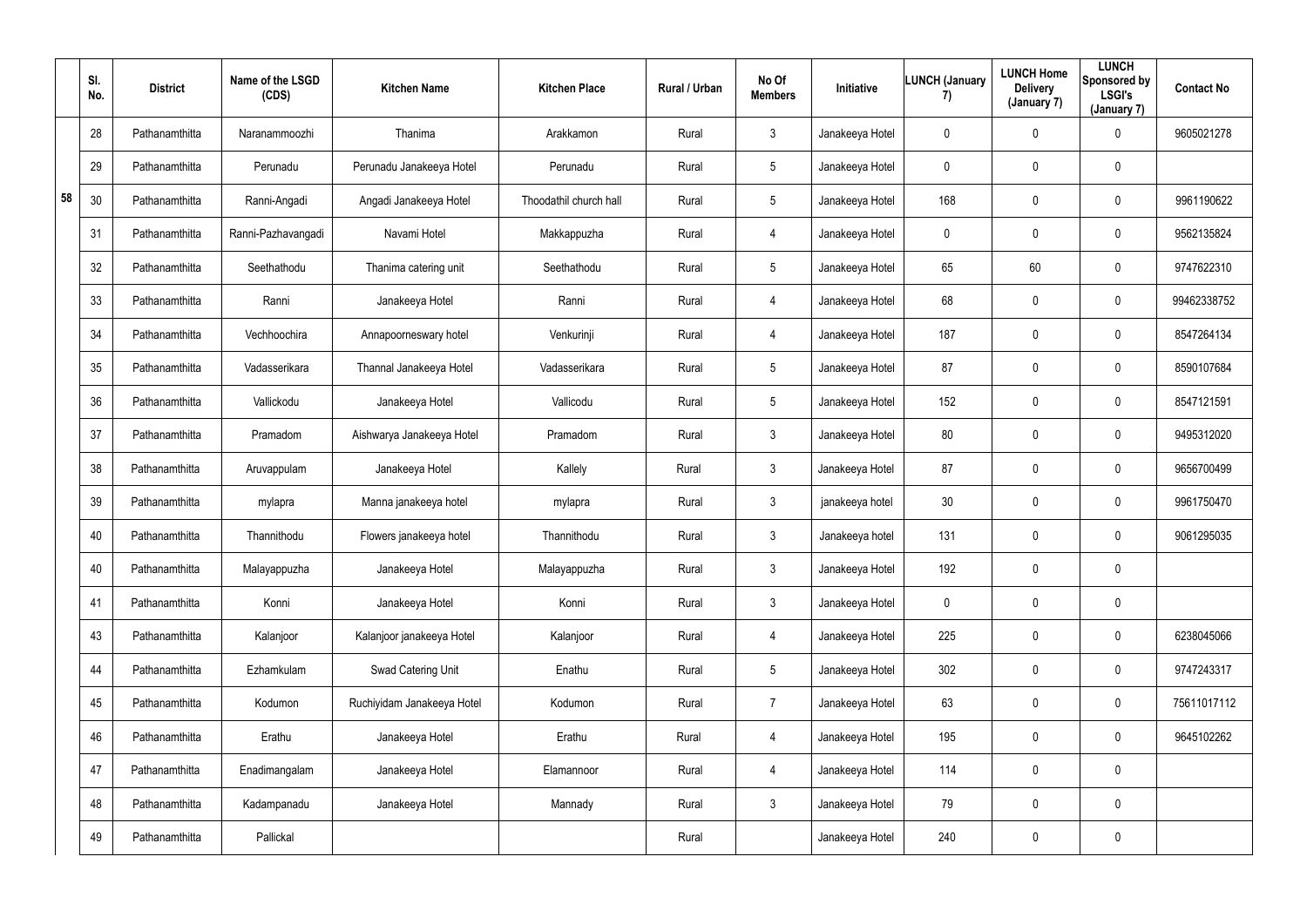| | Sl. No. | District | Name of the LSGD (CDS) | Kitchen Name | Kitchen Place | Rural / Urban | No Of Members | Initiative | LUNCH (January 7) | LUNCH Home Delivery (January 7) | LUNCH Sponsored by LSGI's (January 7) | Contact No |
|---|---|---|---|---|---|---|---|---|---|---|---|---|
| 58 | 28 | Pathanamthitta | Naranammoozhi | Thanima | Arakkamon | Rural | 3 | Janakeeya Hotel | 0 | 0 | 0 | 9605021278 |
| | 29 | Pathanamthitta | Perunadu | Perunadu Janakeeya Hotel | Perunadu | Rural | 5 | Janakeeya Hotel | 0 | 0 | 0 | |
| | 30 | Pathanamthitta | Ranni-Angadi | Angadi Janakeeya Hotel | Thoodathil church hall | Rural | 5 | Janakeeya Hotel | 168 | 0 | 0 | 9961190622 |
| | 31 | Pathanamthitta | Ranni-Pazhavangadi | Navami Hotel | Makkappuzha | Rural | 4 | Janakeeya Hotel | 0 | 0 | 0 | 9562135824 |
| | 32 | Pathanamthitta | Seethathodu | Thanima catering unit | Seethathodu | Rural | 5 | Janakeeya Hotel | 65 | 60 | 0 | 9747622310 |
| | 33 | Pathanamthitta | Ranni | Janakeeya Hotel | Ranni | Rural | 4 | Janakeeya Hotel | 68 | 0 | 0 | 99462338752 |
| | 34 | Pathanamthitta | Vechhoochira | Annapoorneswary hotel | Venkurinji | Rural | 4 | Janakeeya Hotel | 187 | 0 | 0 | 8547264134 |
| | 35 | Pathanamthitta | Vadasserikara | Thannal Janakeeya Hotel | Vadasserikara | Rural | 5 | Janakeeya Hotel | 87 | 0 | 0 | 8590107684 |
| | 36 | Pathanamthitta | Vallickodu | Janakeeya Hotel | Vallicodu | Rural | 5 | Janakeeya Hotel | 152 | 0 | 0 | 8547121591 |
| | 37 | Pathanamthitta | Pramadom | Aishwarya Janakeeya Hotel | Pramadom | Rural | 3 | Janakeeya Hotel | 80 | 0 | 0 | 9495312020 |
| | 38 | Pathanamthitta | Aruvappulam | Janakeeya Hotel | Kallely | Rural | 3 | Janakeeya Hotel | 87 | 0 | 0 | 9656700499 |
| | 39 | Pathanamthitta | mylapra | Manna janakeeya hotel | mylapra | Rural | 3 | janakeeya hotel | 30 | 0 | 0 | 9961750470 |
| | 40 | Pathanamthitta | Thannithodu | Flowers janakeeya hotel | Thannithodu | Rural | 3 | Janakeeya hotel | 131 | 0 | 0 | 9061295035 |
| | 40 | Pathanamthitta | Malayappuzha | Janakeeya Hotel | Malayappuzha | Rural | 3 | Janakeeya Hotel | 192 | 0 | 0 | |
| | 41 | Pathanamthitta | Konni | Janakeeya Hotel | Konni | Rural | 3 | Janakeeya Hotel | 0 | 0 | 0 | |
| | 43 | Pathanamthitta | Kalanjoor | Kalanjoor janakeeya Hotel | Kalanjoor | Rural | 4 | Janakeeya Hotel | 225 | 0 | 0 | 6238045066 |
| | 44 | Pathanamthitta | Ezhamkulam | Swad Catering Unit | Enathu | Rural | 5 | Janakeeya Hotel | 302 | 0 | 0 | 9747243317 |
| | 45 | Pathanamthitta | Kodumon | Ruchiyidam Janakeeya Hotel | Kodumon | Rural | 7 | Janakeeya Hotel | 63 | 0 | 0 | 75611017112 |
| | 46 | Pathanamthitta | Erathu | Janakeeya Hotel | Erathu | Rural | 4 | Janakeeya Hotel | 195 | 0 | 0 | 9645102262 |
| | 47 | Pathanamthitta | Enadimangalam | Janakeeya Hotel | Elamannoor | Rural | 4 | Janakeeya Hotel | 114 | 0 | 0 | |
| | 48 | Pathanamthitta | Kadampanadu | Janakeeya Hotel | Mannady | Rural | 3 | Janakeeya Hotel | 79 | 0 | 0 | |
| | 49 | Pathanamthitta | Pallickal | | | Rural | | Janakeeya Hotel | 240 | 0 | 0 | |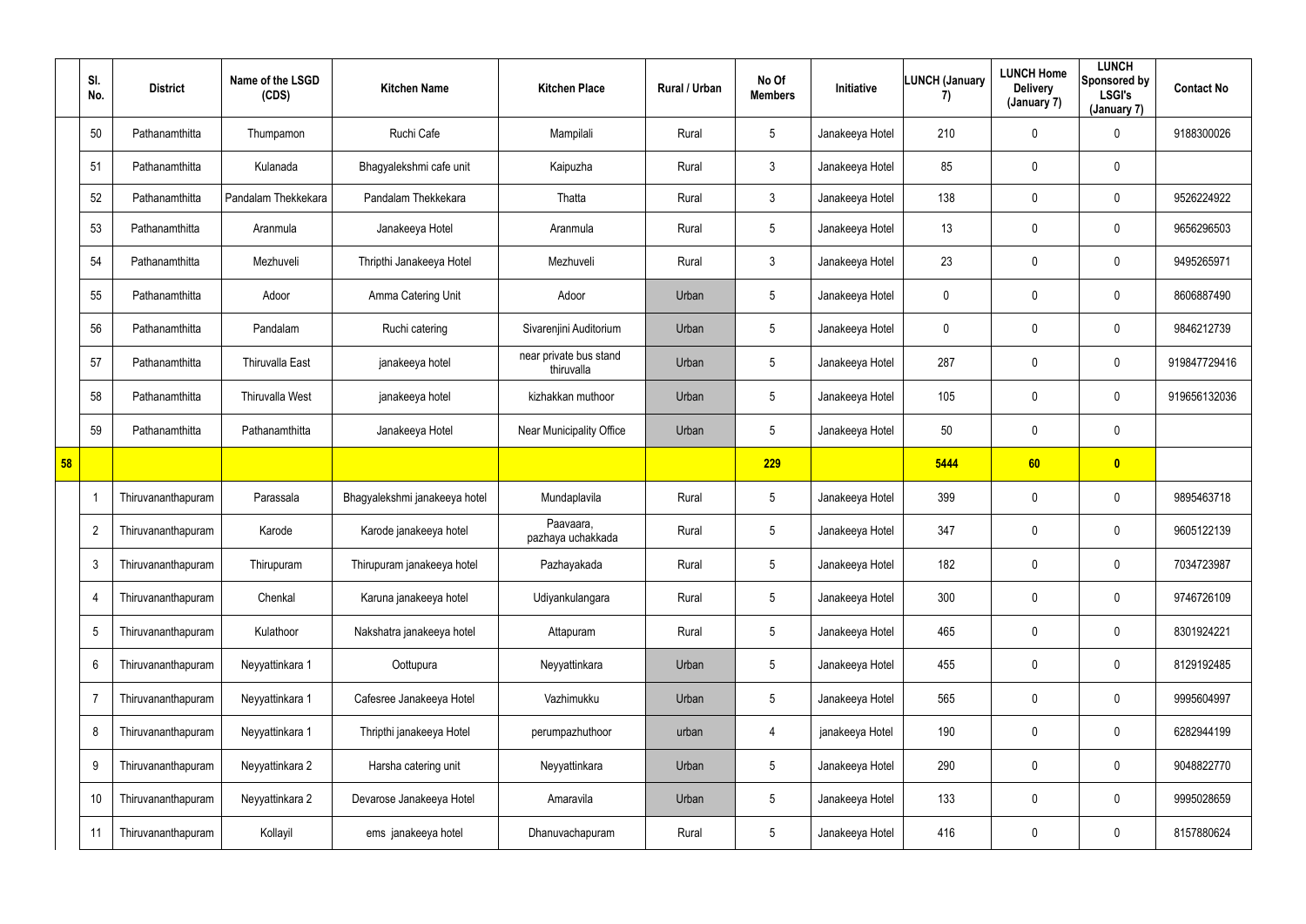| | Sl. No. | District | Name of the LSGD (CDS) | Kitchen Name | Kitchen Place | Rural / Urban | No Of Members | Initiative | LUNCH (January 7) | LUNCH Home Delivery (January 7) | LUNCH Sponsored by LSGI's (January 7) | Contact No |
|---|---|---|---|---|---|---|---|---|---|---|---|---|
| | 50 | Pathanamthitta | Thumpamon | Ruchi Cafe | Mampilali | Rural | 5 | Janakeeya Hotel | 210 | 0 | 0 | 9188300026 |
| | 51 | Pathanamthitta | Kulanada | Bhagyalekshmi cafe unit | Kaipuzha | Rural | 3 | Janakeeya Hotel | 85 | 0 | 0 | |
| | 52 | Pathanamthitta | Pandalam Thekkekara | Pandalam Thekkekara | Thatta | Rural | 3 | Janakeeya Hotel | 138 | 0 | 0 | 9526224922 |
| | 53 | Pathanamthitta | Aranmula | Janakeeya Hotel | Aranmula | Rural | 5 | Janakeeya Hotel | 13 | 0 | 0 | 9656296503 |
| | 54 | Pathanamthitta | Mezhuveli | Thripthi Janakeeya Hotel | Mezhuveli | Rural | 3 | Janakeeya Hotel | 23 | 0 | 0 | 9495265971 |
| | 55 | Pathanamthitta | Adoor | Amma Catering Unit | Adoor | Urban | 5 | Janakeeya Hotel | 0 | 0 | 0 | 8606887490 |
| | 56 | Pathanamthitta | Pandalam | Ruchi catering | Sivarenjini Auditorium | Urban | 5 | Janakeeya Hotel | 0 | 0 | 0 | 9846212739 |
| | 57 | Pathanamthitta | Thiruvalla East | janakeeya hotel | near private bus stand thiruvalla | Urban | 5 | Janakeeya Hotel | 287 | 0 | 0 | 919847729416 |
| | 58 | Pathanamthitta | Thiruvalla West | janakeeya hotel | kizhakkan muthoor | Urban | 5 | Janakeeya Hotel | 105 | 0 | 0 | 919656132036 |
| | 59 | Pathanamthitta | Pathanamthitta | Janakeeya Hotel | Near Municipality Office | Urban | 5 | Janakeeya Hotel | 50 | 0 | 0 | |
| **58** | | | | | | | **229** | | **5444** | **60** | **0** | |
| | 1 | Thiruvananthapuram | Parassala | Bhagyalekshmi janakeeya hotel | Mundaplavila | Rural | 5 | Janakeeya Hotel | 399 | 0 | 0 | 9895463718 |
| | 2 | Thiruvananthapuram | Karode | Karode janakeeya hotel | Paavaara, pazhaya uchakkada | Rural | 5 | Janakeeya Hotel | 347 | 0 | 0 | 9605122139 |
| | 3 | Thiruvananthapuram | Thirupuram | Thirupuram janakeeya hotel | Pazhayakada | Rural | 5 | Janakeeya Hotel | 182 | 0 | 0 | 7034723987 |
| | 4 | Thiruvananthapuram | Chenkal | Karuna janakeeya hotel | Udiyankulangara | Rural | 5 | Janakeeya Hotel | 300 | 0 | 0 | 9746726109 |
| | 5 | Thiruvananthapuram | Kulathoor | Nakshatra janakeeya hotel | Attapuram | Rural | 5 | Janakeeya Hotel | 465 | 0 | 0 | 8301924221 |
| | 6 | Thiruvananthapuram | Neyyattinkara 1 | Oottupura | Neyyattinkara | Urban | 5 | Janakeeya Hotel | 455 | 0 | 0 | 8129192485 |
| | 7 | Thiruvananthapuram | Neyyattinkara 1 | Cafesree Janakeeya Hotel | Vazhimukku | Urban | 5 | Janakeeya Hotel | 565 | 0 | 0 | 9995604997 |
| | 8 | Thiruvananthapuram | Neyyattinkara 1 | Thripthi janakeeya Hotel | perumpazhuthoor | urban | 4 | janakeeya Hotel | 190 | 0 | 0 | 6282944199 |
| | 9 | Thiruvananthapuram | Neyyattinkara 2 | Harsha catering unit | Neyyattinkara | Urban | 5 | Janakeeya Hotel | 290 | 0 | 0 | 9048822770 |
| | 10 | Thiruvananthapuram | Neyyattinkara 2 | Devarose Janakeeya Hotel | Amaravila | Urban | 5 | Janakeeya Hotel | 133 | 0 | 0 | 9995028659 |
| | 11 | Thiruvananthapuram | Kollayil | ems janakeeya hotel | Dhanuvachapuram | Rural | 5 | Janakeeya Hotel | 416 | 0 | 0 | 8157880624 |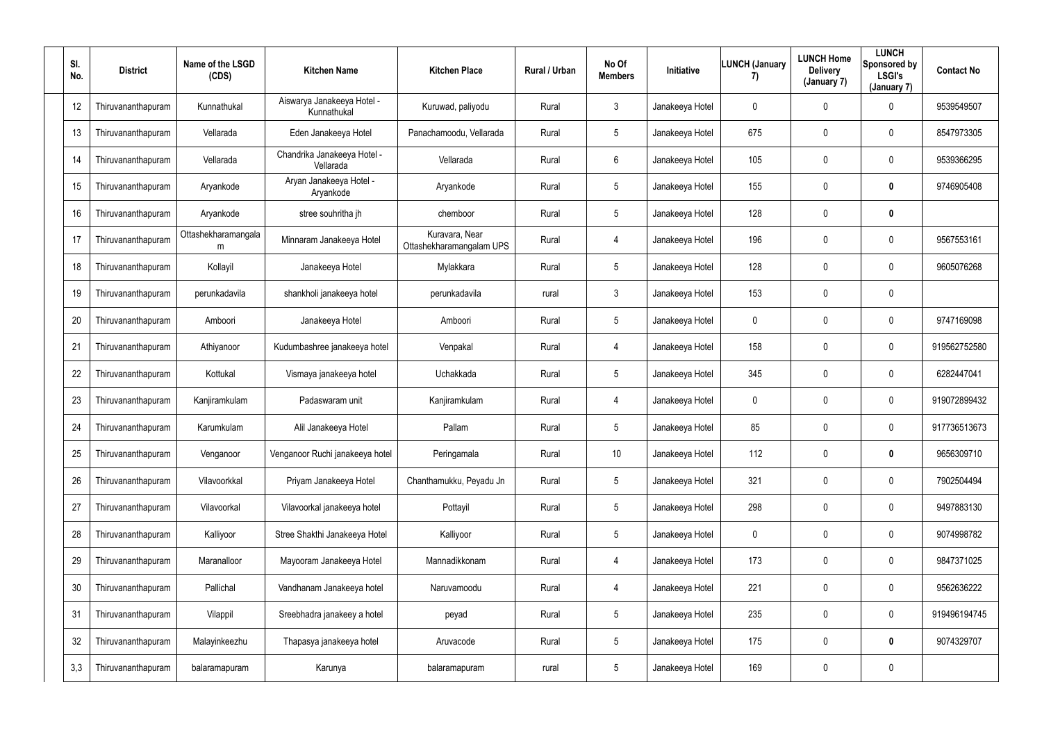| Sl. No. | District | Name of the LSGD (CDS) | Kitchen Name | Kitchen Place | Rural / Urban | No Of Members | Initiative | LUNCH (January 7) | LUNCH Home Delivery (January 7) | LUNCH Sponsored by LSGI's (January 7) | Contact No |
|---|---|---|---|---|---|---|---|---|---|---|---|
| 12 | Thiruvananthapuram | Kunnathukal | Aiswarya Janakeeya Hotel - Kunnathukal | Kuruwad, paliyodu | Rural | 3 | Janakeeya Hotel | 0 | 0 | 0 | 9539549507 |
| 13 | Thiruvananthapuram | Vellarada | Eden Janakeeya Hotel | Panachamoodu, Vellarada | Rural | 5 | Janakeeya Hotel | 675 | 0 | 0 | 8547973305 |
| 14 | Thiruvananthapuram | Vellarada | Chandrika Janakeeya Hotel - Vellarada | Vellarada | Rural | 6 | Janakeeya Hotel | 105 | 0 | 0 | 9539366295 |
| 15 | Thiruvananthapuram | Aryankode | Aryan Janakeeya Hotel - Aryankode | Aryankode | Rural | 5 | Janakeeya Hotel | 155 | 0 | **0** | 9746905408 |
| 16 | Thiruvananthapuram | Aryankode | stree souhritha jh | chemboor | Rural | 5 | Janakeeya Hotel | 128 | 0 | **0** | |
| 17 | Thiruvananthapuram | Ottashekharamangalam | Minnaram Janakeeya Hotel | Kuravara, Near Ottashekharamangalam UPS | Rural | 4 | Janakeeya Hotel | 196 | 0 | 0 | 9567553161 |
| 18 | Thiruvananthapuram | Kollayil | Janakeeya Hotel | Mylakkara | Rural | 5 | Janakeeya Hotel | 128 | 0 | 0 | 9605076268 |
| 19 | Thiruvananthapuram | perunkadavila | shankholi janakeeya hotel | perunkadavila | rural | 3 | Janakeeya Hotel | 153 | 0 | 0 | |
| 20 | Thiruvananthapuram | Amboori | Janakeeya Hotel | Amboori | Rural | 5 | Janakeeya Hotel | 0 | 0 | 0 | 9747169098 |
| 21 | Thiruvananthapuram | Athiyanoor | Kudumbashree janakeeya hotel | Venpakal | Rural | 4 | Janakeeya Hotel | 158 | 0 | 0 | 919562752580 |
| 22 | Thiruvananthapuram | Kottukal | Vismaya janakeeya hotel | Uchakkada | Rural | 5 | Janakeeya Hotel | 345 | 0 | 0 | 6282447041 |
| 23 | Thiruvananthapuram | Kanjiramkulam | Padaswaram unit | Kanjiramkulam | Rural | 4 | Janakeeya Hotel | 0 | 0 | 0 | 919072899432 |
| 24 | Thiruvananthapuram | Karumkulam | Alil Janakeeya Hotel | Pallam | Rural | 5 | Janakeeya Hotel | 85 | 0 | 0 | 917736513673 |
| 25 | Thiruvananthapuram | Venganoor | Venganoor Ruchi janakeeya hotel | Peringamala | Rural | 10 | Janakeeya Hotel | 112 | 0 | **0** | 9656309710 |
| 26 | Thiruvananthapuram | Vilavoorkkal | Priyam Janakeeya Hotel | Chanthamukku, Peyadu Jn | Rural | 5 | Janakeeya Hotel | 321 | 0 | 0 | 7902504494 |
| 27 | Thiruvananthapuram | Vilavoorkal | Vilavoorkal janakeeya hotel | Pottayil | Rural | 5 | Janakeeya Hotel | 298 | 0 | 0 | 9497883130 |
| 28 | Thiruvananthapuram | Kalliyoor | Stree Shakthi Janakeeya Hotel | Kalliyoor | Rural | 5 | Janakeeya Hotel | 0 | 0 | 0 | 9074998782 |
| 29 | Thiruvananthapuram | Maranalloor | Mayooram Janakeeya Hotel | Mannadikkonam | Rural | 4 | Janakeeya Hotel | 173 | 0 | 0 | 9847371025 |
| 30 | Thiruvananthapuram | Pallichal | Vandhanam Janakeeya hotel | Naruvamoodu | Rural | 4 | Janakeeya Hotel | 221 | 0 | 0 | 9562636222 |
| 31 | Thiruvananthapuram | Vilappil | Sreebhadra janakeey a hotel | peyad | Rural | 5 | Janakeeya Hotel | 235 | 0 | 0 | 919496194745 |
| 32 | Thiruvananthapuram | Malayinkeezhu | Thapasya janakeeya hotel | Aruvacode | Rural | 5 | Janakeeya Hotel | 175 | 0 | **0** | 9074329707 |
| 3,3 | Thiruvananthapuram | balaramapuram | Karunya | balaramapuram | rural | 5 | Janakeeya Hotel | 169 | 0 | 0 | |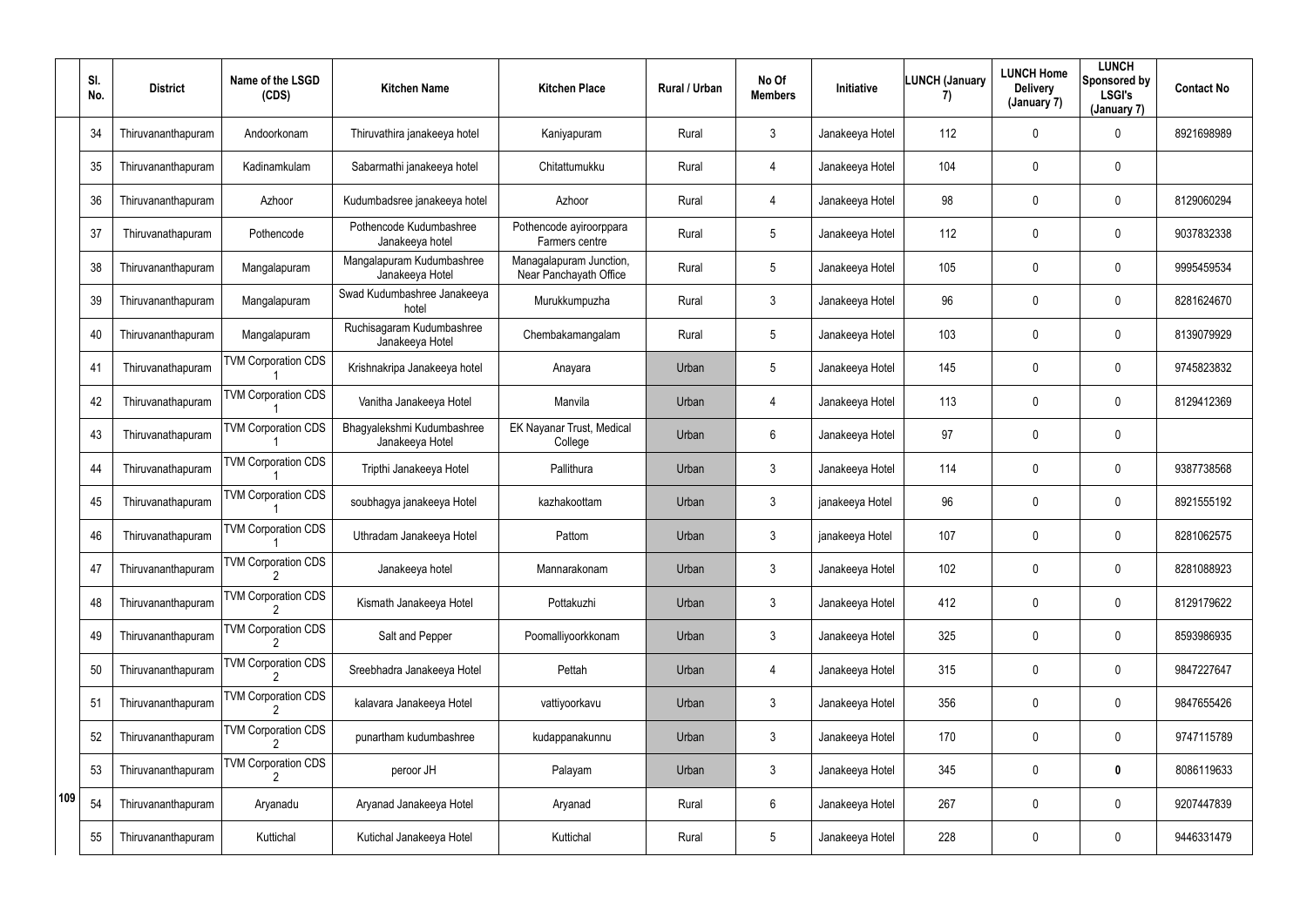| | Sl. No. | District | Name of the LSGD (CDS) | Kitchen Name | Kitchen Place | Rural / Urban | No Of Members | Initiative | LUNCH (January 7) | LUNCH Home Delivery (January 7) | LUNCH Sponsored by LSGI's (January 7) | Contact No |
|---|---|---|---|---|---|---|---|---|---|---|---|---|
| | 34 | Thiruvananthapuram | Andoorkonam | Thiruvathira janakeeya hotel | Kaniyapuram | Rural | 3 | Janakeeya Hotel | 112 | 0 | 0 | 8921698989 |
| | 35 | Thiruvananthapuram | Kadinamkulam | Sabarmathi janakeeya hotel | Chitattumukku | Rural | 4 | Janakeeya Hotel | 104 | 0 | 0 | |
| | 36 | Thiruvananthapuram | Azhoor | Kudumbadsree janakeeya hotel | Azhoor | Rural | 4 | Janakeeya Hotel | 98 | 0 | 0 | 8129060294 |
| | 37 | Thiruvanathapuram | Pothencode | Pothencode Kudumbashree Janakeeya hotel | Pothencode ayiroorppara Farmers centre | Rural | 5 | Janakeeya Hotel | 112 | 0 | 0 | 9037832338 |
| | 38 | Thiruvananthapuram | Mangalapuram | Mangalapuram Kudumbashree Janakeeya Hotel | Managalapuram Junction, Near Panchayath Office | Rural | 5 | Janakeeya Hotel | 105 | 0 | 0 | 9995459534 |
| | 39 | Thiruvananthapuram | Mangalapuram | Swad Kudumbashree Janakeeya hotel | Murukkumpuzha | Rural | 3 | Janakeeya Hotel | 96 | 0 | 0 | 8281624670 |
| | 40 | Thiruvananthapuram | Mangalapuram | Ruchisagaram Kudumbashree Janakeeya Hotel | Chembakamangalam | Rural | 5 | Janakeeya Hotel | 103 | 0 | 0 | 8139079929 |
| | 41 | Thiruvanathapuram | TVM Corporation CDS 1 | Krishnakripa Janakeeya hotel | Anayara | Urban | 5 | Janakeeya Hotel | 145 | 0 | 0 | 9745823832 |
| | 42 | Thiruvanathapuram | TVM Corporation CDS 1 | Vanitha Janakeeya Hotel | Manvila | Urban | 4 | Janakeeya Hotel | 113 | 0 | 0 | 8129412369 |
| | 43 | Thiruvanathapuram | TVM Corporation CDS 1 | Bhagyalekshmi Kudumbashree Janakeeya Hotel | EK Nayanar Trust, Medical College | Urban | 6 | Janakeeya Hotel | 97 | 0 | 0 | |
| | 44 | Thiruvanathapuram | TVM Corporation CDS 1 | Tripthi Janakeeya Hotel | Pallithura | Urban | 3 | Janakeeya Hotel | 114 | 0 | 0 | 9387738568 |
| | 45 | Thiruvanathapuram | TVM Corporation CDS 1 | soubhagya janakeeya Hotel | kazhakoottam | Urban | 3 | janakeeya Hotel | 96 | 0 | 0 | 8921555192 |
| | 46 | Thiruvanathapuram | TVM Corporation CDS 1 | Uthradam Janakeeya Hotel | Pattom | Urban | 3 | janakeeya Hotel | 107 | 0 | 0 | 8281062575 |
| | 47 | Thiruvananthapuram | TVM Corporation CDS 2 | Janakeeya hotel | Mannarakonam | Urban | 3 | Janakeeya Hotel | 102 | 0 | 0 | 8281088923 |
| | 48 | Thiruvananthapuram | TVM Corporation CDS 2 | Kismath Janakeeya Hotel | Pottakuzhi | Urban | 3 | Janakeeya Hotel | 412 | 0 | 0 | 8129179622 |
| | 49 | Thiruvananthapuram | TVM Corporation CDS 2 | Salt and Pepper | Poomalliyoorkkonam | Urban | 3 | Janakeeya Hotel | 325 | 0 | 0 | 8593986935 |
| | 50 | Thiruvananthapuram | TVM Corporation CDS 2 | Sreebhadra Janakeeya Hotel | Pettah | Urban | 4 | Janakeeya Hotel | 315 | 0 | 0 | 9847227647 |
| | 51 | Thiruvananthapuram | TVM Corporation CDS 2 | kalavara Janakeeya Hotel | vattiyoorkavu | Urban | 3 | Janakeeya Hotel | 356 | 0 | 0 | 9847655426 |
| | 52 | Thiruvananthapuram | TVM Corporation CDS 2 | punartham kudumbashree | kudappanakunnu | Urban | 3 | Janakeeya Hotel | 170 | 0 | 0 | 9747115789 |
| | 53 | Thiruvananthapuram | TVM Corporation CDS 2 | peroor JH | Palayam | Urban | 3 | Janakeeya Hotel | 345 | 0 | **0** | 8086119633 |
| 109 | 54 | Thiruvananthapuram | Aryanadu | Aryanad Janakeeya Hotel | Aryanad | Rural | 6 | Janakeeya Hotel | 267 | 0 | 0 | 9207447839 |
| | 55 | Thiruvananthapuram | Kuttichal | Kutichal Janakeeya Hotel | Kuttichal | Rural | 5 | Janakeeya Hotel | 228 | 0 | 0 | 9446331479 |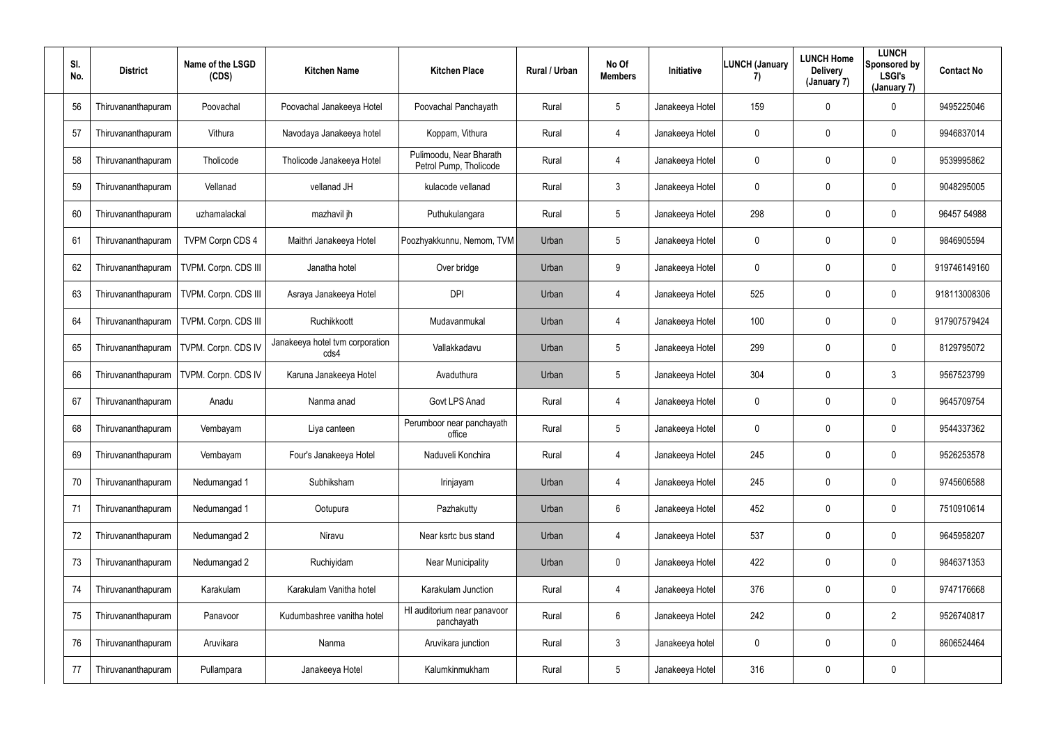| Sl. No. | District | Name of the LSGD (CDS) | Kitchen Name | Kitchen Place | Rural / Urban | No Of Members | Initiative | LUNCH (January 7) | LUNCH Home Delivery (January 7) | LUNCH Sponsored by LSGI's (January 7) | Contact No |
|---|---|---|---|---|---|---|---|---|---|---|---|
| 56 | Thiruvananthapuram | Poovachal | Poovachal Janakeeya Hotel | Poovachal Panchayath | Rural | 5 | Janakeeya Hotel | 159 | 0 | 0 | 9495225046 |
| 57 | Thiruvananthapuram | Vithura | Navodaya Janakeeya hotel | Koppam, Vithura | Rural | 4 | Janakeeya Hotel | 0 | 0 | 0 | 9946837014 |
| 58 | Thiruvananthapuram | Tholicode | Tholicode Janakeeya Hotel | Pulimoodu, Near Bharath Petrol Pump, Tholicode | Rural | 4 | Janakeeya Hotel | 0 | 0 | 0 | 9539995862 |
| 59 | Thiruvananthapuram | Vellanad | vellanad JH | kulacode vellanad | Rural | 3 | Janakeeya Hotel | 0 | 0 | 0 | 9048295005 |
| 60 | Thiruvananthapuram | uzhamalackal | mazhavil jh | Puthukulangara | Rural | 5 | Janakeeya Hotel | 298 | 0 | 0 | 96457 54988 |
| 61 | Thiruvananthapuram | TVPM Corpn CDS 4 | Maithri Janakeeya Hotel | Poozhyakkunnu, Nemom, TVM | Urban | 5 | Janakeeya Hotel | 0 | 0 | 0 | 9846905594 |
| 62 | Thiruvananthapuram | TVPM. Corpn. CDS III | Janatha hotel | Over bridge | Urban | 9 | Janakeeya Hotel | 0 | 0 | 0 | 919746149160 |
| 63 | Thiruvananthapuram | TVPM. Corpn. CDS III | Asraya Janakeeya Hotel | DPI | Urban | 4 | Janakeeya Hotel | 525 | 0 | 0 | 918113008306 |
| 64 | Thiruvananthapuram | TVPM. Corpn. CDS III | Ruchikkoott | Mudavanmukal | Urban | 4 | Janakeeya Hotel | 100 | 0 | 0 | 917907579424 |
| 65 | Thiruvananthapuram | TVPM. Corpn. CDS IV | Janakeeya hotel tvm corporation cds4 | Vallakkadavu | Urban | 5 | Janakeeya Hotel | 299 | 0 | 0 | 8129795072 |
| 66 | Thiruvananthapuram | TVPM. Corpn. CDS IV | Karuna Janakeeya Hotel | Avaduthura | Urban | 5 | Janakeeya Hotel | 304 | 0 | 3 | 9567523799 |
| 67 | Thiruvananthapuram | Anadu | Nanma anad | Govt LPS Anad | Rural | 4 | Janakeeya Hotel | 0 | 0 | 0 | 9645709754 |
| 68 | Thiruvananthapuram | Vembayam | Liya canteen | Perumboor near panchayath office | Rural | 5 | Janakeeya Hotel | 0 | 0 | 0 | 9544337362 |
| 69 | Thiruvananthapuram | Vembayam | Four's Janakeeya Hotel | Naduveli Konchira | Rural | 4 | Janakeeya Hotel | 245 | 0 | 0 | 9526253578 |
| 70 | Thiruvananthapuram | Nedumangad 1 | Subhiksham | Irinjayam | Urban | 4 | Janakeeya Hotel | 245 | 0 | 0 | 9745606588 |
| 71 | Thiruvananthapuram | Nedumangad 1 | Ootupura | Pazhakutty | Urban | 6 | Janakeeya Hotel | 452 | 0 | 0 | 7510910614 |
| 72 | Thiruvananthapuram | Nedumangad 2 | Niravu | Near ksrtc bus stand | Urban | 4 | Janakeeya Hotel | 537 | 0 | 0 | 9645958207 |
| 73 | Thiruvananthapuram | Nedumangad 2 | Ruchiyidam | Near Municipality | Urban | 0 | Janakeeya Hotel | 422 | 0 | 0 | 9846371353 |
| 74 | Thiruvananthapuram | Karakulam | Karakulam Vanitha hotel | Karakulam Junction | Rural | 4 | Janakeeya Hotel | 376 | 0 | 0 | 9747176668 |
| 75 | Thiruvananthapuram | Panavoor | Kudumbashree vanitha hotel | HI auditorium near panavoor panchayath | Rural | 6 | Janakeeya Hotel | 242 | 0 | 2 | 9526740817 |
| 76 | Thiruvananthapuram | Aruvikara | Nanma | Aruvikara junction | Rural | 3 | Janakeeya hotel | 0 | 0 | 0 | 8606524464 |
| 77 | Thiruvananthapuram | Pullampara | Janakeeya Hotel | Kalumkinmukham | Rural | 5 | Janakeeya Hotel | 316 | 0 | 0 | |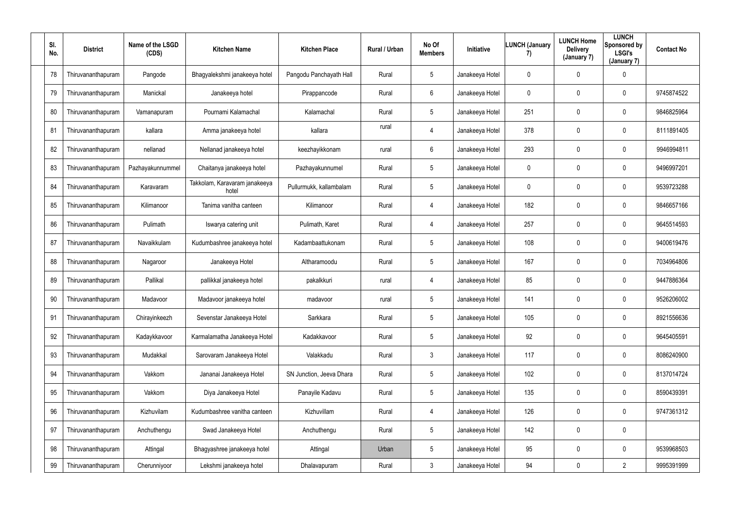| Sl. No. | District | Name of the LSGD (CDS) | Kitchen Name | Kitchen Place | Rural / Urban | No Of Members | Initiative | LUNCH (January 7) | LUNCH Home Delivery (January 7) | LUNCH Sponsored by LSGI's (January 7) | Contact No |
|---|---|---|---|---|---|---|---|---|---|---|---|
| 78 | Thiruvananthapuram | Pangode | Bhagyalekshmi janakeeya hotel | Pangodu Panchayath Hall | Rural | 5 | Janakeeya Hotel | 0 | 0 | 0 | |
| 79 | Thiruvananthapuram | Manickal | Janakeeya hotel | Pirappancode | Rural | 6 | Janakeeya Hotel | 0 | 0 | 0 | 9745874522 |
| 80 | Thiruvananthapuram | Vamanapuram | Pournami Kalamachal | Kalamachal | Rural | 5 | Janakeeya Hotel | 251 | 0 | 0 | 9846825964 |
| 81 | Thiruvananthapuram | kallara | Amma janakeeya hotel | kallara | rural | 4 | Janakeeya Hotel | 378 | 0 | 0 | 8111891405 |
| 82 | Thiruvananthapuram | nellanad | Nellanad janakeeya hotel | keezhayikkonam | rural | 6 | Janakeeya Hotel | 293 | 0 | 0 | 9946994811 |
| 83 | Thiruvananthapuram | Pazhayakunnummel | Chaitanya janakeeya hotel | Pazhayakunnumel | Rural | 5 | Janakeeya Hotel | 0 | 0 | 0 | 9496997201 |
| 84 | Thiruvananthapuram | Karavaram | Takkolam, Karavaram janakeeya hotel | Pullurmukk, kallambalam | Rural | 5 | Janakeeya Hotel | 0 | 0 | 0 | 9539723288 |
| 85 | Thiruvananthapuram | Kilimanoor | Tanima vanitha canteen | Kilimanoor | Rural | 4 | Janakeeya Hotel | 182 | 0 | 0 | 9846657166 |
| 86 | Thiruvananthapuram | Pulimath | Iswarya catering unit | Pulimath, Karet | Rural | 4 | Janakeeya Hotel | 257 | 0 | 0 | 9645514593 |
| 87 | Thiruvananthapuram | Navaikkulam | Kudumbashree janakeeya hotel | Kadambaattukonam | Rural | 5 | Janakeeya Hotel | 108 | 0 | 0 | 9400619476 |
| 88 | Thiruvananthapuram | Nagaroor | Janakeeya Hotel | Altharamoodu | Rural | 5 | Janakeeya Hotel | 167 | 0 | 0 | 7034964806 |
| 89 | Thiruvananthapuram | Pallikal | pallikkal janakeeya hotel | pakalkkuri | rural | 4 | Janakeeya Hotel | 85 | 0 | 0 | 9447886364 |
| 90 | Thiruvananthapuram | Madavoor | Madavoor janakeeya hotel | madavoor | rural | 5 | Janakeeya Hotel | 141 | 0 | 0 | 9526206002 |
| 91 | Thiruvananthapuram | Chirayinkeezh | Sevenstar Janakeeya Hotel | Sarkkara | Rural | 5 | Janakeeya Hotel | 105 | 0 | 0 | 8921556636 |
| 92 | Thiruvananthapuram | Kadaykkavoor | Karmalamatha Janakeeya Hotel | Kadakkavoor | Rural | 5 | Janakeeya Hotel | 92 | 0 | 0 | 9645405591 |
| 93 | Thiruvananthapuram | Mudakkal | Sarovaram Janakeeya Hotel | Valakkadu | Rural | 3 | Janakeeya Hotel | 117 | 0 | 0 | 8086240900 |
| 94 | Thiruvananthapuram | Vakkom | Jananai Janakeeya Hotel | SN Junction, Jeeva Dhara | Rural | 5 | Janakeeya Hotel | 102 | 0 | 0 | 8137014724 |
| 95 | Thiruvananthapuram | Vakkom | Diya Janakeeya Hotel | Panayile Kadavu | Rural | 5 | Janakeeya Hotel | 135 | 0 | 0 | 8590439391 |
| 96 | Thiruvananthapuram | Kizhuvilam | Kudumbashree vanitha canteen | Kizhuvillam | Rural | 4 | Janakeeya Hotel | 126 | 0 | 0 | 9747361312 |
| 97 | Thiruvananthapuram | Anchuthengu | Swad Janakeeya Hotel | Anchuthengu | Rural | 5 | Janakeeya Hotel | 142 | 0 | 0 | |
| 98 | Thiruvananthapuram | Attingal | Bhagyashree janakeeya hotel | Attingal | Urban | 5 | Janakeeya Hotel | 95 | 0 | 0 | 9539968503 |
| 99 | Thiruvananthapuram | Cherunniyoor | Lekshmi janakeeya hotel | Dhalavapuram | Rural | 3 | Janakeeya Hotel | 94 | 0 | 2 | 9995391999 |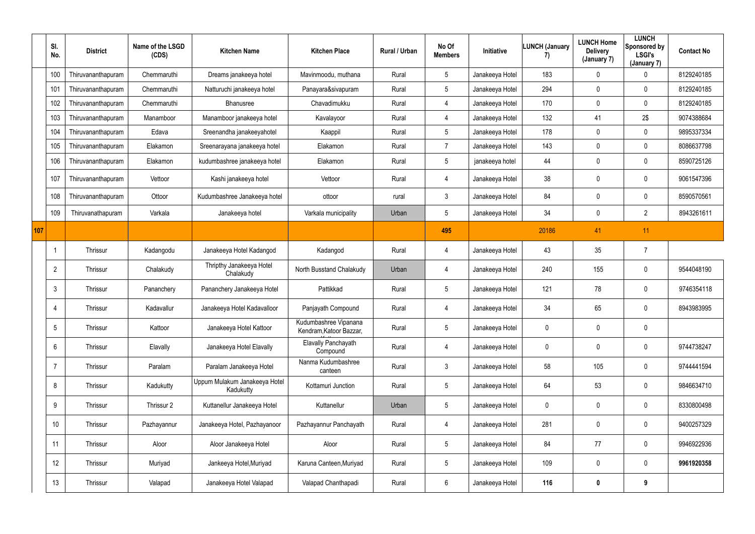| | Sl. No. | District | Name of the LSGD (CDS) | Kitchen Name | Kitchen Place | Rural / Urban | No Of Members | Initiative | LUNCH (January 7) | LUNCH Home Delivery (January 7) | LUNCH Sponsored by LSGI's (January 7) | Contact No |
|---|---|---|---|---|---|---|---|---|---|---|---|---|
| | 100 | Thiruvananthapuram | Chemmaruthi | Dreams janakeeya hotel | Mavinmoodu, muthana | Rural | 5 | Janakeeya Hotel | 183 | 0 | 0 | 8129240185 |
| | 101 | Thiruvananthapuram | Chemmaruthi | Natturuchi janakeeya hotel | Panayara&sivapuram | Rural | 5 | Janakeeya Hotel | 294 | 0 | 0 | 8129240185 |
| | 102 | Thiruvananthapuram | Chemmaruthi | Bhanusree | Chavadimukku | Rural | 4 | Janakeeya Hotel | 170 | 0 | 0 | 8129240185 |
| | 103 | Thiruvananthapuram | Manamboor | Manamboor janakeeya hotel | Kavalayoor | Rural | 4 | Janakeeya Hotel | 132 | 41 | 2$ | 9074388684 |
| | 104 | Thiruvananthapuram | Edava | Sreenandha janakeeyahotel | Kaappil | Rural | 5 | Janakeeya Hotel | 178 | 0 | 0 | 9895337334 |
| | 105 | Thiruvananthapuram | Elakamon | Sreenarayana janakeeya hotel | Elakamon | Rural | 7 | Janakeeya Hotel | 143 | 0 | 0 | 8086637798 |
| | 106 | Thiruvananthapuram | Elakamon | kudumbashree janakeeya hotel | Elakamon | Rural | 5 | janakeeya hotel | 44 | 0 | 0 | 8590725126 |
| | 107 | Thiruvananthapuram | Vettoor | Kashi janakeeya hotel | Vettoor | Rural | 4 | Janakeeya Hotel | 38 | 0 | 0 | 9061547396 |
| | 108 | Thiruvananthapuram | Ottoor | Kudumbashree Janakeeya hotel | ottoor | rural | 3 | Janakeeya Hotel | 84 | 0 | 0 | 8590570561 |
| | 109 | Thiruvanathapuram | Varkala | Janakeeya hotel | Varkala municipality | Urban | 5 | Janakeeya Hotel | 34 | 0 | 2 | 8943261611 |
| 107 | | | | | | | 495 | | 20186 | 41 | 11 | |
| | 1 | Thrissur | Kadangodu | Janakeeya Hotel Kadangod | Kadangod | Rural | 4 | Janakeeya Hotel | 43 | 35 | 7 | |
| | 2 | Thrissur | Chalakudy | Thripthy Janakeeya Hotel Chalakudy | North Busstand Chalakudy | Urban | 4 | Janakeeya Hotel | 240 | 155 | 0 | 9544048190 |
| | 3 | Thrissur | Pananchery | Pananchery Janakeeya Hotel | Pattikkad | Rural | 5 | Janakeeya Hotel | 121 | 78 | 0 | 9746354118 |
| | 4 | Thrissur | Kadavallur | Janakeeya Hotel Kadavalloor | Panjayath Compound | Rural | 4 | Janakeeya Hotel | 34 | 65 | 0 | 8943983995 |
| | 5 | Thrissur | Kattoor | Janakeeya Hotel Kattoor | Kudumbashree Vipanana Kendram,Katoor Bazzar, | Rural | 5 | Janakeeya Hotel | 0 | 0 | 0 | |
| | 6 | Thrissur | Elavally | Janakeeya Hotel Elavally | Elavally Panchayath Compound | Rural | 4 | Janakeeya Hotel | 0 | 0 | 0 | 9744738247 |
| | 7 | Thrissur | Paralam | Paralam Janakeeya Hotel | Nanma Kudumbashree canteen | Rural | 3 | Janakeeya Hotel | 58 | 105 | 0 | 9744441594 |
| | 8 | Thrissur | Kadukutty | Uppum Mulakum Janakeeya Hotel Kadukutty | Kottamuri Junction | Rural | 5 | Janakeeya Hotel | 64 | 53 | 0 | 9846634710 |
| | 9 | Thrissur | Thrissur 2 | Kuttanellur Janakeeya Hotel | Kuttanellur | Urban | 5 | Janakeeya Hotel | 0 | 0 | 0 | 8330800498 |
| | 10 | Thrissur | Pazhayannur | Janakeeya Hotel, Pazhayanoor | Pazhayannur Panchayath | Rural | 4 | Janakeeya Hotel | 281 | 0 | 0 | 9400257329 |
| | 11 | Thrissur | Aloor | Aloor Janakeeya Hotel | Aloor | Rural | 5 | Janakeeya Hotel | 84 | 77 | 0 | 9946922936 |
| | 12 | Thrissur | Muriyad | Jankeeya Hotel,Muriyad | Karuna Canteen,Muriyad | Rural | 5 | Janakeeya Hotel | 109 | 0 | 0 | **9961920358** |
| | 13 | Thrissur | Valapad | Janakeeya Hotel Valapad | Valapad Chanthapadi | Rural | 6 | Janakeeya Hotel | **116** | **0** | **9** | |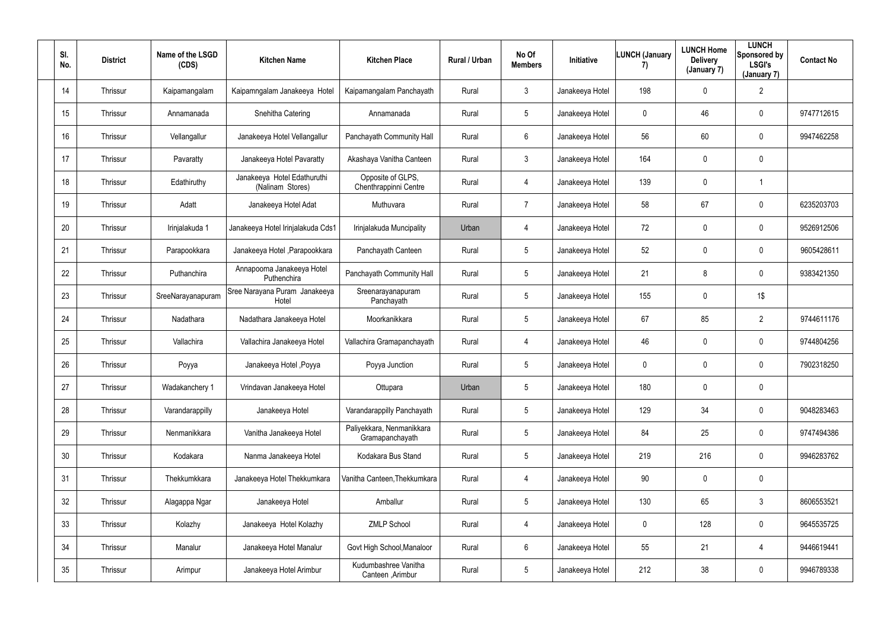| Sl. No. | District | Name of the LSGD (CDS) | Kitchen Name | Kitchen Place | Rural / Urban | No Of Members | Initiative | LUNCH (January 7) | LUNCH Home Delivery (January 7) | LUNCH Sponsored by LSGI's (January 7) | Contact No |
|---|---|---|---|---|---|---|---|---|---|---|---|
| 14 | Thrissur | Kaipamangalam | Kaipamngalam Janakeeya Hotel | Kaipamangalam Panchayath | Rural | 3 | Janakeeya Hotel | 198 | 0 | 2 | |
| 15 | Thrissur | Annamanada | Snehitha Catering | Annamanada | Rural | 5 | Janakeeya Hotel | 0 | 46 | 0 | 9747712615 |
| 16 | Thrissur | Vellangallur | Janakeeya Hotel Vellangallur | Panchayath Community Hall | Rural | 6 | Janakeeya Hotel | 56 | 60 | 0 | 9947462258 |
| 17 | Thrissur | Pavaratty | Janakeeya Hotel Pavaratty | Akashaya Vanitha Canteen | Rural | 3 | Janakeeya Hotel | 164 | 0 | 0 | |
| 18 | Thrissur | Edathiruthy | Janakeeya Hotel Edathuruthi (Nalinam Stores) | Opposite of GLPS, Chenthrappinni Centre | Rural | 4 | Janakeeya Hotel | 139 | 0 | 1 | |
| 19 | Thrissur | Adatt | Janakeeya Hotel Adat | Muthuvara | Rural | 7 | Janakeeya Hotel | 58 | 67 | 0 | 6235203703 |
| 20 | Thrissur | Irinjalakuda 1 | Janakeeya Hotel Irinjalakuda Cds1 | Irinjalakuda Muncipality | Urban | 4 | Janakeeya Hotel | 72 | 0 | 0 | 9526912506 |
| 21 | Thrissur | Parapookkara | Janakeeya Hotel ,Parapookkara | Panchayath Canteen | Rural | 5 | Janakeeya Hotel | 52 | 0 | 0 | 9605428611 |
| 22 | Thrissur | Puthanchira | Annapoorna Janakeeya Hotel Puthenchira | Panchayath Community Hall | Rural | 5 | Janakeeya Hotel | 21 | 8 | 0 | 9383421350 |
| 23 | Thrissur | SreeNarayanapuram | Sree Narayana Puram Janakeeya Hotel | Sreenarayanapuram Panchayath | Rural | 5 | Janakeeya Hotel | 155 | 0 | 1$ | |
| 24 | Thrissur | Nadathara | Nadathara Janakeeya Hotel | Moorkanikkara | Rural | 5 | Janakeeya Hotel | 67 | 85 | 2 | 9744611176 |
| 25 | Thrissur | Vallachira | Vallachira Janakeeya Hotel | Vallachira Gramapanchayath | Rural | 4 | Janakeeya Hotel | 46 | 0 | 0 | 9744804256 |
| 26 | Thrissur | Poyya | Janakeeya Hotel ,Poyya | Poyya Junction | Rural | 5 | Janakeeya Hotel | 0 | 0 | 0 | 7902318250 |
| 27 | Thrissur | Wadakanchery 1 | Vrindavan Janakeeya Hotel | Ottupara | Urban | 5 | Janakeeya Hotel | 180 | 0 | 0 | |
| 28 | Thrissur | Varandarappilly | Janakeeya Hotel | Varandarappilly Panchayath | Rural | 5 | Janakeeya Hotel | 129 | 34 | 0 | 9048283463 |
| 29 | Thrissur | Nenmanikkara | Vanitha Janakeeya Hotel | Paliyekkara, Nenmanikkara Gramapanchayath | Rural | 5 | Janakeeya Hotel | 84 | 25 | 0 | 9747494386 |
| 30 | Thrissur | Kodakara | Nanma Janakeeya Hotel | Kodakara Bus Stand | Rural | 5 | Janakeeya Hotel | 219 | 216 | 0 | 9946283762 |
| 31 | Thrissur | Thekkumkkara | Janakeeya Hotel Thekkumkara | Vanitha Canteen,Thekkumkara | Rural | 4 | Janakeeya Hotel | 90 | 0 | 0 | |
| 32 | Thrissur | Alagappa Ngar | Janakeeya Hotel | Amballur | Rural | 5 | Janakeeya Hotel | 130 | 65 | 3 | 8606553521 |
| 33 | Thrissur | Kolazhy | Janakeeya Hotel Kolazhy | ZMLP School | Rural | 4 | Janakeeya Hotel | 0 | 128 | 0 | 9645535725 |
| 34 | Thrissur | Manalur | Janakeeya Hotel Manalur | Govt High School,Manaloor | Rural | 6 | Janakeeya Hotel | 55 | 21 | 4 | 9446619441 |
| 35 | Thrissur | Arimpur | Janakeeya Hotel Arimbur | Kudumbashree Vanitha Canteen ,Arimbur | Rural | 5 | Janakeeya Hotel | 212 | 38 | 0 | 9946789338 |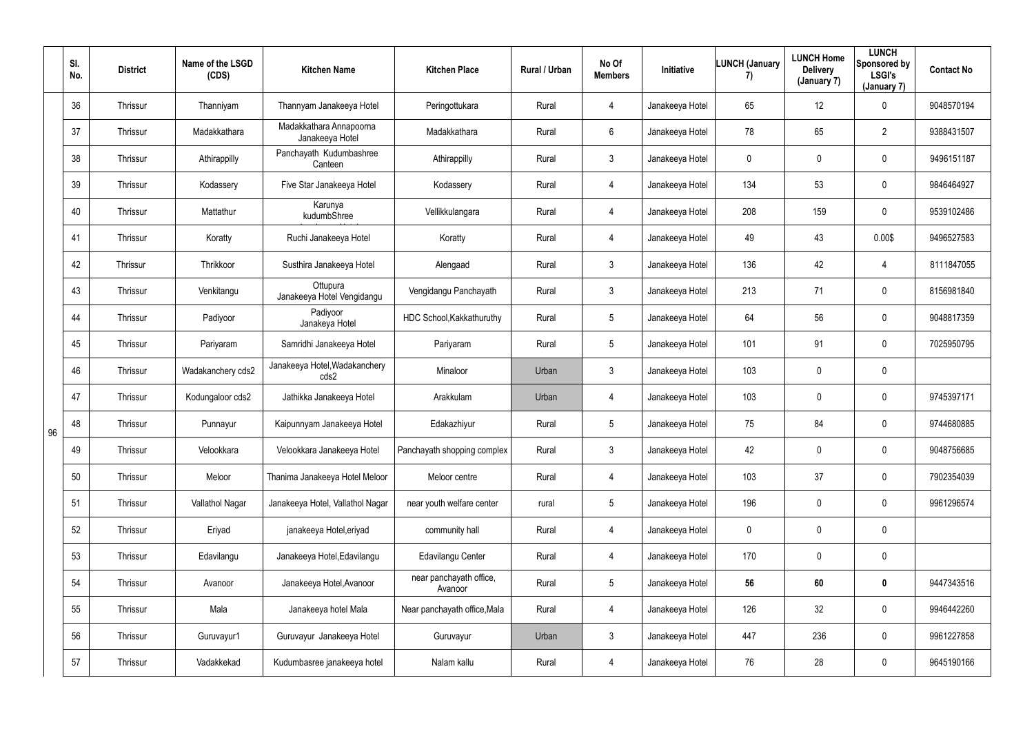| | Sl. No. | District | Name of the LSGD (CDS) | Kitchen Name | Kitchen Place | Rural / Urban | No Of Members | Initiative | LUNCH (January 7) | LUNCH Home Delivery (January 7) | LUNCH Sponsored by LSGI's (January 7) | Contact No |
|---|---|---|---|---|---|---|---|---|---|---|---|---|
| 96 | 36 | Thrissur | Thanniyam | Thannyam Janakeeya Hotel | Peringottukara | Rural | 4 | Janakeeya Hotel | 65 | 12 | 0 | 9048570194 |
| | 37 | Thrissur | Madakkathara | Madakkathara Annapoorna Janakeeya Hotel | Madakkathara | Rural | 6 | Janakeeya Hotel | 78 | 65 | 2 | 9388431507 |
| | 38 | Thrissur | Athirappilly | Panchayath Kudumbashree Canteen | Athirappilly | Rural | 3 | Janakeeya Hotel | 0 | 0 | 0 | 9496151187 |
| | 39 | Thrissur | Kodassery | Five Star Janakeeya Hotel | Kodassery | Rural | 4 | Janakeeya Hotel | 134 | 53 | 0 | 9846464927 |
| | 40 | Thrissur | Mattathur | Karunya kudumbShree | Vellikkulangara | Rural | 4 | Janakeeya Hotel | 208 | 159 | 0 | 9539102486 |
| | 41 | Thrissur | Koratty | Ruchi Janakeeya Hotel | Koratty | Rural | 4 | Janakeeya Hotel | 49 | 43 | 0.00$ | 9496527583 |
| | 42 | Thrissur | Thrikkoor | Susthira Janakeeya Hotel | Alengaad | Rural | 3 | Janakeeya Hotel | 136 | 42 | 4 | 8111847055 |
| | 43 | Thrissur | Venkitangu | Ottupura Janakeeya Hotel Vengidangu | Vengidangu Panchayath | Rural | 3 | Janakeeya Hotel | 213 | 71 | 0 | 8156981840 |
| | 44 | Thrissur | Padiyoor | Padiyoor Janakeya Hotel | HDC School,Kakkathuruthy | Rural | 5 | Janakeeya Hotel | 64 | 56 | 0 | 9048817359 |
| | 45 | Thrissur | Pariyaram | Samridhi Janakeeya Hotel | Pariyaram | Rural | 5 | Janakeeya Hotel | 101 | 91 | 0 | 7025950795 |
| | 46 | Thrissur | Wadakanchery cds2 | Janakeeya Hotel,Wadakanchery cds2 | Minaloor | Urban | 3 | Janakeeya Hotel | 103 | 0 | 0 | |
| | 47 | Thrissur | Kodungaloor cds2 | Jathikka Janakeeya Hotel | Arakkulam | Urban | 4 | Janakeeya Hotel | 103 | 0 | 0 | 9745397171 |
| | 48 | Thrissur | Punnayur | Kaipunnyam Janakeeya Hotel | Edakazhiyur | Rural | 5 | Janakeeya Hotel | 75 | 84 | 0 | 9744680885 |
| | 49 | Thrissur | Velookkara | Velookkara Janakeeya Hotel | Panchayath shopping complex | Rural | 3 | Janakeeya Hotel | 42 | 0 | 0 | 9048756685 |
| | 50 | Thrissur | Meloor | Thanima Janakeeya Hotel Meloor | Meloor centre | Rural | 4 | Janakeeya Hotel | 103 | 37 | 0 | 7902354039 |
| | 51 | Thrissur | Vallathol Nagar | Janakeeya Hotel, Vallathol Nagar | near youth welfare center | rural | 5 | Janakeeya Hotel | 196 | 0 | 0 | 9961296574 |
| | 52 | Thrissur | Eriyad | janakeeya Hotel,eriyad | community hall | Rural | 4 | Janakeeya Hotel | 0 | 0 | 0 | |
| | 53 | Thrissur | Edavilangu | Janakeeya Hotel,Edavilangu | Edavilangu Center | Rural | 4 | Janakeeya Hotel | 170 | 0 | 0 | |
| | 54 | Thrissur | Avanoor | Janakeeya Hotel,Avanoor | near panchayath office, Avanoor | Rural | 5 | Janakeeya Hotel | **56** | **60** | **0** | 9447343516 |
| | 55 | Thrissur | Mala | Janakeeya hotel Mala | Near panchayath office,Mala | Rural | 4 | Janakeeya Hotel | 126 | 32 | 0 | 9946442260 |
| | 56 | Thrissur | Guruvayur1 | Guruvayur Janakeeya Hotel | Guruvayur | Urban | 3 | Janakeeya Hotel | 447 | 236 | 0 | 9961227858 |
| | 57 | Thrissur | Vadakkekad | Kudumbasree janakeeya hotel | Nalam kallu | Rural | 4 | Janakeeya Hotel | 76 | 28 | 0 | 9645190166 |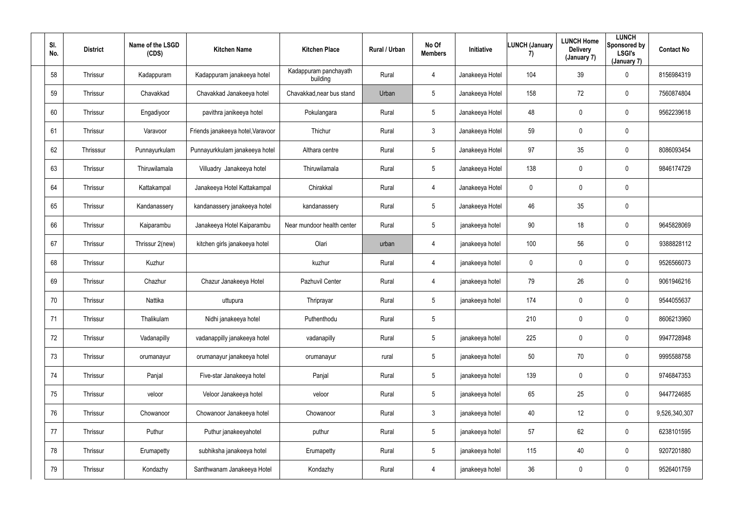| Sl. No. | District | Name of the LSGD (CDS) | Kitchen Name | Kitchen Place | Rural / Urban | No Of Members | Initiative | LUNCH (January 7) | LUNCH Home Delivery (January 7) | LUNCH Sponsored by LSGI's (January 7) | Contact No |
|---|---|---|---|---|---|---|---|---|---|---|---|
| 58 | Thrissur | Kadappuram | Kadappuram janakeeya hotel | Kadappuram panchayath building | Rural | 4 | Janakeeya Hotel | 104 | 39 | 0 | 8156984319 |
| 59 | Thrissur | Chavakkad | Chavakkad Janakeeya hotel | Chavakkad,near bus stand | Urban | 5 | Janakeeya Hotel | 158 | 72 | 0 | 7560874804 |
| 60 | Thrissur | Engadiyoor | pavithra janikeeya hotel | Pokulangara | Rural | 5 | Janakeeya Hotel | 48 | 0 | 0 | 9562239618 |
| 61 | Thrissur | Varavoor | Friends janakeeya hotel,Varavoor | Thichur | Rural | 3 | Janakeeya Hotel | 59 | 0 | 0 | |
| 62 | Thrisssur | Punnayurkulam | Punnayurkkulam janakeeya hotel | Althara centre | Rural | 5 | Janakeeya Hotel | 97 | 35 | 0 | 8086093454 |
| 63 | Thrissur | Thiruwilamala | Villuadry Janakeeya hotel | Thiruwilamala | Rural | 5 | Janakeeya Hotel | 138 | 0 | 0 | 9846174729 |
| 64 | Thrissur | Kattakampal | Janakeeya Hotel Kattakampal | Chirakkal | Rural | 4 | Janakeeya Hotel | 0 | 0 | 0 | |
| 65 | Thrissur | Kandanassery | kandanassery janakeeya hotel | kandanassery | Rural | 5 | Janakeeya Hotel | 46 | 35 | 0 | |
| 66 | Thrissur | Kaiparambu | Janakeeya Hotel Kaiparambu | Near mundoor health center | Rural | 5 | janakeeya hotel | 90 | 18 | 0 | 9645828069 |
| 67 | Thrissur | Thrissur 2(new) | kitchen girls janakeeya hotel | Olari | urban | 4 | janakeeya hotel | 100 | 56 | 0 | 9388828112 |
| 68 | Thrissur | Kuzhur | | kuzhur | Rural | 4 | janakeeya hotel | 0 | 0 | 0 | 9526566073 |
| 69 | Thrissur | Chazhur | Chazur Janakeeya Hotel | Pazhuvil Center | Rural | 4 | janakeeya hotel | 79 | 26 | 0 | 9061946216 |
| 70 | Thrissur | Nattika | uttupura | Thriprayar | Rural | 5 | janakeeya hotel | 174 | 0 | 0 | 9544055637 |
| 71 | Thrissur | Thalikulam | Nidhi janakeeya hotel | Puthenthodu | Rural | 5 | | 210 | 0 | 0 | 8606213960 |
| 72 | Thrissur | Vadanapilly | vadanappilly janakeeya hotel | vadanapilly | Rural | 5 | janakeeya hotel | 225 | 0 | 0 | 9947728948 |
| 73 | Thrissur | orumanayur | orumanayur janakeeya hotel | orumanayur | rural | 5 | janakeeya hotel | 50 | 70 | 0 | 9995588758 |
| 74 | Thrissur | Panjal | Five-star Janakeeya hotel | Panjal | Rural | 5 | janakeeya hotel | 139 | 0 | 0 | 9746847353 |
| 75 | Thrissur | veloor | Veloor Janakeeya hotel | veloor | Rural | 5 | janakeeya hotel | 65 | 25 | 0 | 9447724685 |
| 76 | Thrissur | Chowanoor | Chowanoor Janakeeya hotel | Chowanoor | Rural | 3 | janakeeya hotel | 40 | 12 | 0 | 9,526,340,307 |
| 77 | Thrissur | Puthur | Puthur janakeeyahotel | puthur | Rural | 5 | janakeeya hotel | 57 | 62 | 0 | 6238101595 |
| 78 | Thrissur | Erumapetty | subhiksha janakeeya hotel | Erumapetty | Rural | 5 | janakeeya hotel | 115 | 40 | 0 | 9207201880 |
| 79 | Thrissur | Kondazhy | Santhwanam Janakeeya Hotel | Kondazhy | Rural | 4 | janakeeya hotel | 36 | 0 | 0 | 9526401759 |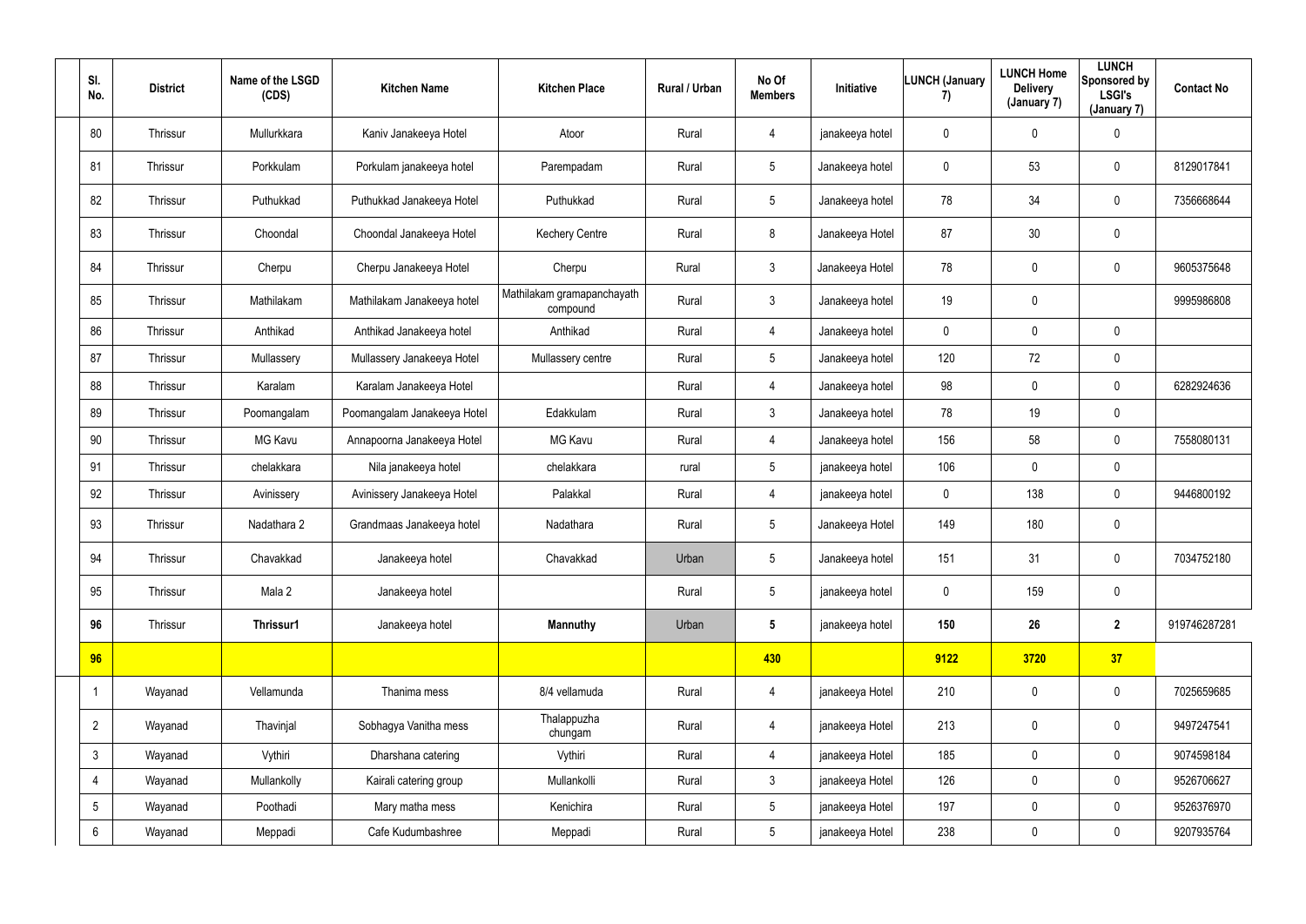| Sl. No. | District | Name of the LSGD (CDS) | Kitchen Name | Kitchen Place | Rural / Urban | No Of Members | Initiative | LUNCH (January 7) | LUNCH Home Delivery (January 7) | LUNCH Sponsored by LSGI's (January 7) | Contact No |
|---|---|---|---|---|---|---|---|---|---|---|---|
| 80 | Thrissur | Mullurkkara | Kaniv Janakeeya Hotel | Atoor | Rural | 4 | janakeeya hotel | 0 | 0 | 0 | |
| 81 | Thrissur | Porkkulam | Porkulam janakeeya hotel | Parempadam | Rural | 5 | Janakeeya hotel | 0 | 53 | 0 | 8129017841 |
| 82 | Thrissur | Puthukkad | Puthukkad Janakeeya Hotel | Puthukkad | Rural | 5 | Janakeeya hotel | 78 | 34 | 0 | 7356668644 |
| 83 | Thrissur | Choondal | Choondal Janakeeya Hotel | Kechery Centre | Rural | 8 | Janakeeya Hotel | 87 | 30 | 0 | |
| 84 | Thrissur | Cherpu | Cherpu Janakeeya Hotel | Cherpu | Rural | 3 | Janakeeya Hotel | 78 | 0 | 0 | 9605375648 |
| 85 | Thrissur | Mathilakam | Mathilakam Janakeeya hotel | Mathilakam gramapanchayath compound | Rural | 3 | Janakeeya hotel | 19 | 0 | | 9995986808 |
| 86 | Thrissur | Anthikad | Anthikad Janakeeya hotel | Anthikad | Rural | 4 | Janakeeya hotel | 0 | 0 | 0 | |
| 87 | Thrissur | Mullassery | Mullassery Janakeeya Hotel | Mullassery centre | Rural | 5 | Janakeeya hotel | 120 | 72 | 0 | |
| 88 | Thrissur | Karalam | Karalam Janakeeya Hotel | | Rural | 4 | Janakeeya hotel | 98 | 0 | 0 | 6282924636 |
| 89 | Thrissur | Poomangalam | Poomangalam Janakeeya Hotel | Edakkulam | Rural | 3 | Janakeeya hotel | 78 | 19 | 0 | |
| 90 | Thrissur | MG Kavu | Annapoorna Janakeeya Hotel | MG Kavu | Rural | 4 | Janakeeya hotel | 156 | 58 | 0 | 7558080131 |
| 91 | Thrissur | chelakkara | Nila janakeeya hotel | chelakkara | rural | 5 | janakeeya hotel | 106 | 0 | 0 | |
| 92 | Thrissur | Avinissery | Avinissery Janakeeya Hotel | Palakkal | Rural | 4 | janakeeya hotel | 0 | 138 | 0 | 9446800192 |
| 93 | Thrissur | Nadathara 2 | Grandmaas Janakeeya hotel | Nadathara | Rural | 5 | Janakeeya Hotel | 149 | 180 | 0 | |
| 94 | Thrissur | Chavakkad | Janakeeya hotel | Chavakkad | Urban | 5 | Janakeeya hotel | 151 | 31 | 0 | 7034752180 |
| 95 | Thrissur | Mala 2 | Janakeeya hotel | | Rural | 5 | janakeeya hotel | 0 | 159 | 0 | |
| **96** | Thrissur | **Thrissur1** | Janakeeya hotel | **Mannuthy** | Urban | **5** | janakeeya hotel | **150** | **26** | **2** | 919746287281 |
| **96** | | | | | | **430** | | **9122** | **3720** | **37** | |
| 1 | Wayanad | Vellamunda | Thanima mess | 8/4 vellamuda | Rural | 4 | janakeeya Hotel | 210 | 0 | 0 | 7025659685 |
| 2 | Wayanad | Thavinjal | Sobhagya Vanitha mess | Thalappuzha chungam | Rural | 4 | janakeeya Hotel | 213 | 0 | 0 | 9497247541 |
| 3 | Wayanad | Vythiri | Dharshana catering | Vythiri | Rural | 4 | janakeeya Hotel | 185 | 0 | 0 | 9074598184 |
| 4 | Wayanad | Mullankolly | Kairali catering group | Mullankolli | Rural | 3 | janakeeya Hotel | 126 | 0 | 0 | 9526706627 |
| 5 | Wayanad | Poothadi | Mary matha mess | Kenichira | Rural | 5 | janakeeya Hotel | 197 | 0 | 0 | 9526376970 |
| 6 | Wayanad | Meppadi | Cafe Kudumbashree | Meppadi | Rural | 5 | janakeeya Hotel | 238 | 0 | 0 | 9207935764 |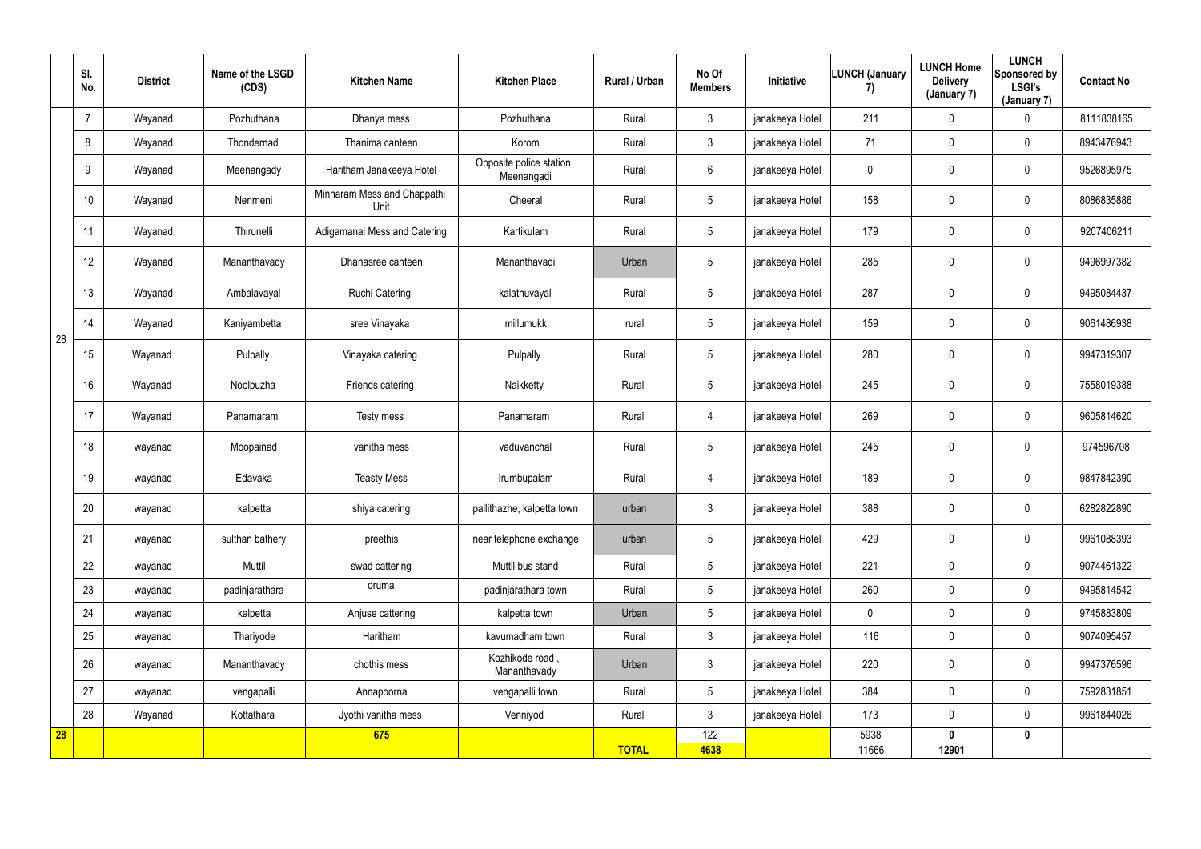| | Sl. No. | District | Name of the LSGD (CDS) | Kitchen Name | Kitchen Place | Rural / Urban | No Of Members | Initiative | LUNCH (January 7) | LUNCH Home Delivery (January 7) | LUNCH Sponsored by LSGI's (January 7) | Contact No |
|---|---|---|---|---|---|---|---|---|---|---|---|---|
| 28 | 7 | Wayanad | Pozhuthana | Dhanya mess | Pozhuthana | Rural | 3 | janakeeya Hotel | 211 | 0 | 0 | 8111838165 |
| | 8 | Wayanad | Thondernad | Thanima canteen | Korom | Rural | 3 | janakeeya Hotel | 71 | 0 | 0 | 8943476943 |
| | 9 | Wayanad | Meenangady | Haritham Janakeeya Hotel | Opposite police station, Meenangadi | Rural | 6 | janakeeya Hotel | 0 | 0 | 0 | 9526895975 |
| | 10 | Wayanad | Nenmeni | Minnaram Mess and Chappathi Unit | Cheeral | Rural | 5 | janakeeya Hotel | 158 | 0 | 0 | 8086835886 |
| | 11 | Wayanad | Thirunelli | Adigamanai Mess and Catering | Kartikulam | Rural | 5 | janakeeya Hotel | 179 | 0 | 0 | 9207406211 |
| | 12 | Wayanad | Mananthavady | Dhanasree canteen | Mananthavadi | Urban | 5 | janakeeya Hotel | 285 | 0 | 0 | 9496997382 |
| | 13 | Wayanad | Ambalavayal | Ruchi Catering | kalathuvayal | Rural | 5 | janakeeya Hotel | 287 | 0 | 0 | 9495084437 |
| | 14 | Wayanad | Kaniyambetta | sree Vinayaka | millumukk | rural | 5 | janakeeya Hotel | 159 | 0 | 0 | 9061486938 |
| | 15 | Wayanad | Pulpally | Vinayaka catering | Pulpally | Rural | 5 | janakeeya Hotel | 280 | 0 | 0 | 9947319307 |
| | 16 | Wayanad | Noolpuzha | Friends catering | Naikketty | Rural | 5 | janakeeya Hotel | 245 | 0 | 0 | 7558019388 |
| | 17 | Wayanad | Panamaram | Testy mess | Panamaram | Rural | 4 | janakeeya Hotel | 269 | 0 | 0 | 9605814620 |
| | 18 | wayanad | Moopainad | vanitha mess | vaduvanchal | Rural | 5 | janakeeya Hotel | 245 | 0 | 0 | 974596708 |
| | 19 | wayanad | Edavaka | Teasty Mess | Irumbupalam | Rural | 4 | janakeeya Hotel | 189 | 0 | 0 | 9847842390 |
| | 20 | wayanad | kalpetta | shiya catering | pallithazhe, kalpetta town | urban | 3 | janakeeya Hotel | 388 | 0 | 0 | 6282822890 |
| | 21 | wayanad | sulthan bathery | preethis | near telephone exchange | urban | 5 | janakeeya Hotel | 429 | 0 | 0 | 9961088393 |
| | 22 | wayanad | Muttil | swad cattering | Muttil bus stand | Rural | 5 | janakeeya Hotel | 221 | 0 | 0 | 9074461322 |
| | 23 | wayanad | padinjarathara | oruma | padinjarathara town | Rural | 5 | janakeeya Hotel | 260 | 0 | 0 | 9495814542 |
| | 24 | wayanad | kalpetta | Anjuse cattering | kalpetta town | Urban | 5 | janakeeya Hotel | 0 | 0 | 0 | 9745883809 |
| | 25 | wayanad | Thariyode | Haritham | kavumadham town | Rural | 3 | janakeeya Hotel | 116 | 0 | 0 | 9074095457 |
| | 26 | wayanad | Mananthavady | chothis mess | Kozhikode road , Mananthavady | Urban | 3 | janakeeya Hotel | 220 | 0 | 0 | 9947376596 |
| | 27 | wayanad | vengapalli | Annapoorna | vengapalli town | Rural | 5 | janakeeya Hotel | 384 | 0 | 0 | 7592831851 |
| | 28 | Wayanad | Kottathara | Jyothi vanitha mess | Venniyod | Rural | 3 | janakeeya Hotel | 173 | 0 | 0 | 9961844026 |
| **28** | | | | **675** | | | 122 | | 5938 | **0** | **0** | |
| | | | | | | **TOTAL** | **4638** | | 11666 | **12901** | | |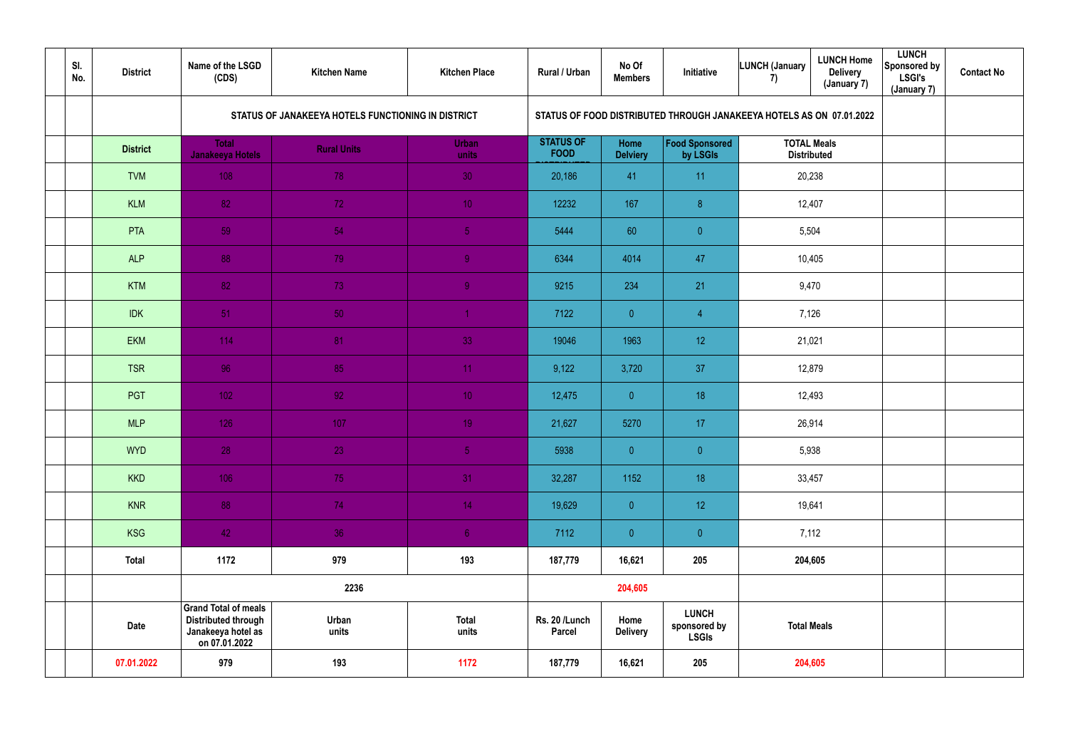| Sl. No. | District | Name of the LSGD (CDS) | Kitchen Name | Kitchen Place | Rural / Urban | No Of Members | Initiative | LUNCH (January 7) | LUNCH Home Delivery (January 7) | LUNCH Sponsored by LSGI's (January 7) | Contact No |
|---|---|---|---|---|---|---|---|---|---|---|---|
| | | STATUS OF JANAKEEYA HOTELS FUNCTIONING IN DISTRICT | | | STATUS OF FOOD DISTRIBUTED THROUGH JANAKEEYA HOTELS AS ON 07.01.2022 | | | | | | |
| | District | Total Janakeeya Hotels | Rural Units | Urban units | STATUS OF FOOD DISTRIBUTED | Home Delviery | Food Sponsored by LSGIs | TOTAL Meals Distributed | | | |
| | TVM | 108 | 78 | 30 | 20,186 | 41 | 11 | 20,238 | | | |
| | KLM | 82 | 72 | 10 | 12232 | 167 | 8 | 12,407 | | | |
| | PTA | 59 | 54 | 5 | 5444 | 60 | 0 | 5,504 | | | |
| | ALP | 88 | 79 | 9 | 6344 | 4014 | 47 | 10,405 | | | |
| | KTM | 82 | 73 | 9 | 9215 | 234 | 21 | 9,470 | | | |
| | IDK | 51 | 50 | 1 | 7122 | 0 | 4 | 7,126 | | | |
| | EKM | 114 | 81 | 33 | 19046 | 1963 | 12 | 21,021 | | | |
| | TSR | 96 | 85 | 11 | 9,122 | 3,720 | 37 | 12,879 | | | |
| | PGT | 102 | 92 | 10 | 12,475 | 0 | 18 | 12,493 | | | |
| | MLP | 126 | 107 | 19 | 21,627 | 5270 | 17 | 26,914 | | | |
| | WYD | 28 | 23 | 5 | 5938 | 0 | 0 | 5,938 | | | |
| | KKD | 106 | 75 | 31 | 32,287 | 1152 | 18 | 33,457 | | | |
| | KNR | 88 | 74 | 14 | 19,629 | 0 | 12 | 19,641 | | | |
| | KSG | 42 | 36 | 6 | 7112 | 0 | 0 | 7,112 | | | |
| | Total | 1172 | 979 | 193 | 187,779 | 16,621 | 205 | 204,605 | | | |
| | | 2236 | | | 204,605 | | | | | | |
| | Date | Grand Total of meals Distributed through Janakeeya hotel as on 07.01.2022 | Urban units | Total units | Rs. 20 /Lunch Parcel | Home Delivery | LUNCH sponsored by LSGIs | Total Meals | | | |
| | 07.01.2022 | 979 | 193 | 1172 | 187,779 | 16,621 | 205 | 204,605 | | | |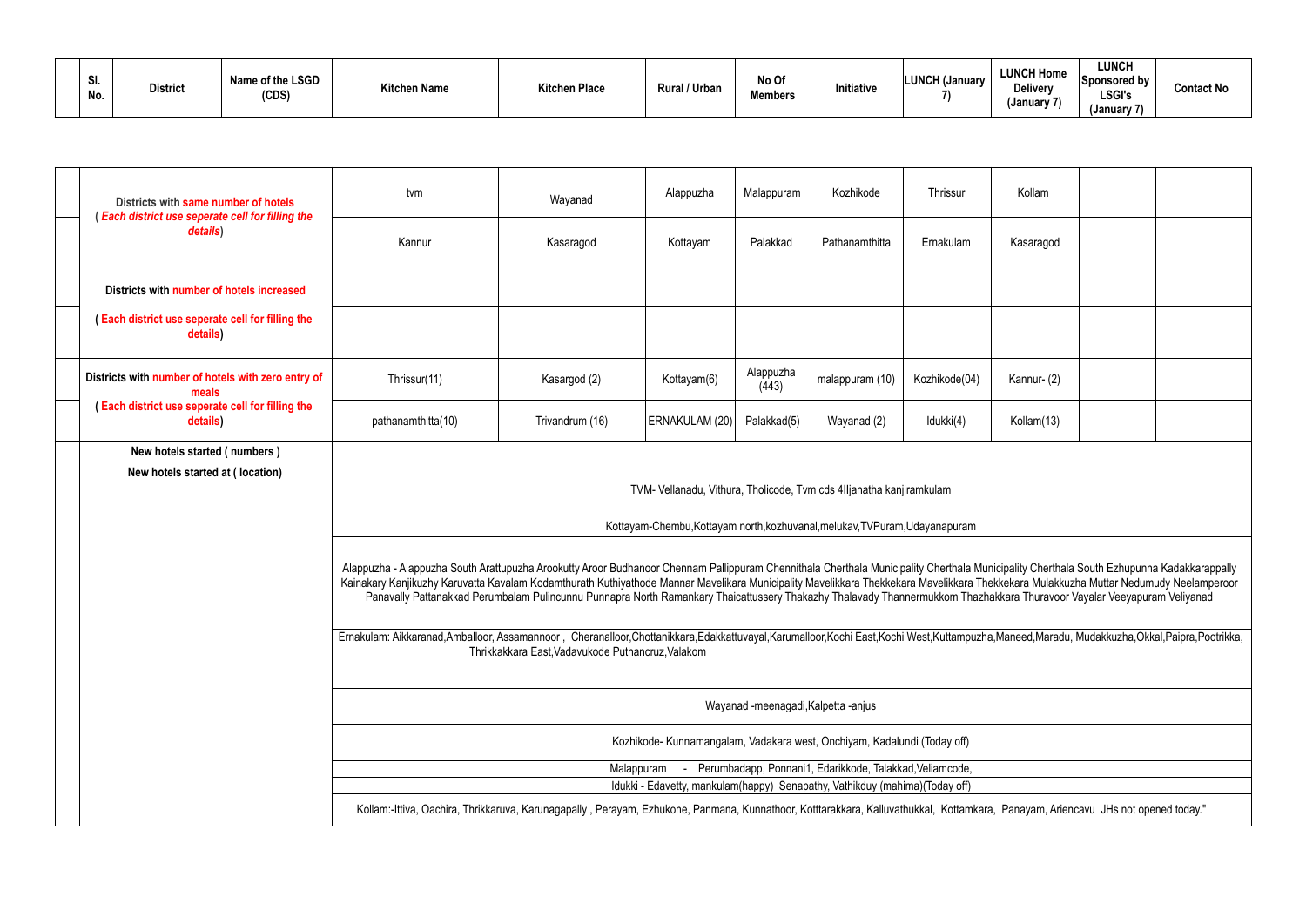| Sl. No. | District | Name of the LSGD (CDS) | Kitchen Name | Kitchen Place | Rural / Urban | No Of Members | Initiative | LUNCH (January 7) | LUNCH Home Delivery (January 7) | LUNCH Sponsored by LSGI's (January 7) | Contact No |
|---|---|---|---|---|---|---|---|---|---|---|---|

| | | | | | | | | | |
|---|---|---|---|---|---|---|---|---|---|
| Districts with same number of hotels ( *Each district use seperate cell for filling the details*) | tvm | Wayanad | Alappuzha | Malappuram | Kozhikode | Thrissur | Kollam | | |
| | Kannur | Kasaragod | Kottayam | Palakkad | Pathanamthitta | Ernakulam | Kasaragod | | |
| Districts with number of hotels increased | | | | | | | | | |
| ( Each district use seperate cell for filling the details) | | | | | | | | | |
| Districts with number of hotels with zero entry of meals ( Each district use seperate cell for filling the details) | Thrissur(11) | Kasargod (2) | Kottayam(6) | Alappuzha (443) | malappuram (10) | Kozhikode(04) | Kannur- (2) | | |
| | pathanamthitta(10) | Trivandrum (16) | ERNAKULAM (20) | Palakkad(5) | Wayanad (2) | Idukki(4) | Kollam(13) | | |
| New hotels started ( numbers ) | | | | | | | | | |
| New hotels started at ( location) | | | | | | | | | |
| | TVM- Vellanadu, Vithura, Tholicode, Tvm cds 4Iljanatha kanjiramkulam | | | | | | | | |
| | Kottayam-Chembu,Kottayam north,kozhuvanal,melukav,TVPuram,Udayanapuram | | | | | | | | |
| | Alappuzha - Alappuzha South Arattupuzha Arookutty Aroor Budhanoor Chennam Pallippuram Chennithala Cherthala Municipality Cherthala Municipality Cherthala South Ezhupunna Kadakkarappally Kainakary Kanjikuzhy Karuvatta Kavalam Kodamthurath Kuthiyathode Mannar Mavelikara Municipality Mavelikkara Thekkekara Mavelikkara Thekkekara Mulakkuzha Muttar Nedumudy Neelamperoor Panavally Pattanakkad Perumbalam Pulincunnu Punnapra North Ramankary Thaicattussery Thakazhy Thalavady Thannermukkom Thazhakkara Thuravoor Vayalar Veeyapuram Veliyanad | | | | | | | | |
| | Ernakulam: Aikkaranad,Amballoor, Assamannoor , Cheranalloor,Chottanikkara,Edakkattuvayal,Karumalloor,Kochi East,Kochi West,Kuttampuzha,Maneed,Maradu, Mudakkuzha,Okkal,Paipra,Pootrikka, Thrikkakkara East,Vadavukode Puthancruz,Valakom | | | | | | | | |
| | Wayanad -meenagadi,Kalpetta -anjus | | | | | | | | |
| | Kozhikode- Kunnamangalam, Vadakara west, Onchiyam, Kadalundi (Today off) | | | | | | | | |
| | Malappuram - Perumbadapp, Ponnani1, Edarikkode, Talakkad,Veliamcode, | | | | | | | | |
| | Idukki - Edavetty, mankulam(happy) Senapathy, Vathikduy (mahima)(Today off) | | | | | | | | |
| | Kollam:-Ittiva, Oachira, Thrikkaruva, Karunagapally , Perayam, Ezhukone, Panmana, Kunnathoor, Kotttarakkara, Kalluvathukkal, Kottamkara, Panayam, Ariencavu JHs not opened today." | | | | | | | | |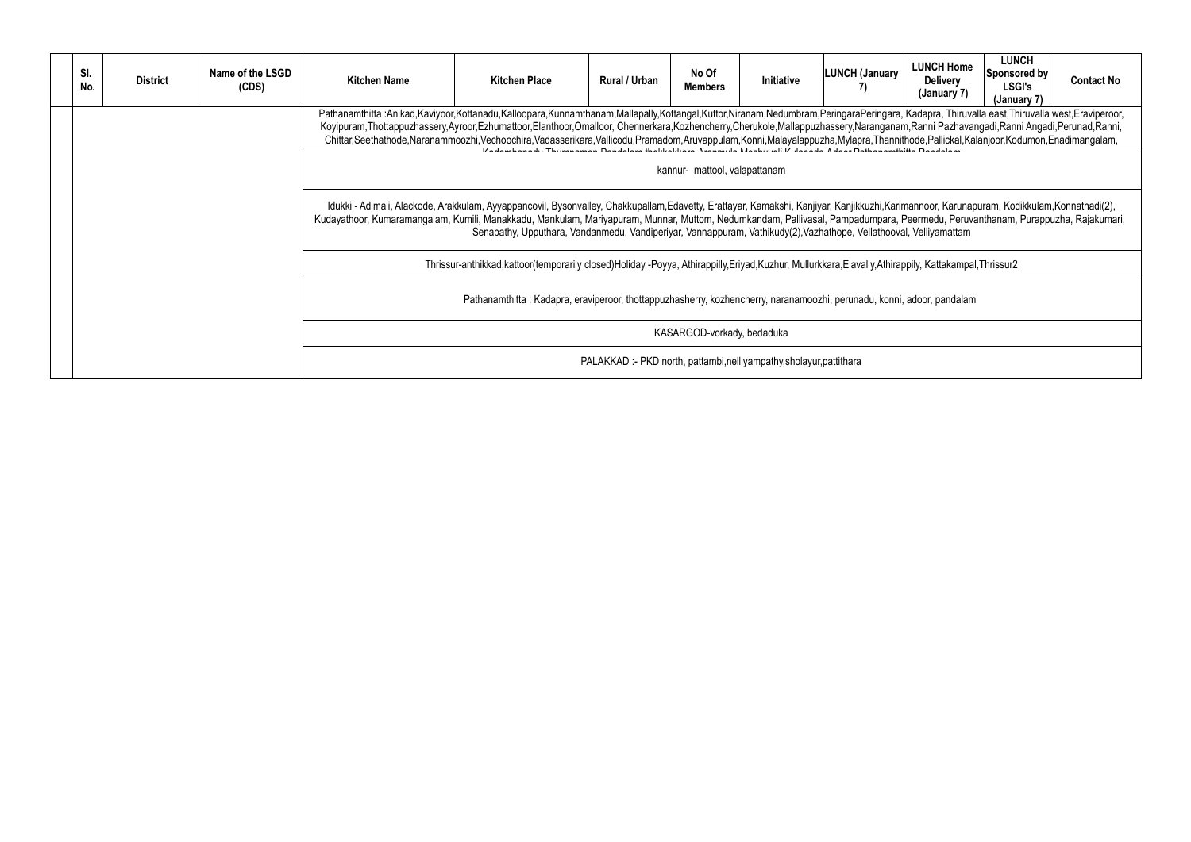| | Sl. No. | District | Name of the LSGD (CDS) | Kitchen Name | Kitchen Place | Rural / Urban | No Of Members | Initiative | LUNCH (January 7) | LUNCH Home Delivery (January 7) | LUNCH Sponsored by LSGI's (January 7) | Contact No |
|---|---|---|---|---|---|---|---|---|---|---|---|---|
| | | | | Pathanamthitta :Anikad,Kaviyoor,Kottanadu,Kalloopara,Kunnamthanam,Mallapally,Kottangal,Kuttor,Niranam,Nedumbram,PeringaraPeringara, Kadapra, Thiruvalla east,Thiruvalla west,Eraviperoor, Koyipuram,Thottappuzhassery,Ayroor,Ezhumattoor,Elanthoor,Omalloor, Chennerkara,Kozhencherry,Cherukole,Mallappuzhassery,Naranganam,Ranni Pazhavangadi,Ranni Angadi,Perunad,Ranni, Chittar,Seethathode,Naranammoozhi,Vechoochira,Vadasserikara,Vallicodu,Pramadom,Aruvappulam,Konni,Malayalappuzha,Mylapra,Thannithode,Pallickal,Kalanjoor,Kodumon,Enadimangalam, Kadambanadu,Thumpamon,Pandalam thekkekkara,Aranmula,Mezhuveli,Kulanada,Adoor,Pathanamthitta,Pandalam | | | | | | | | |
| | | | | kannur- mattool, valapattanam | | | | | | | | |
| | | | | Idukki - Adimali, Alackode, Arakkulam, Ayyappancovil, Bysonvalley, Chakkupallam,Edavetty, Erattayar, Kamakshi, Kanjiyar, Kanjikkuzhi,Karimannoor, Karunapuram, Kodikkulam,Konnathadi(2), Kudayathoor, Kumaramangalam, Kumili, Manakkadu, Mankulam, Mariyapuram, Munnar, Muttom, Nedumkandam, Pallivasal, Pampadumpara, Peermedu, Peruvanthanam, Purappuzha, Rajakumari, Senapathy, Upputhara, Vandanmedu, Vandiperiyar, Vannappuram, Vathikudy(2),Vazhathope, Vellathooval, Velliyamattam | | | | | | | | |
| | | | | Thrissur-anthikkad,kattoor(temporarily closed)Holiday -Poyya, Athirappilly,Eriyad,Kuzhur, Mullurkkara,Elavally,Athirappily, Kattakampal,Thrissur2 | | | | | | | | |
| | | | | Pathanamthitta : Kadapra, eraviperoor, thottappuzhasherry, kozhencherry, naranamoozhi, perunadu, konni, adoor, pandalam | | | | | | | | |
| | | | | KASARGOD-vorkady, bedaduka | | | | | | | | |
| | | | | PALAKKAD :- PKD north, pattambi,nelliyampathy,sholayur,pattithara | | | | | | | | |